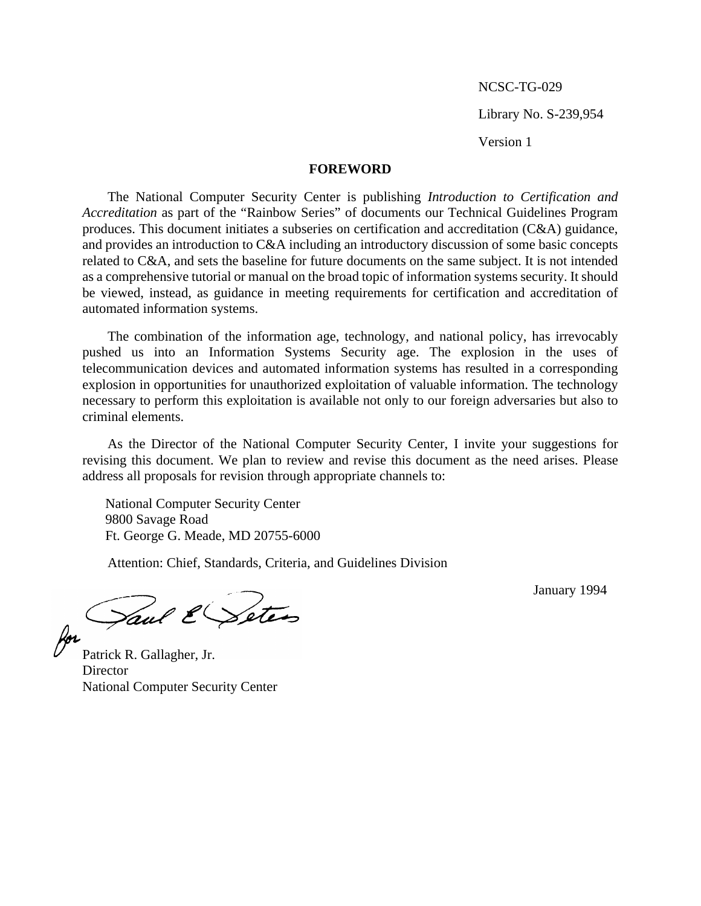NCSC-TG-029

Library No. S-239,954

Version 1

## FOREWORD

The National Computer Security Center is publishing *Introduction to Certification and Accreditation* as part of the "Rainbow Series" of documents our Technical Guidelines Program produces. This document initiates a subseries on certification and accreditation (C&A) guidance, and provides an introduction to C&A including an introductory discussion of some basic concepts related to C&A, and sets the baseline for future documents on the same subject. It is not intended as a comprehensive tutorial or manual on the broad topic of information systems security. It should be viewed, instead, as guidance in meeting requirements for certification and accreditation of automated information systems.

The combination of the information age, technology, and national policy, has irrevocably pushed us into an Information Systems Security age. The explosion in the uses of telecommunication devices and automated information systems has resulted in a corresponding explosion in opportunities for unauthorized exploitation of valuable information. The technology necessary to perform this exploitation is available not only to our foreign adversaries but also to criminal elements.

As the Director of the National Computer Security Center, I invite your suggestions for revising this document. We plan to review and revise this document as the need arises. Please address all proposals for revision through appropriate channels to:

National Computer Security Center
9800 Savage Road
Ft. George G. Meade, MD 20755-6000

Attention: Chief, Standards, Criteria, and Guidelines Division

January 1994

for Paul E. Peters

Patrick R. Gallagher, Jr.
Director
National Computer Security Center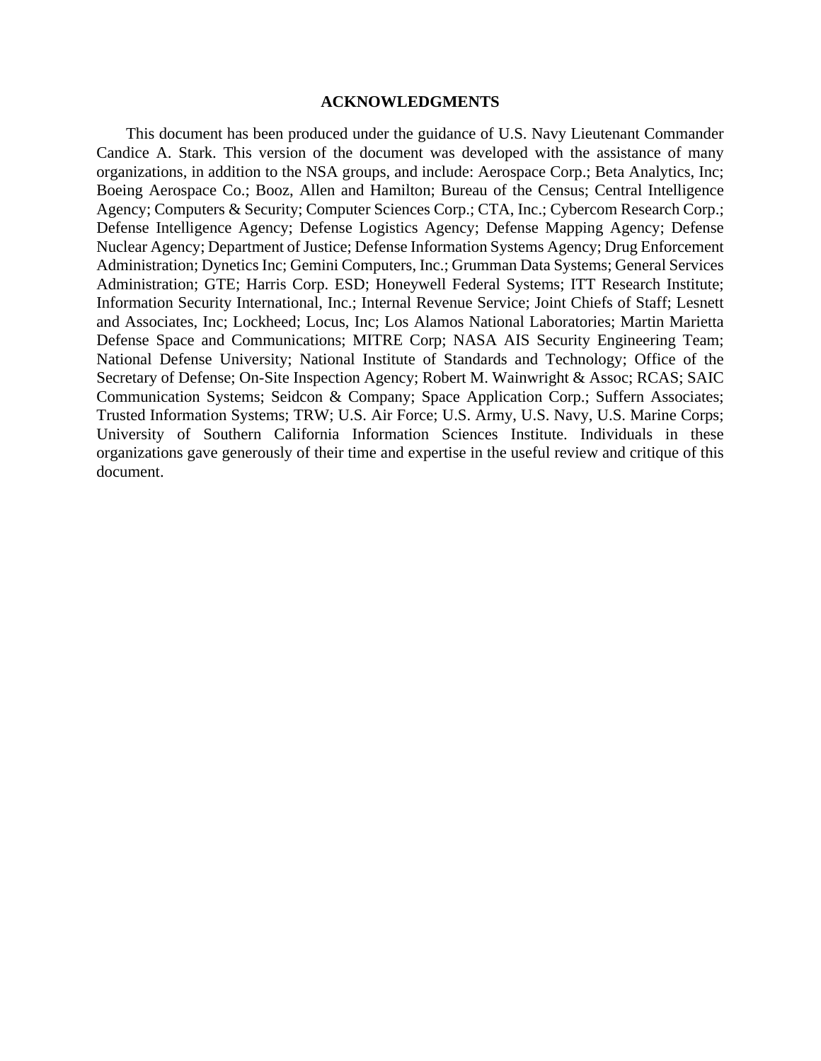# ACKNOWLEDGMENTS

This document has been produced under the guidance of U.S. Navy Lieutenant Commander Candice A. Stark. This version of the document was developed with the assistance of many organizations, in addition to the NSA groups, and include: Aerospace Corp.; Beta Analytics, Inc; Boeing Aerospace Co.; Booz, Allen and Hamilton; Bureau of the Census; Central Intelligence Agency; Computers & Security; Computer Sciences Corp.; CTA, Inc.; Cybercom Research Corp.; Defense Intelligence Agency; Defense Logistics Agency; Defense Mapping Agency; Defense Nuclear Agency; Department of Justice; Defense Information Systems Agency; Drug Enforcement Administration; Dynetics Inc; Gemini Computers, Inc.; Grumman Data Systems; General Services Administration; GTE; Harris Corp. ESD; Honeywell Federal Systems; ITT Research Institute; Information Security International, Inc.; Internal Revenue Service; Joint Chiefs of Staff; Lesnett and Associates, Inc; Lockheed; Locus, Inc; Los Alamos National Laboratories; Martin Marietta Defense Space and Communications; MITRE Corp; NASA AIS Security Engineering Team; National Defense University; National Institute of Standards and Technology; Office of the Secretary of Defense; On-Site Inspection Agency; Robert M. Wainwright & Assoc; RCAS; SAIC Communication Systems; Seidcon & Company; Space Application Corp.; Suffern Associates; Trusted Information Systems; TRW; U.S. Air Force; U.S. Army, U.S. Navy, U.S. Marine Corps; University of Southern California Information Sciences Institute. Individuals in these organizations gave generously of their time and expertise in the useful review and critique of this document.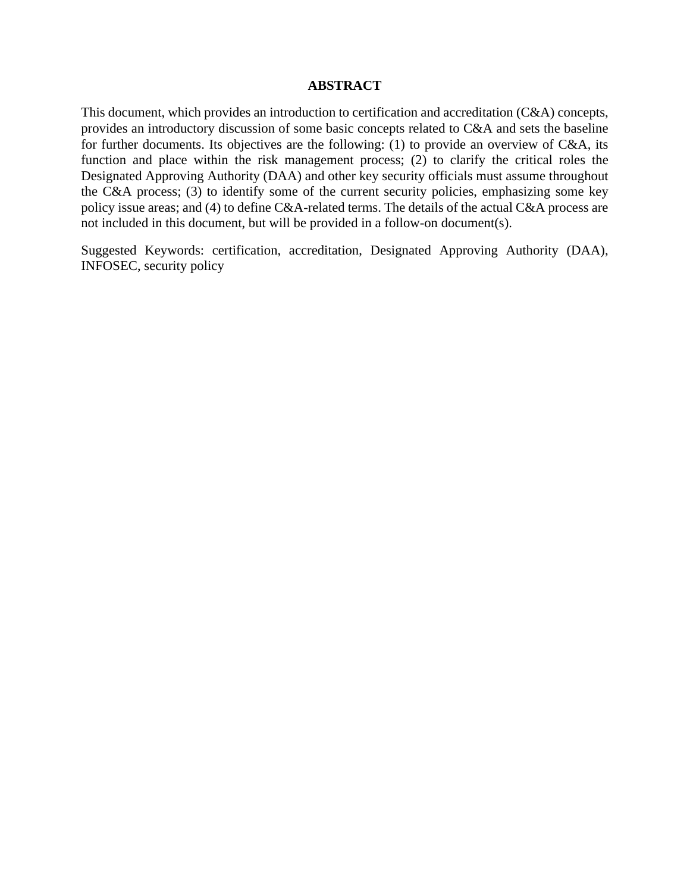# ABSTRACT

This document, which provides an introduction to certification and accreditation (C&A) concepts, provides an introductory discussion of some basic concepts related to C&A and sets the baseline for further documents. Its objectives are the following: (1) to provide an overview of C&A, its function and place within the risk management process; (2) to clarify the critical roles the Designated Approving Authority (DAA) and other key security officials must assume throughout the C&A process; (3) to identify some of the current security policies, emphasizing some key policy issue areas; and (4) to define C&A-related terms. The details of the actual C&A process are not included in this document, but will be provided in a follow-on document(s).

Suggested Keywords: certification, accreditation, Designated Approving Authority (DAA), INFOSEC, security policy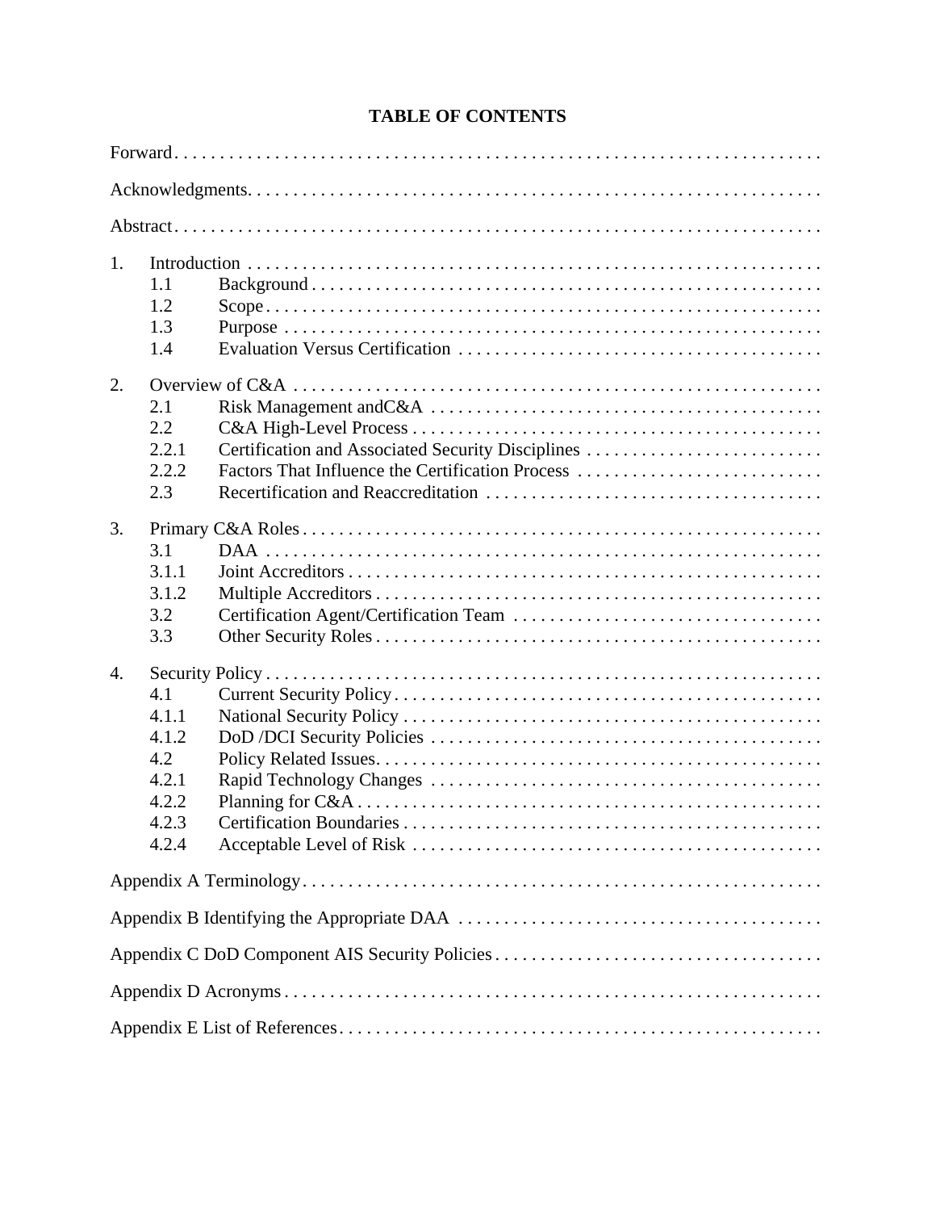# TABLE OF CONTENTS

Forward

Acknowledgments.

Abstract

1. Introduction
   - 1.1 Background
   - 1.2 Scope
   - 1.3 Purpose
   - 1.4 Evaluation Versus Certification

2. Overview of C&A
   - 2.1 Risk Management andC&A
   - 2.2 C&A High-Level Process
   - 2.2.1 Certification and Associated Security Disciplines
   - 2.2.2 Factors That Influence the Certification Process
   - 2.3 Recertification and Reaccreditation

3. Primary C&A Roles
   - 3.1 DAA
   - 3.1.1 Joint Accreditors
   - 3.1.2 Multiple Accreditors
   - 3.2 Certification Agent/Certification Team
   - 3.3 Other Security Roles

4. Security Policy
   - 4.1 Current Security Policy
   - 4.1.1 National Security Policy
   - 4.1.2 DoD /DCI Security Policies
   - 4.2 Policy Related Issues.
   - 4.2.1 Rapid Technology Changes
   - 4.2.2 Planning for C&A
   - 4.2.3 Certification Boundaries
   - 4.2.4 Acceptable Level of Risk

Appendix A Terminology

Appendix B Identifying the Appropriate DAA

Appendix C DoD Component AIS Security Policies

Appendix D Acronyms

Appendix E List of References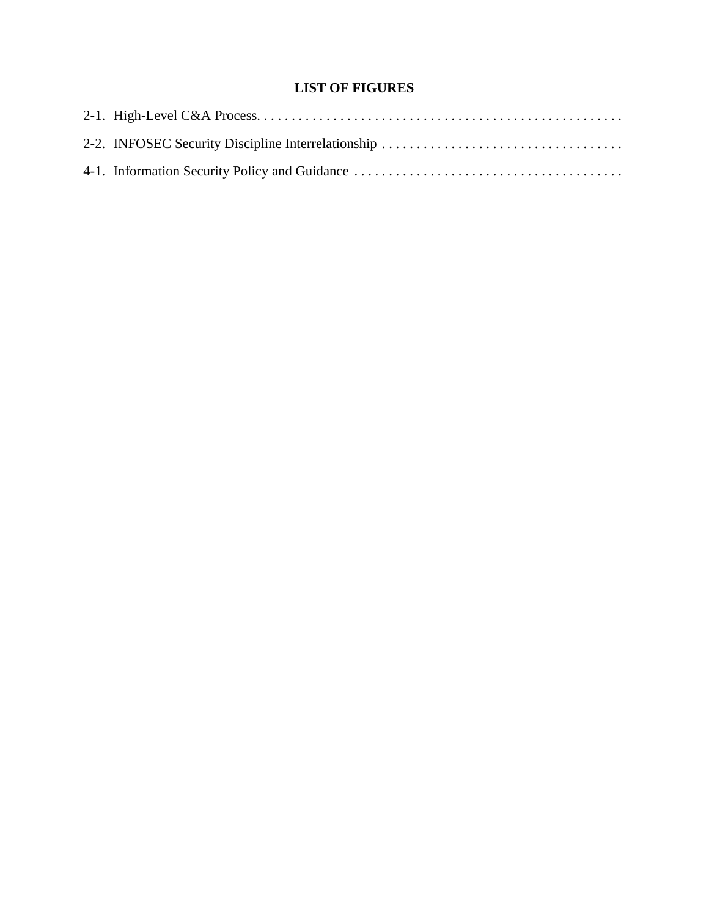# LIST OF FIGURES

2-1. High-Level C&A Process. . . . . . . . . . . . . . . . . . . . . . . . . . . . . . . . . . . . . . . . . . . . . . . . . . . . .

2-2. INFOSEC Security Discipline Interrelationship . . . . . . . . . . . . . . . . . . . . . . . . . . . . . . . . . . .

4-1. Information Security Policy and Guidance . . . . . . . . . . . . . . . . . . . . . . . . . . . . . . . . . . . . . . .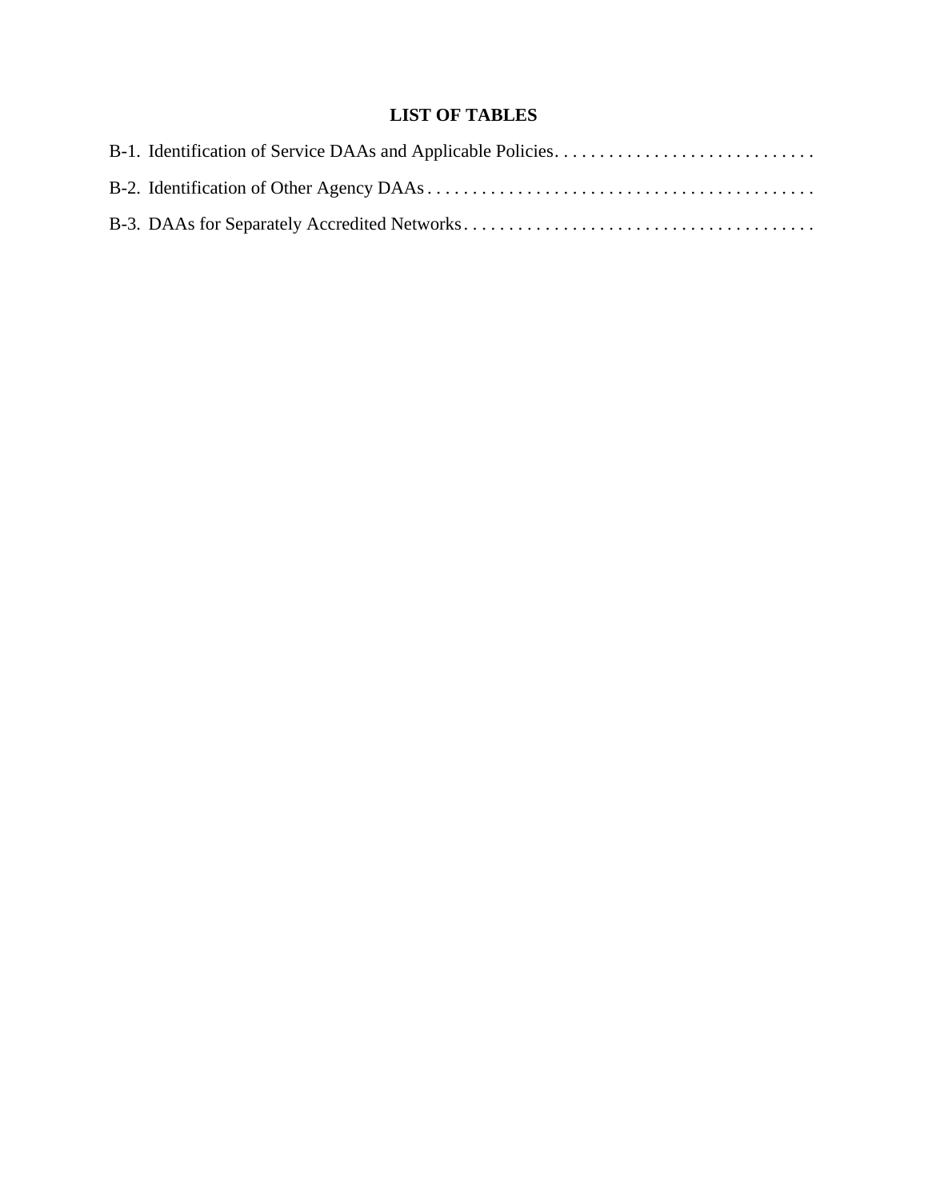# LIST OF TABLES

B-1. Identification of Service DAAs and Applicable Policies . . . . . . . . . . . . . . . . . . . . . . . . . . . . .

B-2. Identification of Other Agency DAAs . . . . . . . . . . . . . . . . . . . . . . . . . . . . . . . . . . . . . . . . . . . .

B-3. DAAs for Separately Accredited Networks . . . . . . . . . . . . . . . . . . . . . . . . . . . . . . . . . . . . . . .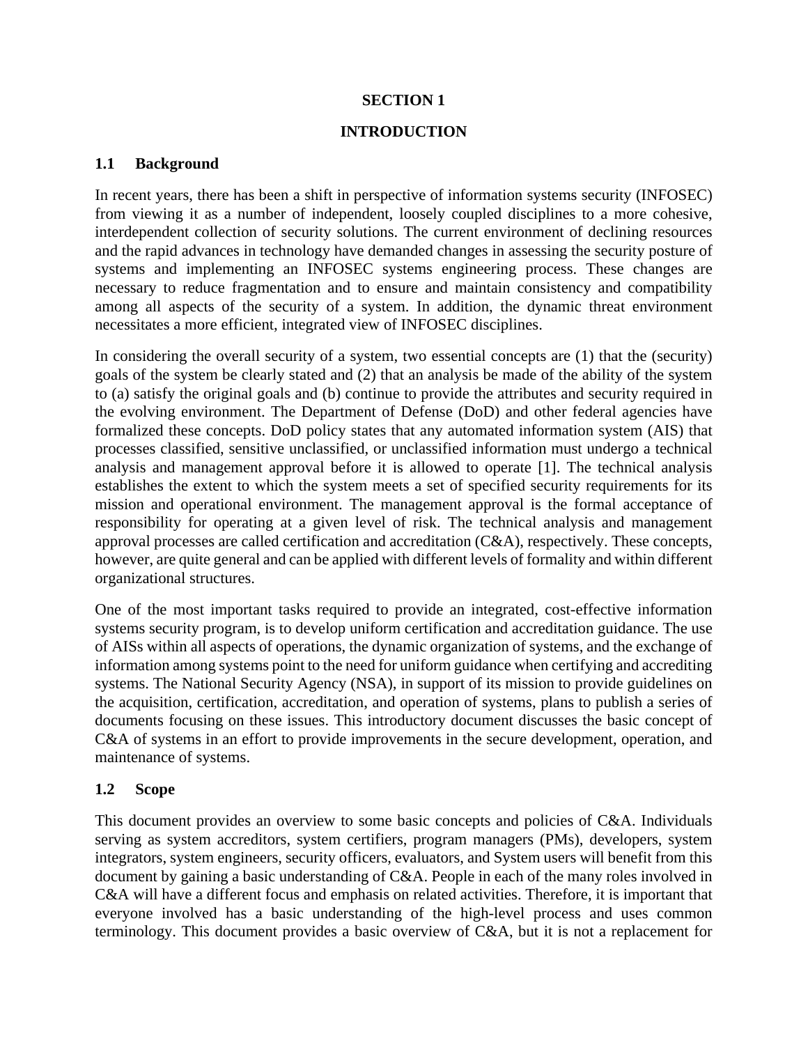# SECTION 1

# INTRODUCTION

## 1.1 Background

In recent years, there has been a shift in perspective of information systems security (INFOSEC) from viewing it as a number of independent, loosely coupled disciplines to a more cohesive, interdependent collection of security solutions. The current environment of declining resources and the rapid advances in technology have demanded changes in assessing the security posture of systems and implementing an INFOSEC systems engineering process. These changes are necessary to reduce fragmentation and to ensure and maintain consistency and compatibility among all aspects of the security of a system. In addition, the dynamic threat environment necessitates a more efficient, integrated view of INFOSEC disciplines.

In considering the overall security of a system, two essential concepts are (1) that the (security) goals of the system be clearly stated and (2) that an analysis be made of the ability of the system to (a) satisfy the original goals and (b) continue to provide the attributes and security required in the evolving environment. The Department of Defense (DoD) and other federal agencies have formalized these concepts. DoD policy states that any automated information system (AIS) that processes classified, sensitive unclassified, or unclassified information must undergo a technical analysis and management approval before it is allowed to operate [1]. The technical analysis establishes the extent to which the system meets a set of specified security requirements for its mission and operational environment. The management approval is the formal acceptance of responsibility for operating at a given level of risk. The technical analysis and management approval processes are called certification and accreditation (C&A), respectively. These concepts, however, are quite general and can be applied with different levels of formality and within different organizational structures.

One of the most important tasks required to provide an integrated, cost-effective information systems security program, is to develop uniform certification and accreditation guidance. The use of AISs within all aspects of operations, the dynamic organization of systems, and the exchange of information among systems point to the need for uniform guidance when certifying and accrediting systems. The National Security Agency (NSA), in support of its mission to provide guidelines on the acquisition, certification, accreditation, and operation of systems, plans to publish a series of documents focusing on these issues. This introductory document discusses the basic concept of C&A of systems in an effort to provide improvements in the secure development, operation, and maintenance of systems.

## 1.2 Scope

This document provides an overview to some basic concepts and policies of C&A. Individuals serving as system accreditors, system certifiers, program managers (PMs), developers, system integrators, system engineers, security officers, evaluators, and System users will benefit from this document by gaining a basic understanding of C&A. People in each of the many roles involved in C&A will have a different focus and emphasis on related activities. Therefore, it is important that everyone involved has a basic understanding of the high-level process and uses common terminology. This document provides a basic overview of C&A, but it is not a replacement for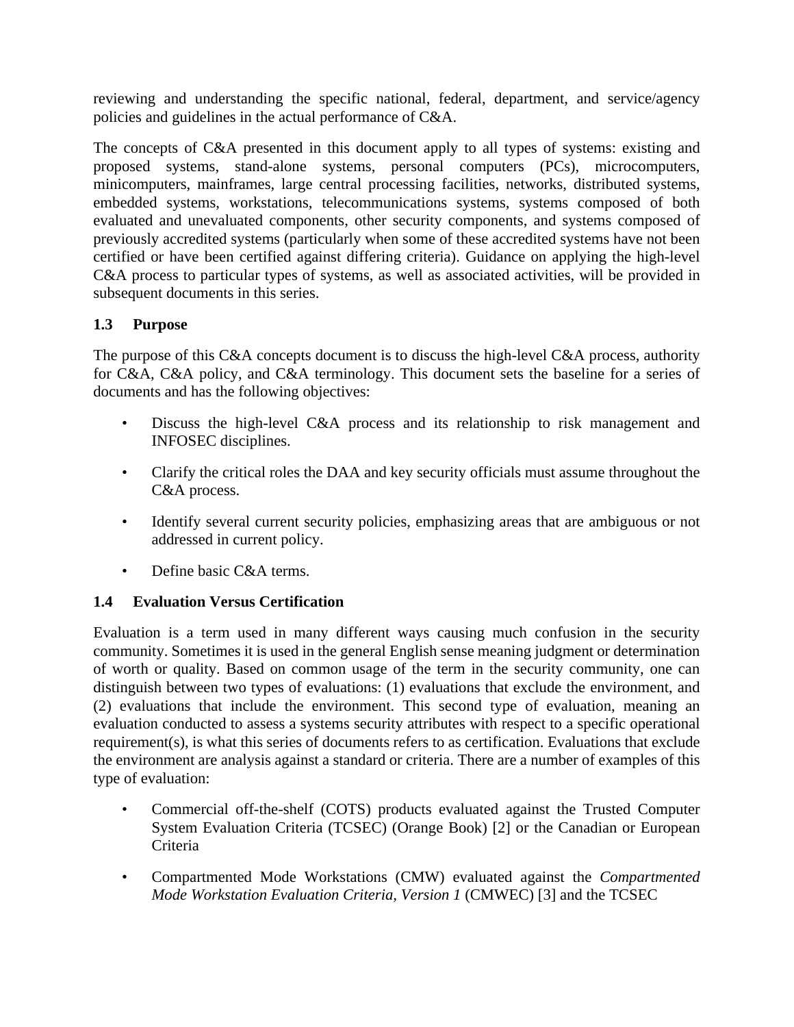reviewing and understanding the specific national, federal, department, and service/agency policies and guidelines in the actual performance of C&A.

The concepts of C&A presented in this document apply to all types of systems: existing and proposed systems, stand-alone systems, personal computers (PCs), microcomputers, minicomputers, mainframes, large central processing facilities, networks, distributed systems, embedded systems, workstations, telecommunications systems, systems composed of both evaluated and unevaluated components, other security components, and systems composed of previously accredited systems (particularly when some of these accredited systems have not been certified or have been certified against differing criteria). Guidance on applying the high-level C&A process to particular types of systems, as well as associated activities, will be provided in subsequent documents in this series.

### 1.3 Purpose

The purpose of this C&A concepts document is to discuss the high-level C&A process, authority for C&A, C&A policy, and C&A terminology. This document sets the baseline for a series of documents and has the following objectives:

- Discuss the high-level C&A process and its relationship to risk management and INFOSEC disciplines.
- Clarify the critical roles the DAA and key security officials must assume throughout the C&A process.
- Identify several current security policies, emphasizing areas that are ambiguous or not addressed in current policy.
- Define basic C&A terms.

### 1.4 Evaluation Versus Certification

Evaluation is a term used in many different ways causing much confusion in the security community. Sometimes it is used in the general English sense meaning judgment or determination of worth or quality. Based on common usage of the term in the security community, one can distinguish between two types of evaluations: (1) evaluations that exclude the environment, and (2) evaluations that include the environment. This second type of evaluation, meaning an evaluation conducted to assess a systems security attributes with respect to a specific operational requirement(s), is what this series of documents refers to as certification. Evaluations that exclude the environment are analysis against a standard or criteria. There are a number of examples of this type of evaluation:

- Commercial off-the-shelf (COTS) products evaluated against the Trusted Computer System Evaluation Criteria (TCSEC) (Orange Book) [2] or the Canadian or European Criteria
- Compartmented Mode Workstations (CMW) evaluated against the *Compartmented Mode Workstation Evaluation Criteria, Version 1* (CMWEC) [3] and the TCSEC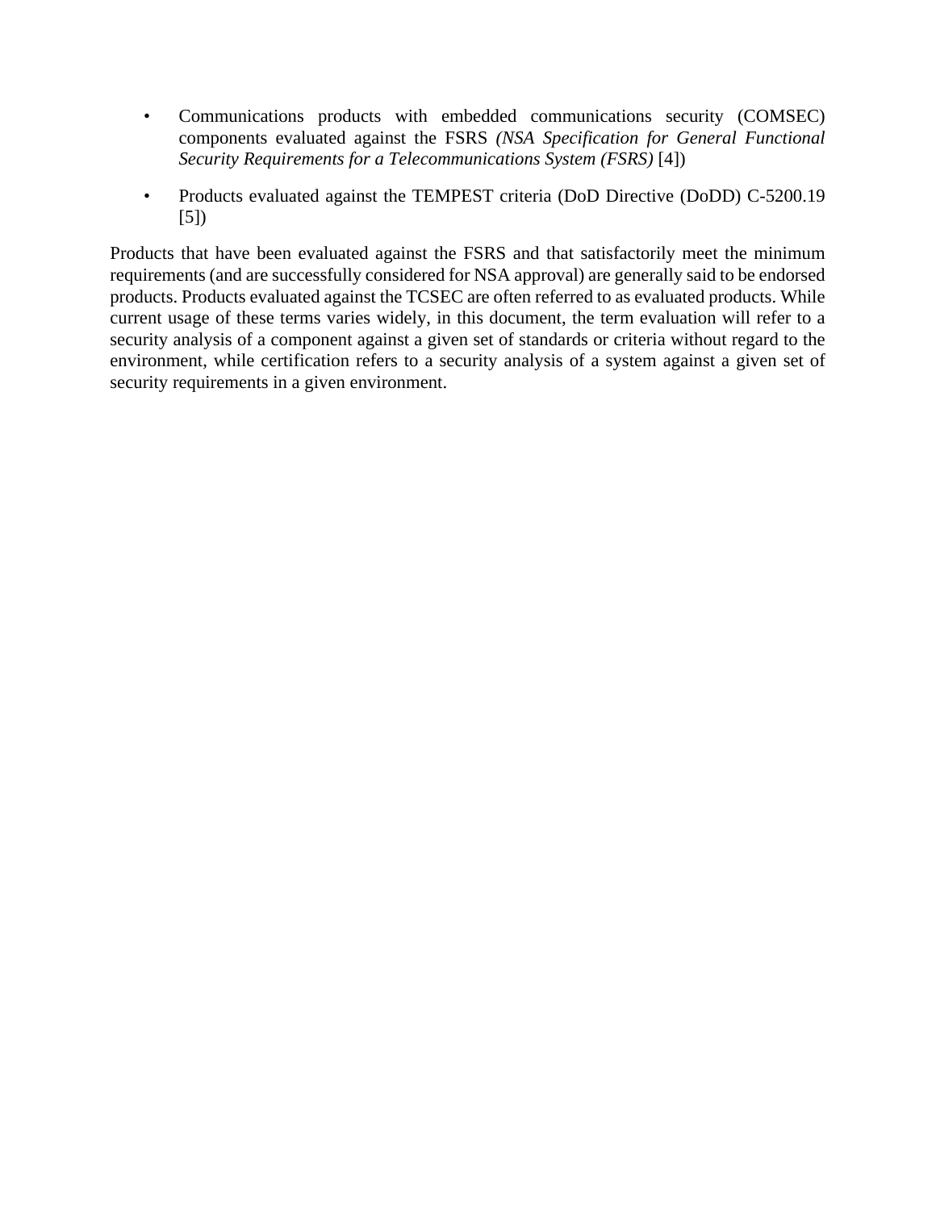- Communications products with embedded communications security (COMSEC) components evaluated against the FSRS *(NSA Specification for General Functional Security Requirements for a Telecommunications System (FSRS)* [4])

- Products evaluated against the TEMPEST criteria (DoD Directive (DoDD) C-5200.19 [5])

Products that have been evaluated against the FSRS and that satisfactorily meet the minimum requirements (and are successfully considered for NSA approval) are generally said to be endorsed products. Products evaluated against the TCSEC are often referred to as evaluated products. While current usage of these terms varies widely, in this document, the term evaluation will refer to a security analysis of a component against a given set of standards or criteria without regard to the environment, while certification refers to a security analysis of a system against a given set of security requirements in a given environment.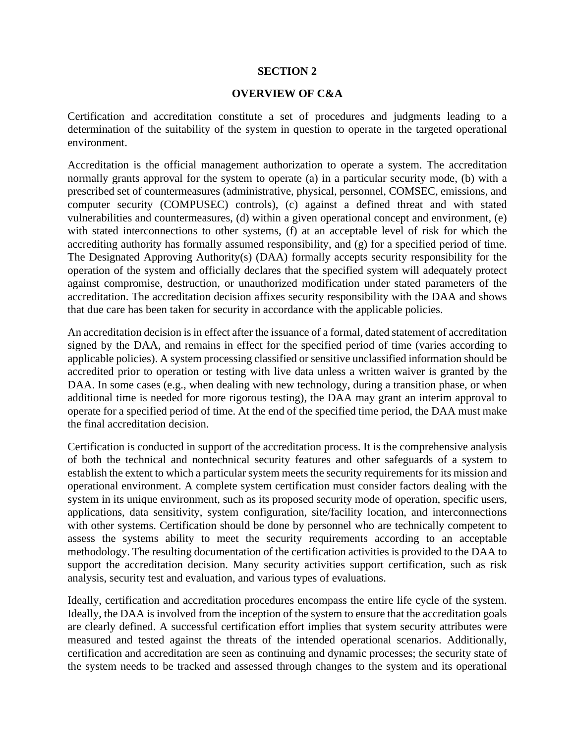# SECTION 2

# OVERVIEW OF C&A

Certification and accreditation constitute a set of procedures and judgments leading to a determination of the suitability of the system in question to operate in the targeted operational environment.

Accreditation is the official management authorization to operate a system. The accreditation normally grants approval for the system to operate (a) in a particular security mode, (b) with a prescribed set of countermeasures (administrative, physical, personnel, COMSEC, emissions, and computer security (COMPUSEC) controls), (c) against a defined threat and with stated vulnerabilities and countermeasures, (d) within a given operational concept and environment, (e) with stated interconnections to other systems, (f) at an acceptable level of risk for which the accrediting authority has formally assumed responsibility, and (g) for a specified period of time. The Designated Approving Authority(s) (DAA) formally accepts security responsibility for the operation of the system and officially declares that the specified system will adequately protect against compromise, destruction, or unauthorized modification under stated parameters of the accreditation. The accreditation decision affixes security responsibility with the DAA and shows that due care has been taken for security in accordance with the applicable policies.

An accreditation decision is in effect after the issuance of a formal, dated statement of accreditation signed by the DAA, and remains in effect for the specified period of time (varies according to applicable policies). A system processing classified or sensitive unclassified information should be accredited prior to operation or testing with live data unless a written waiver is granted by the DAA. In some cases (e.g., when dealing with new technology, during a transition phase, or when additional time is needed for more rigorous testing), the DAA may grant an interim approval to operate for a specified period of time. At the end of the specified time period, the DAA must make the final accreditation decision.

Certification is conducted in support of the accreditation process. It is the comprehensive analysis of both the technical and nontechnical security features and other safeguards of a system to establish the extent to which a particular system meets the security requirements for its mission and operational environment. A complete system certification must consider factors dealing with the system in its unique environment, such as its proposed security mode of operation, specific users, applications, data sensitivity, system configuration, site/facility location, and interconnections with other systems. Certification should be done by personnel who are technically competent to assess the systems ability to meet the security requirements according to an acceptable methodology. The resulting documentation of the certification activities is provided to the DAA to support the accreditation decision. Many security activities support certification, such as risk analysis, security test and evaluation, and various types of evaluations.

Ideally, certification and accreditation procedures encompass the entire life cycle of the system. Ideally, the DAA is involved from the inception of the system to ensure that the accreditation goals are clearly defined. A successful certification effort implies that system security attributes were measured and tested against the threats of the intended operational scenarios. Additionally, certification and accreditation are seen as continuing and dynamic processes; the security state of the system needs to be tracked and assessed through changes to the system and its operational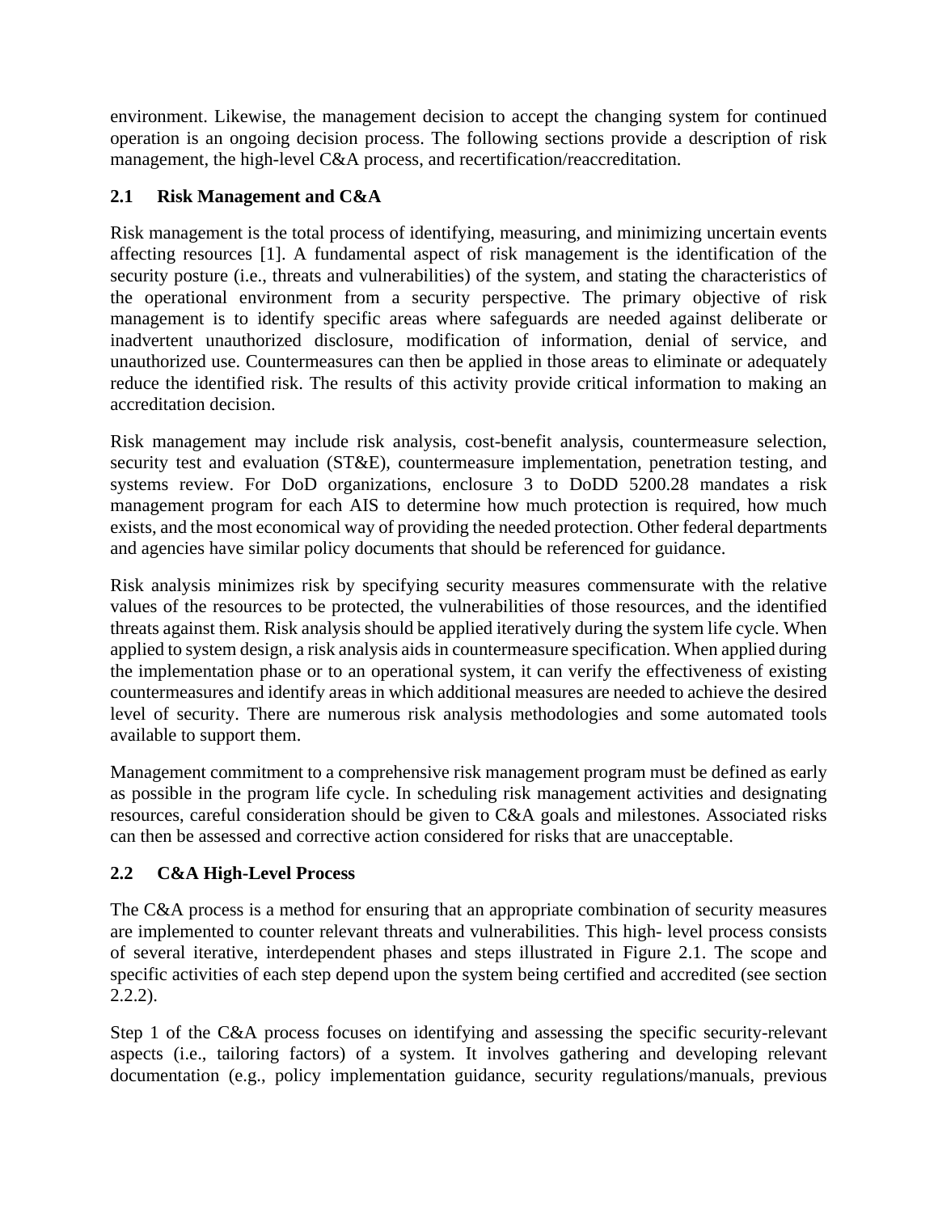environment. Likewise, the management decision to accept the changing system for continued operation is an ongoing decision process. The following sections provide a description of risk management, the high-level C&A process, and recertification/reaccreditation.

## 2.1 Risk Management and C&A

Risk management is the total process of identifying, measuring, and minimizing uncertain events affecting resources [1]. A fundamental aspect of risk management is the identification of the security posture (i.e., threats and vulnerabilities) of the system, and stating the characteristics of the operational environment from a security perspective. The primary objective of risk management is to identify specific areas where safeguards are needed against deliberate or inadvertent unauthorized disclosure, modification of information, denial of service, and unauthorized use. Countermeasures can then be applied in those areas to eliminate or adequately reduce the identified risk. The results of this activity provide critical information to making an accreditation decision.

Risk management may include risk analysis, cost-benefit analysis, countermeasure selection, security test and evaluation (ST&E), countermeasure implementation, penetration testing, and systems review. For DoD organizations, enclosure 3 to DoDD 5200.28 mandates a risk management program for each AIS to determine how much protection is required, how much exists, and the most economical way of providing the needed protection. Other federal departments and agencies have similar policy documents that should be referenced for guidance.

Risk analysis minimizes risk by specifying security measures commensurate with the relative values of the resources to be protected, the vulnerabilities of those resources, and the identified threats against them. Risk analysis should be applied iteratively during the system life cycle. When applied to system design, a risk analysis aids in countermeasure specification. When applied during the implementation phase or to an operational system, it can verify the effectiveness of existing countermeasures and identify areas in which additional measures are needed to achieve the desired level of security. There are numerous risk analysis methodologies and some automated tools available to support them.

Management commitment to a comprehensive risk management program must be defined as early as possible in the program life cycle. In scheduling risk management activities and designating resources, careful consideration should be given to C&A goals and milestones. Associated risks can then be assessed and corrective action considered for risks that are unacceptable.

## 2.2 C&A High-Level Process

The C&A process is a method for ensuring that an appropriate combination of security measures are implemented to counter relevant threats and vulnerabilities. This high- level process consists of several iterative, interdependent phases and steps illustrated in Figure 2.1. The scope and specific activities of each step depend upon the system being certified and accredited (see section 2.2.2).

Step 1 of the C&A process focuses on identifying and assessing the specific security-relevant aspects (i.e., tailoring factors) of a system. It involves gathering and developing relevant documentation (e.g., policy implementation guidance, security regulations/manuals, previous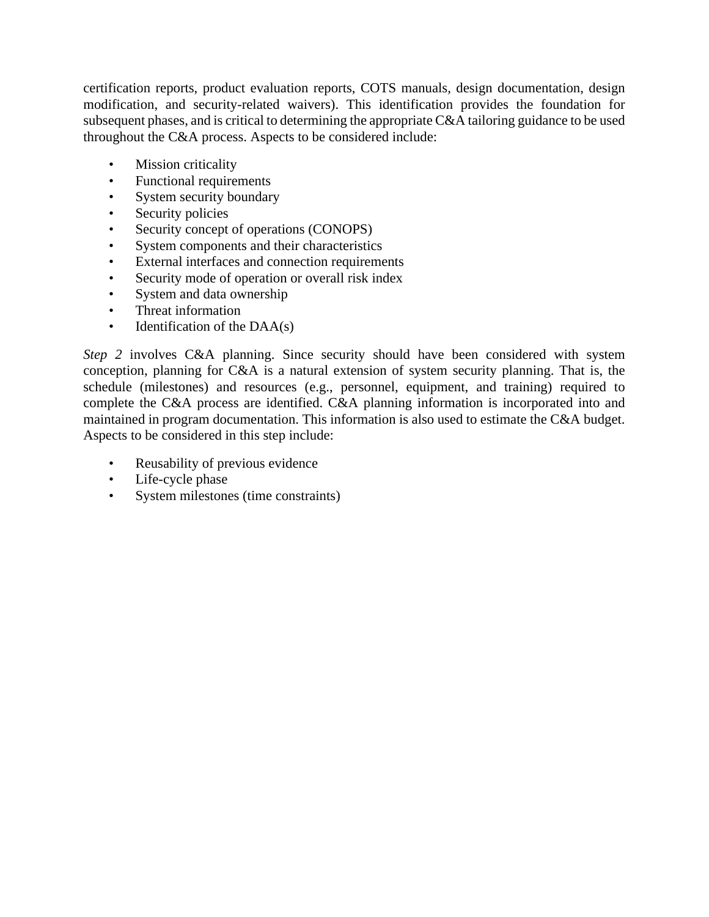certification reports, product evaluation reports, COTS manuals, design documentation, design modification, and security-related waivers). This identification provides the foundation for subsequent phases, and is critical to determining the appropriate C&A tailoring guidance to be used throughout the C&A process. Aspects to be considered include:

- Mission criticality
- Functional requirements
- System security boundary
- Security policies
- Security concept of operations (CONOPS)
- System components and their characteristics
- External interfaces and connection requirements
- Security mode of operation or overall risk index
- System and data ownership
- Threat information
- Identification of the DAA(s)

*Step 2* involves C&A planning. Since security should have been considered with system conception, planning for C&A is a natural extension of system security planning. That is, the schedule (milestones) and resources (e.g., personnel, equipment, and training) required to complete the C&A process are identified. C&A planning information is incorporated into and maintained in program documentation. This information is also used to estimate the C&A budget. Aspects to be considered in this step include:

- Reusability of previous evidence
- Life-cycle phase
- System milestones (time constraints)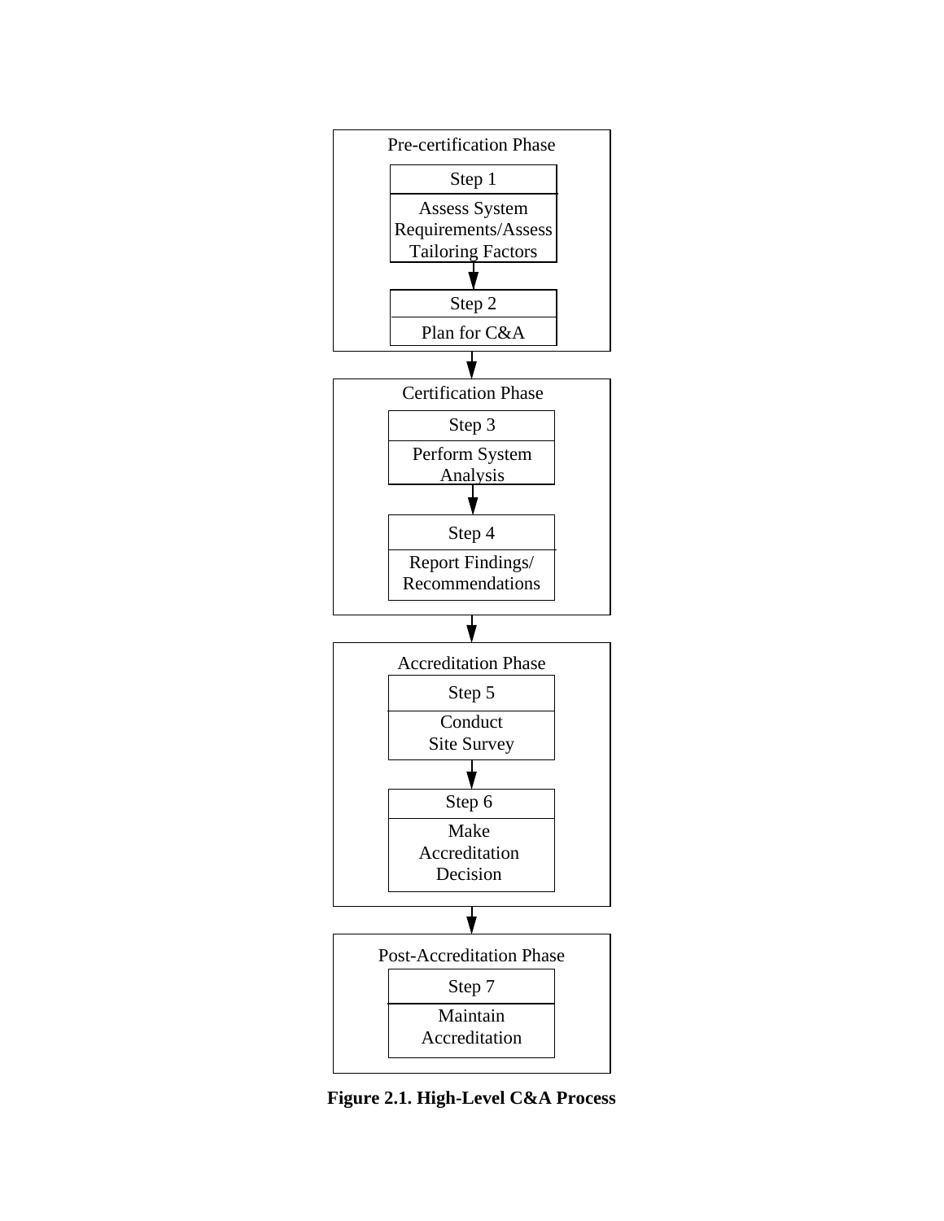**Pre-certification Phase**

- Step 1: Assess System Requirements/Assess Tailoring Factors
- ↓
- Step 2: Plan for C&A

↓

**Certification Phase**

- Step 3: Perform System Analysis
- ↓
- Step 4: Report Findings/ Recommendations

↓

**Accreditation Phase**

- Step 5: Conduct Site Survey
- ↓
- Step 6: Make Accreditation Decision

↓

**Post-Accreditation Phase**

- Step 7: Maintain Accreditation

**Figure 2.1. High-Level C&A Process**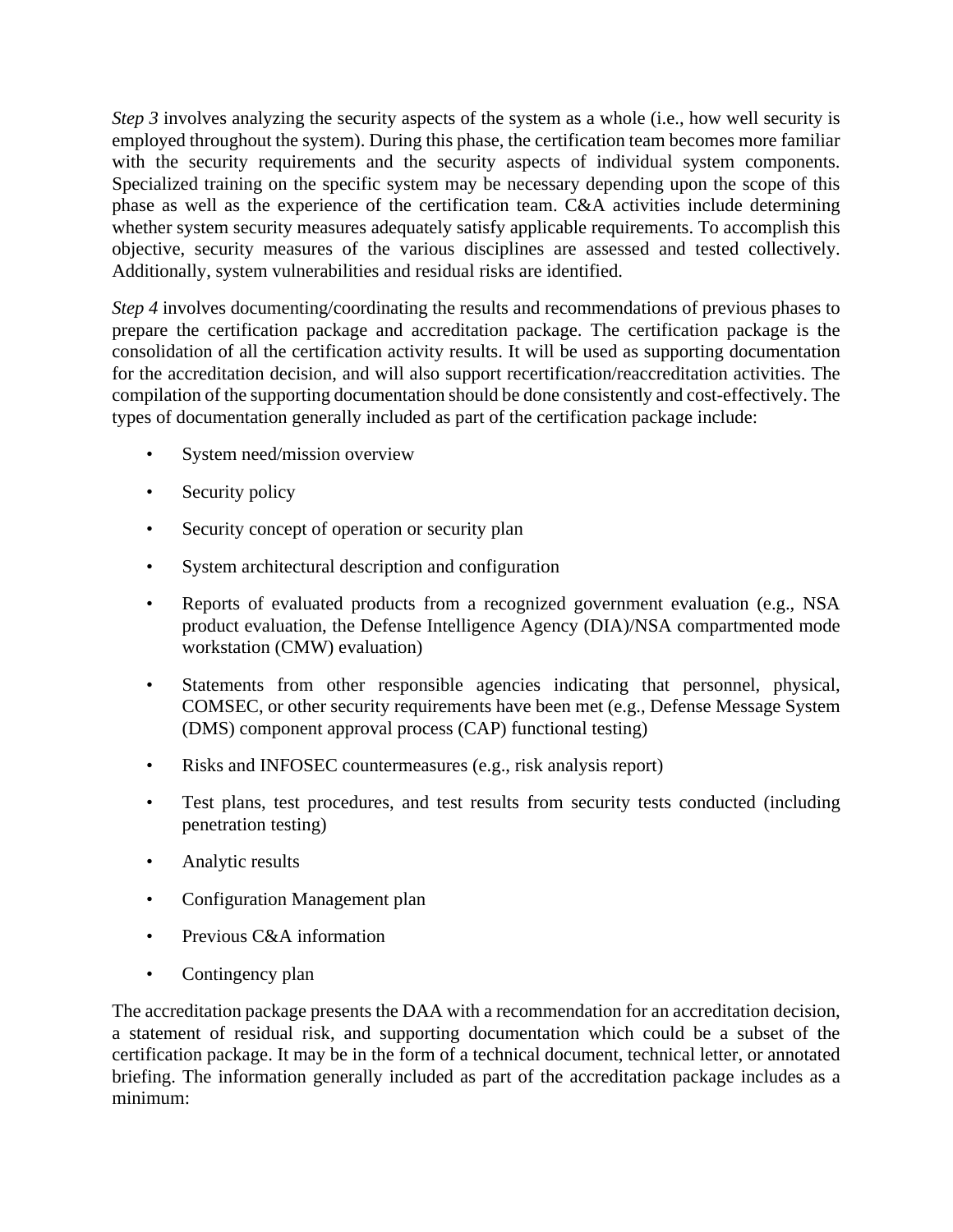*Step 3* involves analyzing the security aspects of the system as a whole (i.e., how well security is employed throughout the system). During this phase, the certification team becomes more familiar with the security requirements and the security aspects of individual system components. Specialized training on the specific system may be necessary depending upon the scope of this phase as well as the experience of the certification team. C&A activities include determining whether system security measures adequately satisfy applicable requirements. To accomplish this objective, security measures of the various disciplines are assessed and tested collectively. Additionally, system vulnerabilities and residual risks are identified.

*Step 4* involves documenting/coordinating the results and recommendations of previous phases to prepare the certification package and accreditation package. The certification package is the consolidation of all the certification activity results. It will be used as supporting documentation for the accreditation decision, and will also support recertification/reaccreditation activities. The compilation of the supporting documentation should be done consistently and cost-effectively. The types of documentation generally included as part of the certification package include:

- System need/mission overview
- Security policy
- Security concept of operation or security plan
- System architectural description and configuration
- Reports of evaluated products from a recognized government evaluation (e.g., NSA product evaluation, the Defense Intelligence Agency (DIA)/NSA compartmented mode workstation (CMW) evaluation)
- Statements from other responsible agencies indicating that personnel, physical, COMSEC, or other security requirements have been met (e.g., Defense Message System (DMS) component approval process (CAP) functional testing)
- Risks and INFOSEC countermeasures (e.g., risk analysis report)
- Test plans, test procedures, and test results from security tests conducted (including penetration testing)
- Analytic results
- Configuration Management plan
- Previous C&A information
- Contingency plan

The accreditation package presents the DAA with a recommendation for an accreditation decision, a statement of residual risk, and supporting documentation which could be a subset of the certification package. It may be in the form of a technical document, technical letter, or annotated briefing. The information generally included as part of the accreditation package includes as a minimum: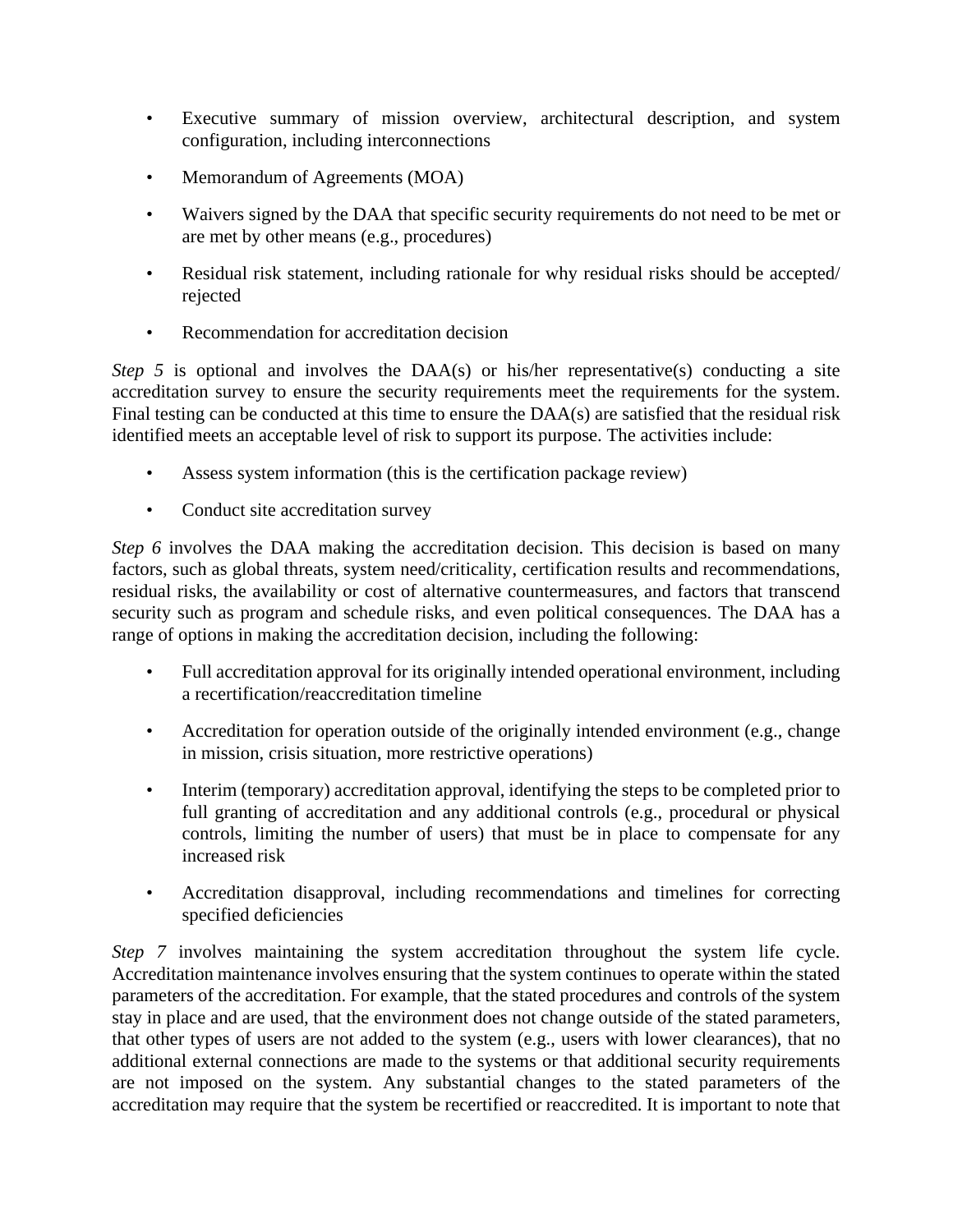- Executive summary of mission overview, architectural description, and system configuration, including interconnections
- Memorandum of Agreements (MOA)
- Waivers signed by the DAA that specific security requirements do not need to be met or are met by other means (e.g., procedures)
- Residual risk statement, including rationale for why residual risks should be accepted/ rejected
- Recommendation for accreditation decision

*Step 5* is optional and involves the DAA(s) or his/her representative(s) conducting a site accreditation survey to ensure the security requirements meet the requirements for the system. Final testing can be conducted at this time to ensure the DAA(s) are satisfied that the residual risk identified meets an acceptable level of risk to support its purpose. The activities include:

- Assess system information (this is the certification package review)
- Conduct site accreditation survey

*Step 6* involves the DAA making the accreditation decision. This decision is based on many factors, such as global threats, system need/criticality, certification results and recommendations, residual risks, the availability or cost of alternative countermeasures, and factors that transcend security such as program and schedule risks, and even political consequences. The DAA has a range of options in making the accreditation decision, including the following:

- Full accreditation approval for its originally intended operational environment, including a recertification/reaccreditation timeline
- Accreditation for operation outside of the originally intended environment (e.g., change in mission, crisis situation, more restrictive operations)
- Interim (temporary) accreditation approval, identifying the steps to be completed prior to full granting of accreditation and any additional controls (e.g., procedural or physical controls, limiting the number of users) that must be in place to compensate for any increased risk
- Accreditation disapproval, including recommendations and timelines for correcting specified deficiencies

*Step 7* involves maintaining the system accreditation throughout the system life cycle. Accreditation maintenance involves ensuring that the system continues to operate within the stated parameters of the accreditation. For example, that the stated procedures and controls of the system stay in place and are used, that the environment does not change outside of the stated parameters, that other types of users are not added to the system (e.g., users with lower clearances), that no additional external connections are made to the systems or that additional security requirements are not imposed on the system. Any substantial changes to the stated parameters of the accreditation may require that the system be recertified or reaccredited. It is important to note that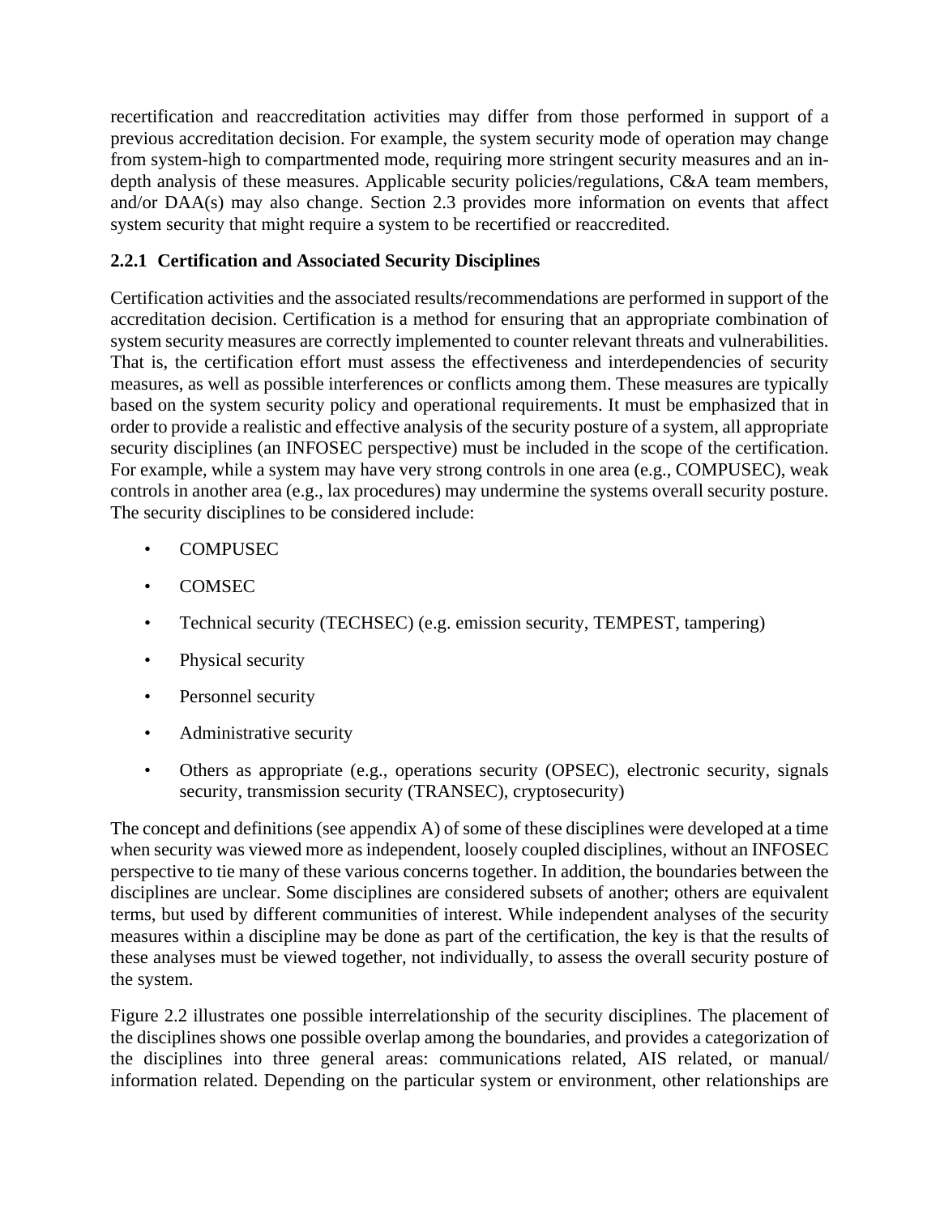recertification and reaccreditation activities may differ from those performed in support of a previous accreditation decision. For example, the system security mode of operation may change from system-high to compartmented mode, requiring more stringent security measures and an in-depth analysis of these measures. Applicable security policies/regulations, C&A team members, and/or DAA(s) may also change. Section 2.3 provides more information on events that affect system security that might require a system to be recertified or reaccredited.

### 2.2.1 Certification and Associated Security Disciplines

Certification activities and the associated results/recommendations are performed in support of the accreditation decision. Certification is a method for ensuring that an appropriate combination of system security measures are correctly implemented to counter relevant threats and vulnerabilities. That is, the certification effort must assess the effectiveness and interdependencies of security measures, as well as possible interferences or conflicts among them. These measures are typically based on the system security policy and operational requirements. It must be emphasized that in order to provide a realistic and effective analysis of the security posture of a system, all appropriate security disciplines (an INFOSEC perspective) must be included in the scope of the certification. For example, while a system may have very strong controls in one area (e.g., COMPUSEC), weak controls in another area (e.g., lax procedures) may undermine the systems overall security posture. The security disciplines to be considered include:

- COMPUSEC
- COMSEC
- Technical security (TECHSEC) (e.g. emission security, TEMPEST, tampering)
- Physical security
- Personnel security
- Administrative security
- Others as appropriate (e.g., operations security (OPSEC), electronic security, signals security, transmission security (TRANSEC), cryptosecurity)

The concept and definitions (see appendix A) of some of these disciplines were developed at a time when security was viewed more as independent, loosely coupled disciplines, without an INFOSEC perspective to tie many of these various concerns together. In addition, the boundaries between the disciplines are unclear. Some disciplines are considered subsets of another; others are equivalent terms, but used by different communities of interest. While independent analyses of the security measures within a discipline may be done as part of the certification, the key is that the results of these analyses must be viewed together, not individually, to assess the overall security posture of the system.

Figure 2.2 illustrates one possible interrelationship of the security disciplines. The placement of the disciplines shows one possible overlap among the boundaries, and provides a categorization of the disciplines into three general areas: communications related, AIS related, or manual/ information related. Depending on the particular system or environment, other relationships are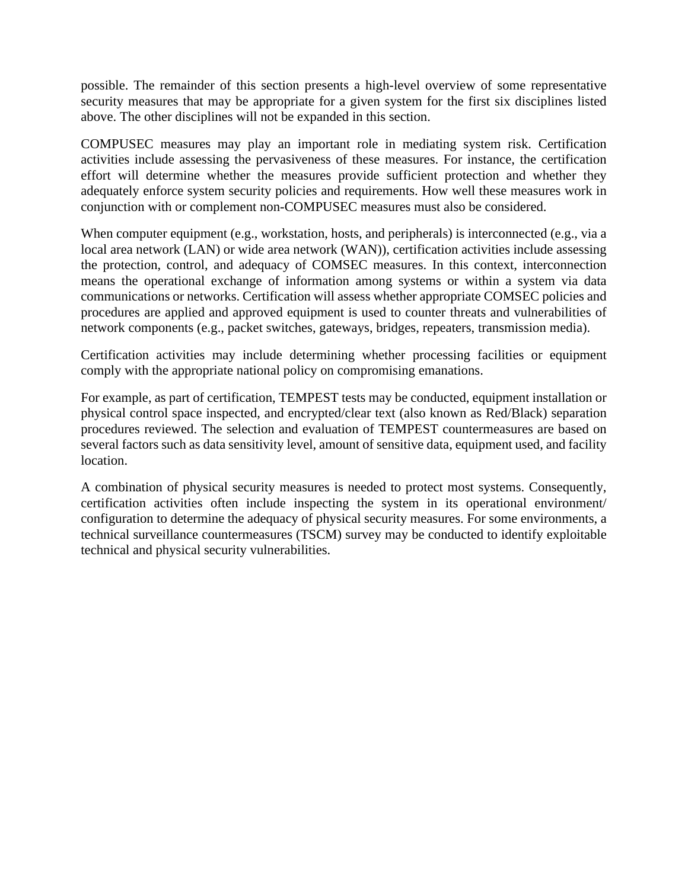possible. The remainder of this section presents a high-level overview of some representative security measures that may be appropriate for a given system for the first six disciplines listed above. The other disciplines will not be expanded in this section.

COMPUSEC measures may play an important role in mediating system risk. Certification activities include assessing the pervasiveness of these measures. For instance, the certification effort will determine whether the measures provide sufficient protection and whether they adequately enforce system security policies and requirements. How well these measures work in conjunction with or complement non-COMPUSEC measures must also be considered.

When computer equipment (e.g., workstation, hosts, and peripherals) is interconnected (e.g., via a local area network (LAN) or wide area network (WAN)), certification activities include assessing the protection, control, and adequacy of COMSEC measures. In this context, interconnection means the operational exchange of information among systems or within a system via data communications or networks. Certification will assess whether appropriate COMSEC policies and procedures are applied and approved equipment is used to counter threats and vulnerabilities of network components (e.g., packet switches, gateways, bridges, repeaters, transmission media).

Certification activities may include determining whether processing facilities or equipment comply with the appropriate national policy on compromising emanations.

For example, as part of certification, TEMPEST tests may be conducted, equipment installation or physical control space inspected, and encrypted/clear text (also known as Red/Black) separation procedures reviewed. The selection and evaluation of TEMPEST countermeasures are based on several factors such as data sensitivity level, amount of sensitive data, equipment used, and facility location.

A combination of physical security measures is needed to protect most systems. Consequently, certification activities often include inspecting the system in its operational environment/ configuration to determine the adequacy of physical security measures. For some environments, a technical surveillance countermeasures (TSCM) survey may be conducted to identify exploitable technical and physical security vulnerabilities.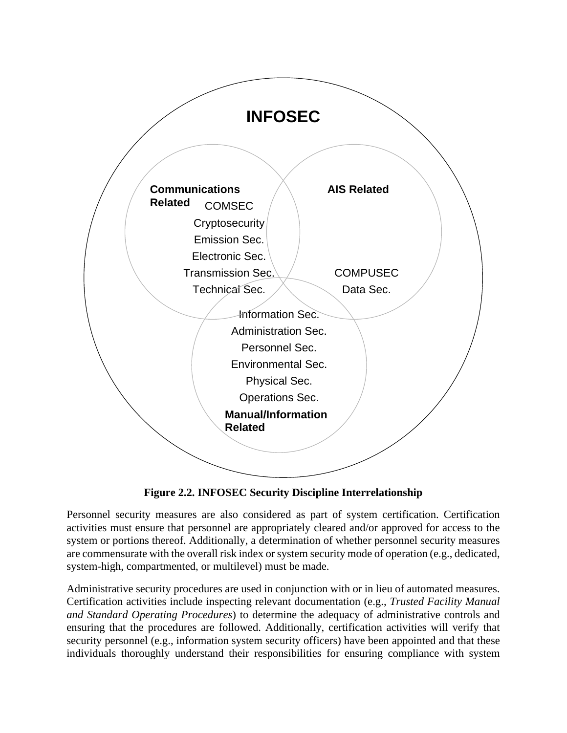**INFOSEC**

**Communications Related**
COMSEC
Cryptosecurity
Emission Sec.
Electronic Sec.
Transmission Sec.
Technical Sec.

**AIS Related**
COMPUSEC
Data Sec.

**Manual/Information Related**
Information Sec.
Administration Sec.
Personnel Sec.
Environmental Sec.
Physical Sec.
Operations Sec.

**Figure 2.2. INFOSEC Security Discipline Interrelationship**

Personnel security measures are also considered as part of system certification. Certification activities must ensure that personnel are appropriately cleared and/or approved for access to the system or portions thereof. Additionally, a determination of whether personnel security measures are commensurate with the overall risk index or system security mode of operation (e.g., dedicated, system-high, compartmented, or multilevel) must be made.

Administrative security procedures are used in conjunction with or in lieu of automated measures. Certification activities include inspecting relevant documentation (e.g., *Trusted Facility Manual and Standard Operating Procedures*) to determine the adequacy of administrative controls and ensuring that the procedures are followed. Additionally, certification activities will verify that security personnel (e.g., information system security officers) have been appointed and that these individuals thoroughly understand their responsibilities for ensuring compliance with system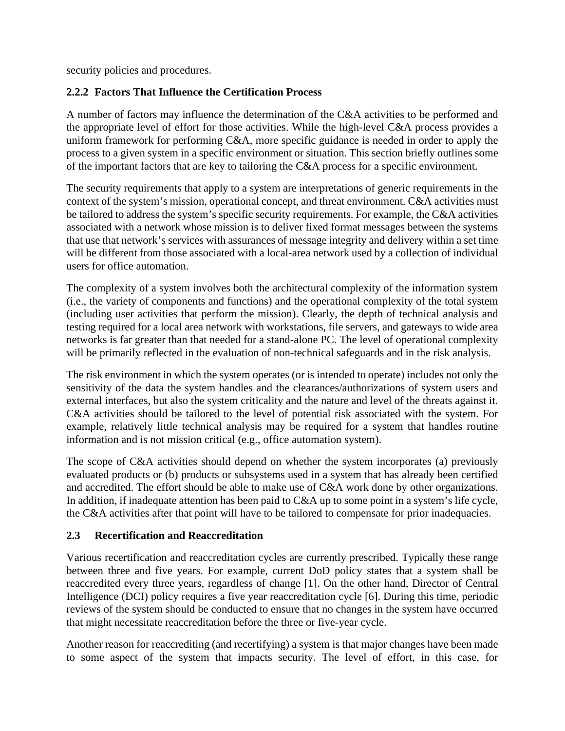security policies and procedures.

### 2.2.2 Factors That Influence the Certification Process

A number of factors may influence the determination of the C&A activities to be performed and the appropriate level of effort for those activities. While the high-level C&A process provides a uniform framework for performing C&A, more specific guidance is needed in order to apply the process to a given system in a specific environment or situation. This section briefly outlines some of the important factors that are key to tailoring the C&A process for a specific environment.

The security requirements that apply to a system are interpretations of generic requirements in the context of the system's mission, operational concept, and threat environment. C&A activities must be tailored to address the system's specific security requirements. For example, the C&A activities associated with a network whose mission is to deliver fixed format messages between the systems that use that network's services with assurances of message integrity and delivery within a set time will be different from those associated with a local-area network used by a collection of individual users for office automation.

The complexity of a system involves both the architectural complexity of the information system (i.e., the variety of components and functions) and the operational complexity of the total system (including user activities that perform the mission). Clearly, the depth of technical analysis and testing required for a local area network with workstations, file servers, and gateways to wide area networks is far greater than that needed for a stand-alone PC. The level of operational complexity will be primarily reflected in the evaluation of non-technical safeguards and in the risk analysis.

The risk environment in which the system operates (or is intended to operate) includes not only the sensitivity of the data the system handles and the clearances/authorizations of system users and external interfaces, but also the system criticality and the nature and level of the threats against it. C&A activities should be tailored to the level of potential risk associated with the system. For example, relatively little technical analysis may be required for a system that handles routine information and is not mission critical (e.g., office automation system).

The scope of C&A activities should depend on whether the system incorporates (a) previously evaluated products or (b) products or subsystems used in a system that has already been certified and accredited. The effort should be able to make use of C&A work done by other organizations. In addition, if inadequate attention has been paid to C&A up to some point in a system's life cycle, the C&A activities after that point will have to be tailored to compensate for prior inadequacies.

## 2.3 Recertification and Reaccreditation

Various recertification and reaccreditation cycles are currently prescribed. Typically these range between three and five years. For example, current DoD policy states that a system shall be reaccredited every three years, regardless of change [1]. On the other hand, Director of Central Intelligence (DCI) policy requires a five year reaccreditation cycle [6]. During this time, periodic reviews of the system should be conducted to ensure that no changes in the system have occurred that might necessitate reaccreditation before the three or five-year cycle.

Another reason for reaccrediting (and recertifying) a system is that major changes have been made to some aspect of the system that impacts security. The level of effort, in this case, for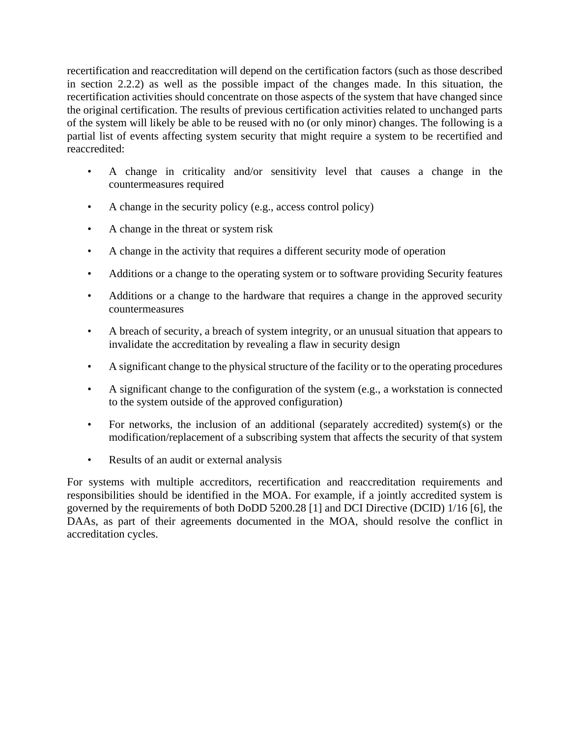recertification and reaccreditation will depend on the certification factors (such as those described in section 2.2.2) as well as the possible impact of the changes made. In this situation, the recertification activities should concentrate on those aspects of the system that have changed since the original certification. The results of previous certification activities related to unchanged parts of the system will likely be able to be reused with no (or only minor) changes. The following is a partial list of events affecting system security that might require a system to be recertified and reaccredited:

- A change in criticality and/or sensitivity level that causes a change in the countermeasures required
- A change in the security policy (e.g., access control policy)
- A change in the threat or system risk
- A change in the activity that requires a different security mode of operation
- Additions or a change to the operating system or to software providing Security features
- Additions or a change to the hardware that requires a change in the approved security countermeasures
- A breach of security, a breach of system integrity, or an unusual situation that appears to invalidate the accreditation by revealing a flaw in security design
- A significant change to the physical structure of the facility or to the operating procedures
- A significant change to the configuration of the system (e.g., a workstation is connected to the system outside of the approved configuration)
- For networks, the inclusion of an additional (separately accredited) system(s) or the modification/replacement of a subscribing system that affects the security of that system
- Results of an audit or external analysis

For systems with multiple accreditors, recertification and reaccreditation requirements and responsibilities should be identified in the MOA. For example, if a jointly accredited system is governed by the requirements of both DoDD 5200.28 [1] and DCI Directive (DCID) 1/16 [6], the DAAs, as part of their agreements documented in the MOA, should resolve the conflict in accreditation cycles.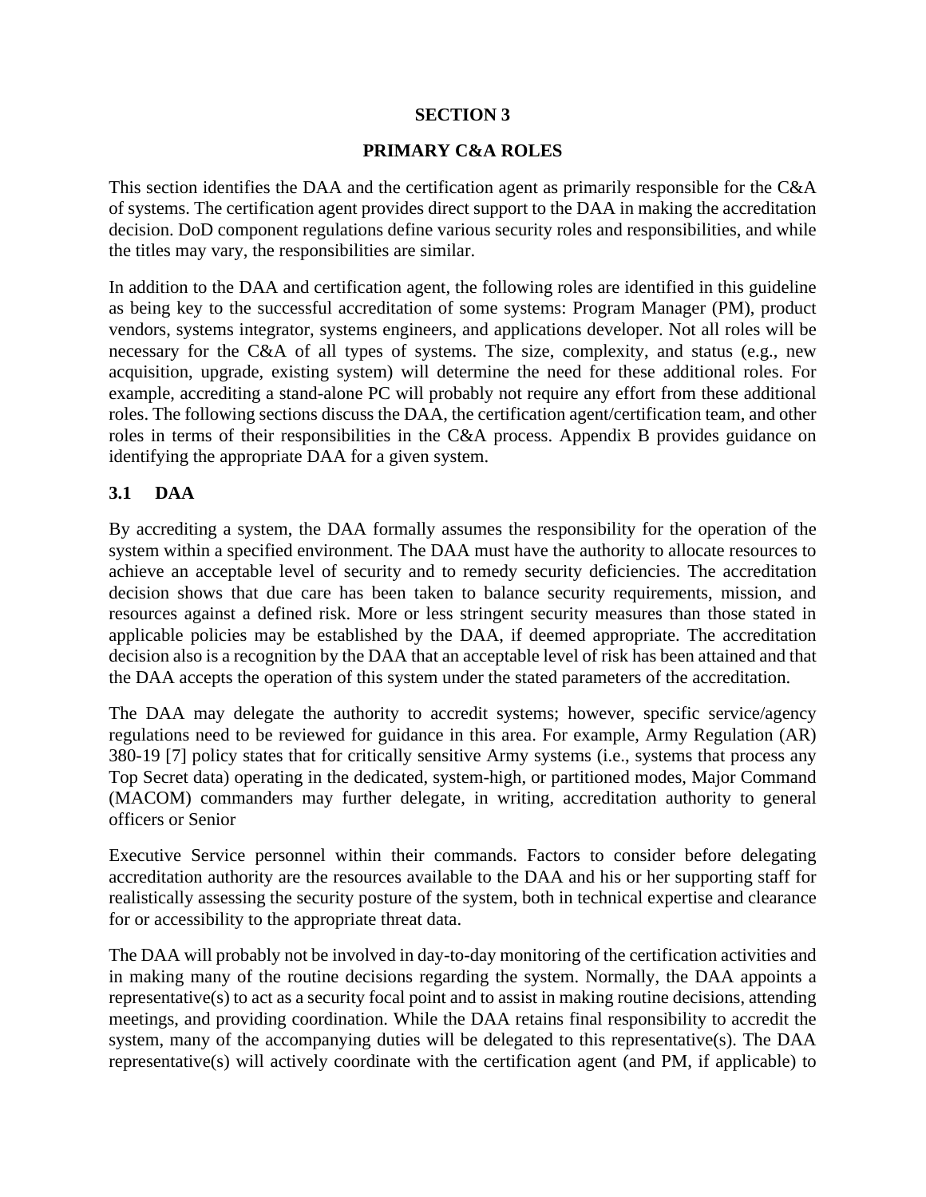# SECTION 3

# PRIMARY C&A ROLES

This section identifies the DAA and the certification agent as primarily responsible for the C&A of systems. The certification agent provides direct support to the DAA in making the accreditation decision. DoD component regulations define various security roles and responsibilities, and while the titles may vary, the responsibilities are similar.

In addition to the DAA and certification agent, the following roles are identified in this guideline as being key to the successful accreditation of some systems: Program Manager (PM), product vendors, systems integrator, systems engineers, and applications developer. Not all roles will be necessary for the C&A of all types of systems. The size, complexity, and status (e.g., new acquisition, upgrade, existing system) will determine the need for these additional roles. For example, accrediting a stand-alone PC will probably not require any effort from these additional roles. The following sections discuss the DAA, the certification agent/certification team, and other roles in terms of their responsibilities in the C&A process. Appendix B provides guidance on identifying the appropriate DAA for a given system.

## 3.1 DAA

By accrediting a system, the DAA formally assumes the responsibility for the operation of the system within a specified environment. The DAA must have the authority to allocate resources to achieve an acceptable level of security and to remedy security deficiencies. The accreditation decision shows that due care has been taken to balance security requirements, mission, and resources against a defined risk. More or less stringent security measures than those stated in applicable policies may be established by the DAA, if deemed appropriate. The accreditation decision also is a recognition by the DAA that an acceptable level of risk has been attained and that the DAA accepts the operation of this system under the stated parameters of the accreditation.

The DAA may delegate the authority to accredit systems; however, specific service/agency regulations need to be reviewed for guidance in this area. For example, Army Regulation (AR) 380-19 [7] policy states that for critically sensitive Army systems (i.e., systems that process any Top Secret data) operating in the dedicated, system-high, or partitioned modes, Major Command (MACOM) commanders may further delegate, in writing, accreditation authority to general officers or Senior Executive Service personnel within their commands. Factors to consider before delegating accreditation authority are the resources available to the DAA and his or her supporting staff for realistically assessing the security posture of the system, both in technical expertise and clearance for or accessibility to the appropriate threat data.

The DAA will probably not be involved in day-to-day monitoring of the certification activities and in making many of the routine decisions regarding the system. Normally, the DAA appoints a representative(s) to act as a security focal point and to assist in making routine decisions, attending meetings, and providing coordination. While the DAA retains final responsibility to accredit the system, many of the accompanying duties will be delegated to this representative(s). The DAA representative(s) will actively coordinate with the certification agent (and PM, if applicable) to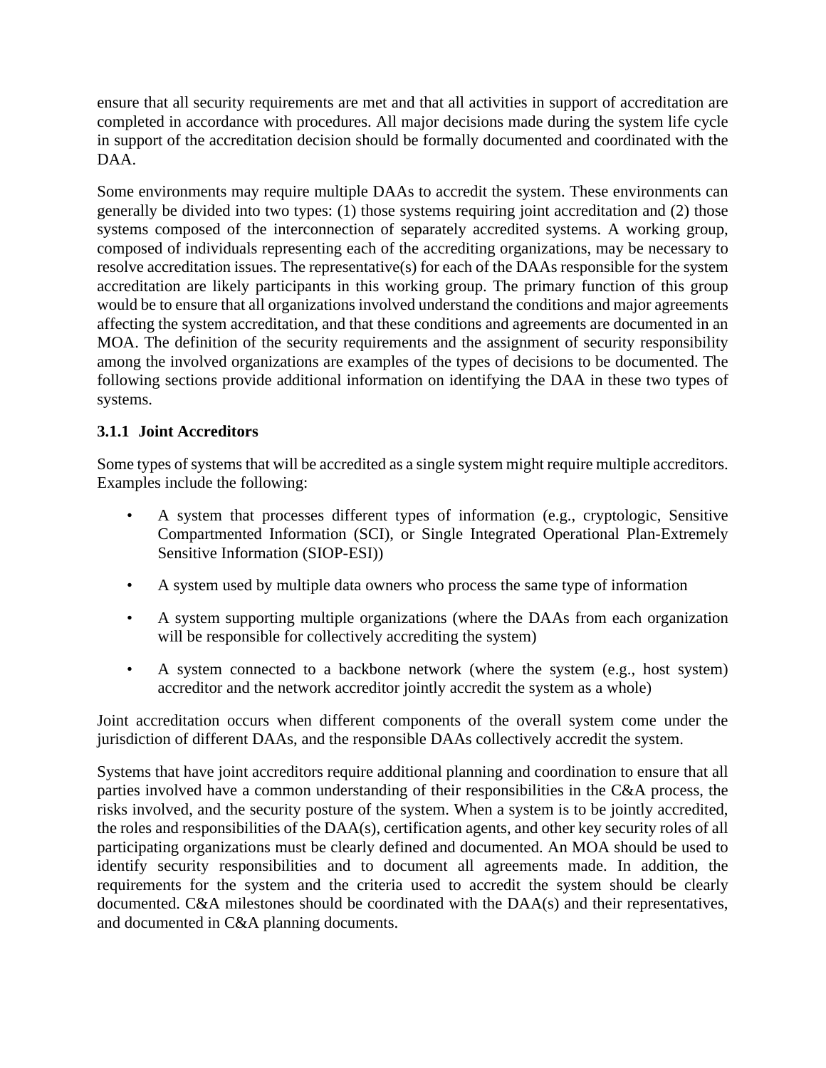ensure that all security requirements are met and that all activities in support of accreditation are completed in accordance with procedures. All major decisions made during the system life cycle in support of the accreditation decision should be formally documented and coordinated with the DAA.

Some environments may require multiple DAAs to accredit the system. These environments can generally be divided into two types: (1) those systems requiring joint accreditation and (2) those systems composed of the interconnection of separately accredited systems. A working group, composed of individuals representing each of the accrediting organizations, may be necessary to resolve accreditation issues. The representative(s) for each of the DAAs responsible for the system accreditation are likely participants in this working group. The primary function of this group would be to ensure that all organizations involved understand the conditions and major agreements affecting the system accreditation, and that these conditions and agreements are documented in an MOA. The definition of the security requirements and the assignment of security responsibility among the involved organizations are examples of the types of decisions to be documented. The following sections provide additional information on identifying the DAA in these two types of systems.

### 3.1.1 Joint Accreditors

Some types of systems that will be accredited as a single system might require multiple accreditors. Examples include the following:

- A system that processes different types of information (e.g., cryptologic, Sensitive Compartmented Information (SCI), or Single Integrated Operational Plan-Extremely Sensitive Information (SIOP-ESI))
- A system used by multiple data owners who process the same type of information
- A system supporting multiple organizations (where the DAAs from each organization will be responsible for collectively accrediting the system)
- A system connected to a backbone network (where the system (e.g., host system) accreditor and the network accreditor jointly accredit the system as a whole)

Joint accreditation occurs when different components of the overall system come under the jurisdiction of different DAAs, and the responsible DAAs collectively accredit the system.

Systems that have joint accreditors require additional planning and coordination to ensure that all parties involved have a common understanding of their responsibilities in the C&A process, the risks involved, and the security posture of the system. When a system is to be jointly accredited, the roles and responsibilities of the DAA(s), certification agents, and other key security roles of all participating organizations must be clearly defined and documented. An MOA should be used to identify security responsibilities and to document all agreements made. In addition, the requirements for the system and the criteria used to accredit the system should be clearly documented. C&A milestones should be coordinated with the DAA(s) and their representatives, and documented in C&A planning documents.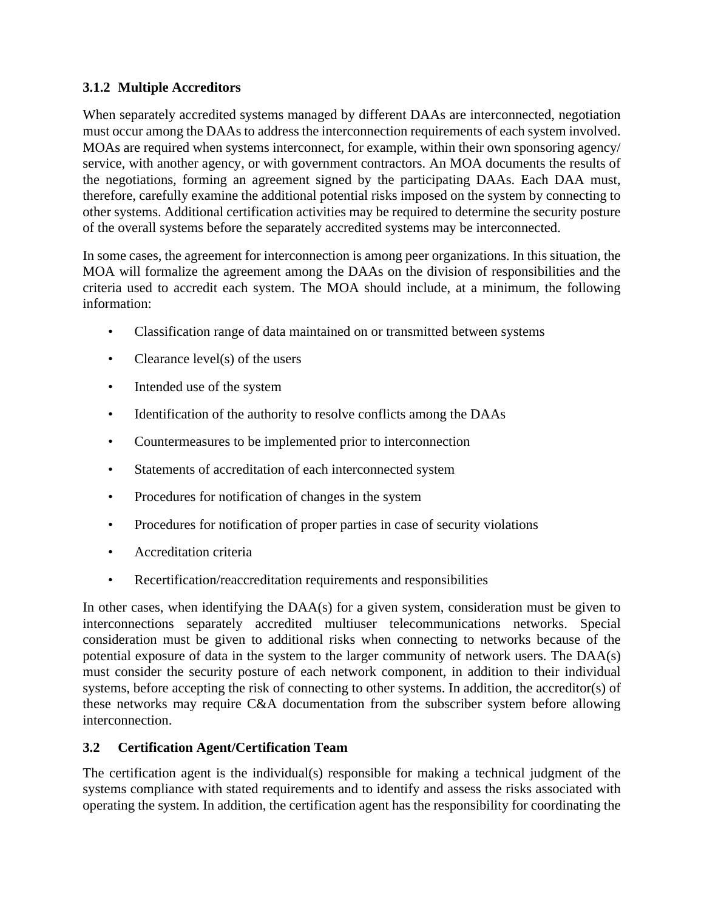### 3.1.2 Multiple Accreditors

When separately accredited systems managed by different DAAs are interconnected, negotiation must occur among the DAAs to address the interconnection requirements of each system involved. MOAs are required when systems interconnect, for example, within their own sponsoring agency/ service, with another agency, or with government contractors. An MOA documents the results of the negotiations, forming an agreement signed by the participating DAAs. Each DAA must, therefore, carefully examine the additional potential risks imposed on the system by connecting to other systems. Additional certification activities may be required to determine the security posture of the overall systems before the separately accredited systems may be interconnected.

In some cases, the agreement for interconnection is among peer organizations. In this situation, the MOA will formalize the agreement among the DAAs on the division of responsibilities and the criteria used to accredit each system. The MOA should include, at a minimum, the following information:

- Classification range of data maintained on or transmitted between systems
- Clearance level(s) of the users
- Intended use of the system
- Identification of the authority to resolve conflicts among the DAAs
- Countermeasures to be implemented prior to interconnection
- Statements of accreditation of each interconnected system
- Procedures for notification of changes in the system
- Procedures for notification of proper parties in case of security violations
- Accreditation criteria
- Recertification/reaccreditation requirements and responsibilities

In other cases, when identifying the DAA(s) for a given system, consideration must be given to interconnections separately accredited multiuser telecommunications networks. Special consideration must be given to additional risks when connecting to networks because of the potential exposure of data in the system to the larger community of network users. The DAA(s) must consider the security posture of each network component, in addition to their individual systems, before accepting the risk of connecting to other systems. In addition, the accreditor(s) of these networks may require C&A documentation from the subscriber system before allowing interconnection.

## 3.2 Certification Agent/Certification Team

The certification agent is the individual(s) responsible for making a technical judgment of the systems compliance with stated requirements and to identify and assess the risks associated with operating the system. In addition, the certification agent has the responsibility for coordinating the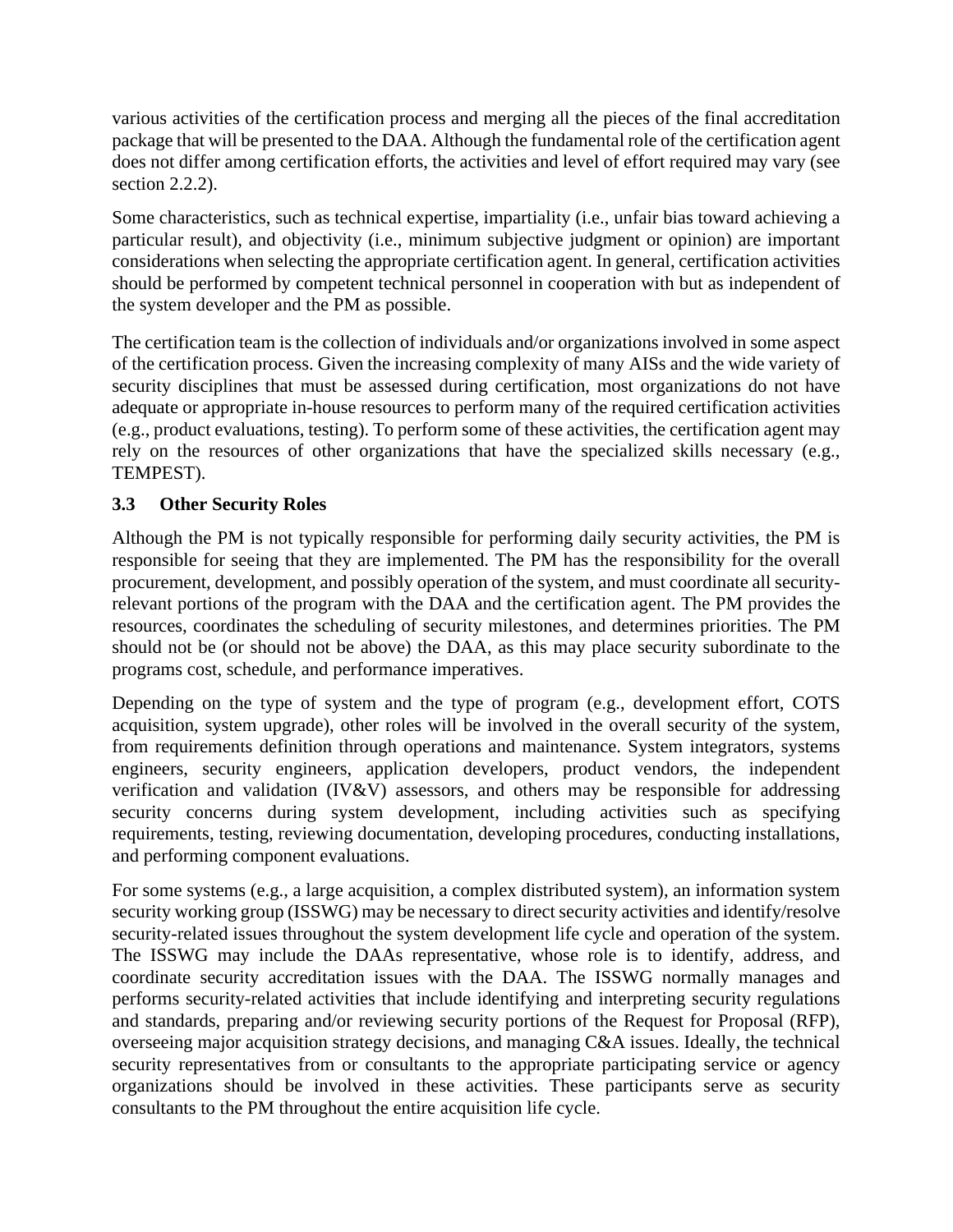various activities of the certification process and merging all the pieces of the final accreditation package that will be presented to the DAA. Although the fundamental role of the certification agent does not differ among certification efforts, the activities and level of effort required may vary (see section 2.2.2).

Some characteristics, such as technical expertise, impartiality (i.e., unfair bias toward achieving a particular result), and objectivity (i.e., minimum subjective judgment or opinion) are important considerations when selecting the appropriate certification agent. In general, certification activities should be performed by competent technical personnel in cooperation with but as independent of the system developer and the PM as possible.

The certification team is the collection of individuals and/or organizations involved in some aspect of the certification process. Given the increasing complexity of many AISs and the wide variety of security disciplines that must be assessed during certification, most organizations do not have adequate or appropriate in-house resources to perform many of the required certification activities (e.g., product evaluations, testing). To perform some of these activities, the certification agent may rely on the resources of other organizations that have the specialized skills necessary (e.g., TEMPEST).

### 3.3 Other Security Roles

Although the PM is not typically responsible for performing daily security activities, the PM is responsible for seeing that they are implemented. The PM has the responsibility for the overall procurement, development, and possibly operation of the system, and must coordinate all security-relevant portions of the program with the DAA and the certification agent. The PM provides the resources, coordinates the scheduling of security milestones, and determines priorities. The PM should not be (or should not be above) the DAA, as this may place security subordinate to the programs cost, schedule, and performance imperatives.

Depending on the type of system and the type of program (e.g., development effort, COTS acquisition, system upgrade), other roles will be involved in the overall security of the system, from requirements definition through operations and maintenance. System integrators, systems engineers, security engineers, application developers, product vendors, the independent verification and validation (IV&V) assessors, and others may be responsible for addressing security concerns during system development, including activities such as specifying requirements, testing, reviewing documentation, developing procedures, conducting installations, and performing component evaluations.

For some systems (e.g., a large acquisition, a complex distributed system), an information system security working group (ISSWG) may be necessary to direct security activities and identify/resolve security-related issues throughout the system development life cycle and operation of the system. The ISSWG may include the DAAs representative, whose role is to identify, address, and coordinate security accreditation issues with the DAA. The ISSWG normally manages and performs security-related activities that include identifying and interpreting security regulations and standards, preparing and/or reviewing security portions of the Request for Proposal (RFP), overseeing major acquisition strategy decisions, and managing C&A issues. Ideally, the technical security representatives from or consultants to the appropriate participating service or agency organizations should be involved in these activities. These participants serve as security consultants to the PM throughout the entire acquisition life cycle.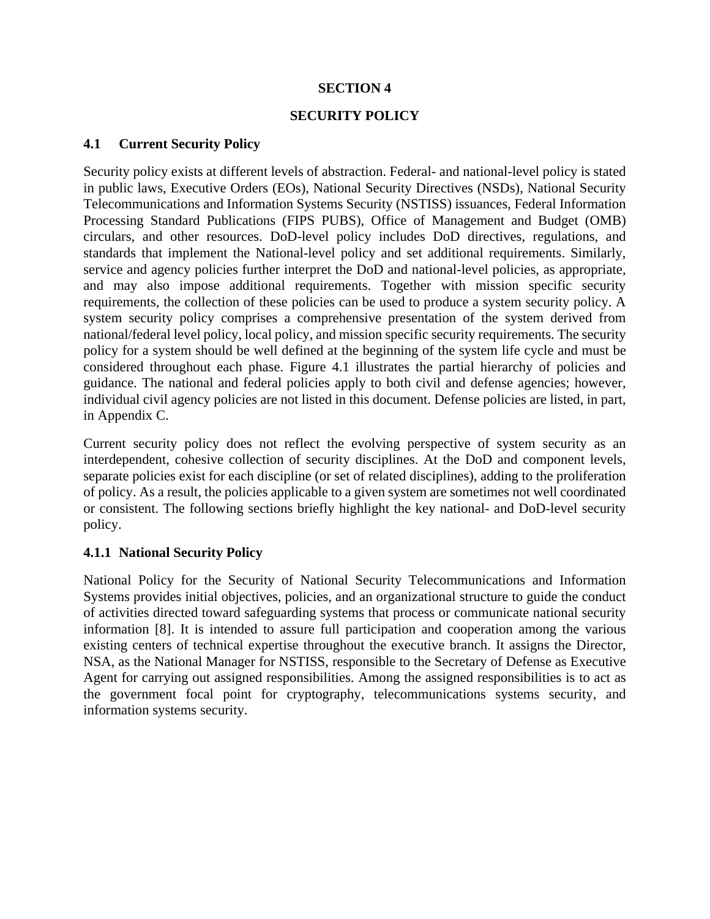# SECTION 4

# SECURITY POLICY

## 4.1 Current Security Policy

Security policy exists at different levels of abstraction. Federal- and national-level policy is stated in public laws, Executive Orders (EOs), National Security Directives (NSDs), National Security Telecommunications and Information Systems Security (NSTISS) issuances, Federal Information Processing Standard Publications (FIPS PUBS), Office of Management and Budget (OMB) circulars, and other resources. DoD-level policy includes DoD directives, regulations, and standards that implement the National-level policy and set additional requirements. Similarly, service and agency policies further interpret the DoD and national-level policies, as appropriate, and may also impose additional requirements. Together with mission specific security requirements, the collection of these policies can be used to produce a system security policy. A system security policy comprises a comprehensive presentation of the system derived from national/federal level policy, local policy, and mission specific security requirements. The security policy for a system should be well defined at the beginning of the system life cycle and must be considered throughout each phase. Figure 4.1 illustrates the partial hierarchy of policies and guidance. The national and federal policies apply to both civil and defense agencies; however, individual civil agency policies are not listed in this document. Defense policies are listed, in part, in Appendix C.

Current security policy does not reflect the evolving perspective of system security as an interdependent, cohesive collection of security disciplines. At the DoD and component levels, separate policies exist for each discipline (or set of related disciplines), adding to the proliferation of policy. As a result, the policies applicable to a given system are sometimes not well coordinated or consistent. The following sections briefly highlight the key national- and DoD-level security policy.

### 4.1.1 National Security Policy

National Policy for the Security of National Security Telecommunications and Information Systems provides initial objectives, policies, and an organizational structure to guide the conduct of activities directed toward safeguarding systems that process or communicate national security information [8]. It is intended to assure full participation and cooperation among the various existing centers of technical expertise throughout the executive branch. It assigns the Director, NSA, as the National Manager for NSTISS, responsible to the Secretary of Defense as Executive Agent for carrying out assigned responsibilities. Among the assigned responsibilities is to act as the government focal point for cryptography, telecommunications systems security, and information systems security.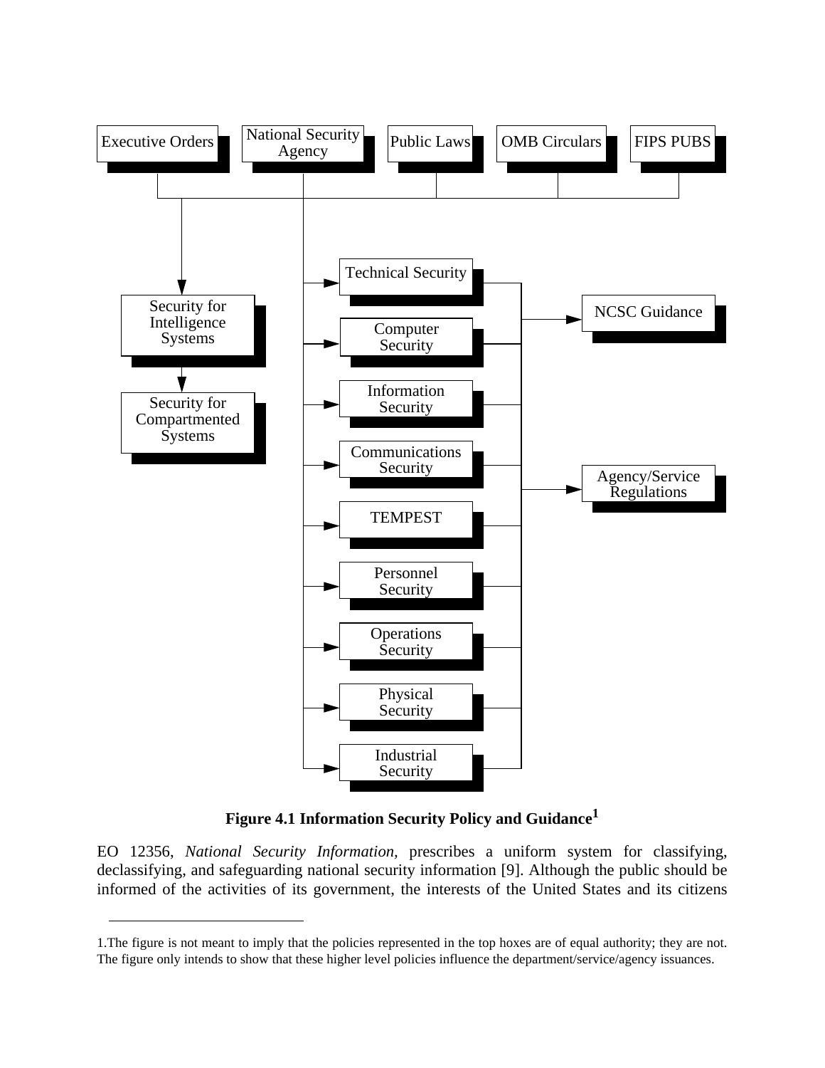**Figure 4.1 Information Security Policy and Guidance**[1]

EO 12356, *National Security Information*, prescribes a uniform system for classifying, declassifying, and safeguarding national security information [9]. Although the public should be informed of the activities of its government, the interests of the United States and its citizens

1.The figure is not meant to imply that the policies represented in the top hoxes are of equal authority; they are not. The figure only intends to show that these higher level policies influence the department/service/agency issuances.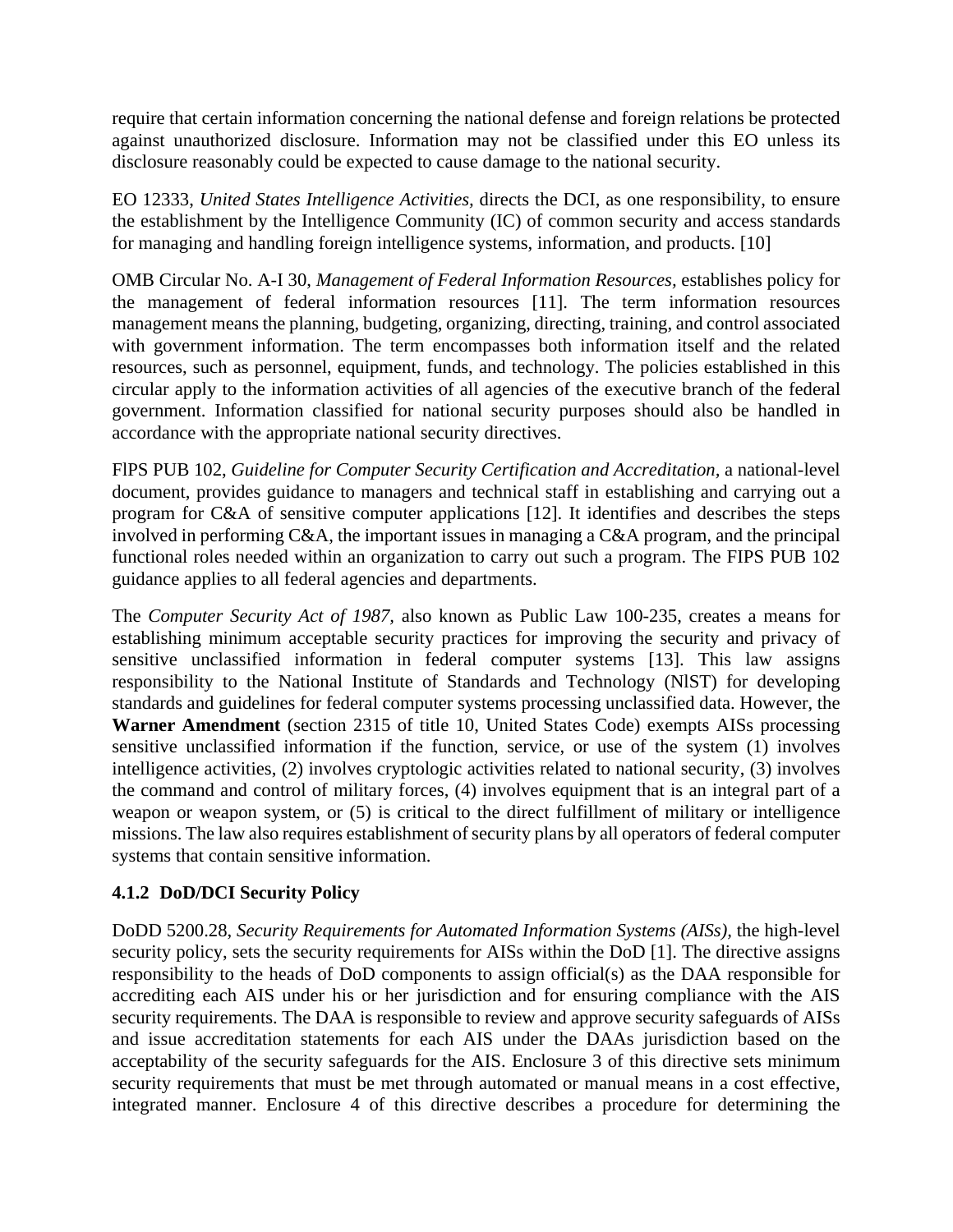require that certain information concerning the national defense and foreign relations be protected against unauthorized disclosure. Information may not be classified under this EO unless its disclosure reasonably could be expected to cause damage to the national security.

EO 12333, *United States Intelligence Activities,* directs the DCI, as one responsibility, to ensure the establishment by the Intelligence Community (IC) of common security and access standards for managing and handling foreign intelligence systems, information, and products. [10]

OMB Circular No. A-I 30, *Management of Federal Information Resources,* establishes policy for the management of federal information resources [11]. The term information resources management means the planning, budgeting, organizing, directing, training, and control associated with government information. The term encompasses both information itself and the related resources, such as personnel, equipment, funds, and technology. The policies established in this circular apply to the information activities of all agencies of the executive branch of the federal government. Information classified for national security purposes should also be handled in accordance with the appropriate national security directives.

FlPS PUB 102, *Guideline for Computer Security Certification and Accreditation,* a national-level document, provides guidance to managers and technical staff in establishing and carrying out a program for C&A of sensitive computer applications [12]. It identifies and describes the steps involved in performing C&A, the important issues in managing a C&A program, and the principal functional roles needed within an organization to carry out such a program. The FIPS PUB 102 guidance applies to all federal agencies and departments.

The *Computer Security Act of 1987,* also known as Public Law 100-235, creates a means for establishing minimum acceptable security practices for improving the security and privacy of sensitive unclassified information in federal computer systems [13]. This law assigns responsibility to the National Institute of Standards and Technology (NlST) for developing standards and guidelines for federal computer systems processing unclassified data. However, the **Warner Amendment** (section 2315 of title 10, United States Code) exempts AISs processing sensitive unclassified information if the function, service, or use of the system (1) involves intelligence activities, (2) involves cryptologic activities related to national security, (3) involves the command and control of military forces, (4) involves equipment that is an integral part of a weapon or weapon system, or (5) is critical to the direct fulfillment of military or intelligence missions. The law also requires establishment of security plans by all operators of federal computer systems that contain sensitive information.

### 4.1.2 DoD/DCI Security Policy

DoDD 5200.28, *Security Requirements for Automated Information Systems (AISs),* the high-level security policy, sets the security requirements for AISs within the DoD [1]. The directive assigns responsibility to the heads of DoD components to assign official(s) as the DAA responsible for accrediting each AIS under his or her jurisdiction and for ensuring compliance with the AIS security requirements. The DAA is responsible to review and approve security safeguards of AISs and issue accreditation statements for each AIS under the DAAs jurisdiction based on the acceptability of the security safeguards for the AIS. Enclosure 3 of this directive sets minimum security requirements that must be met through automated or manual means in a cost effective, integrated manner. Enclosure 4 of this directive describes a procedure for determining the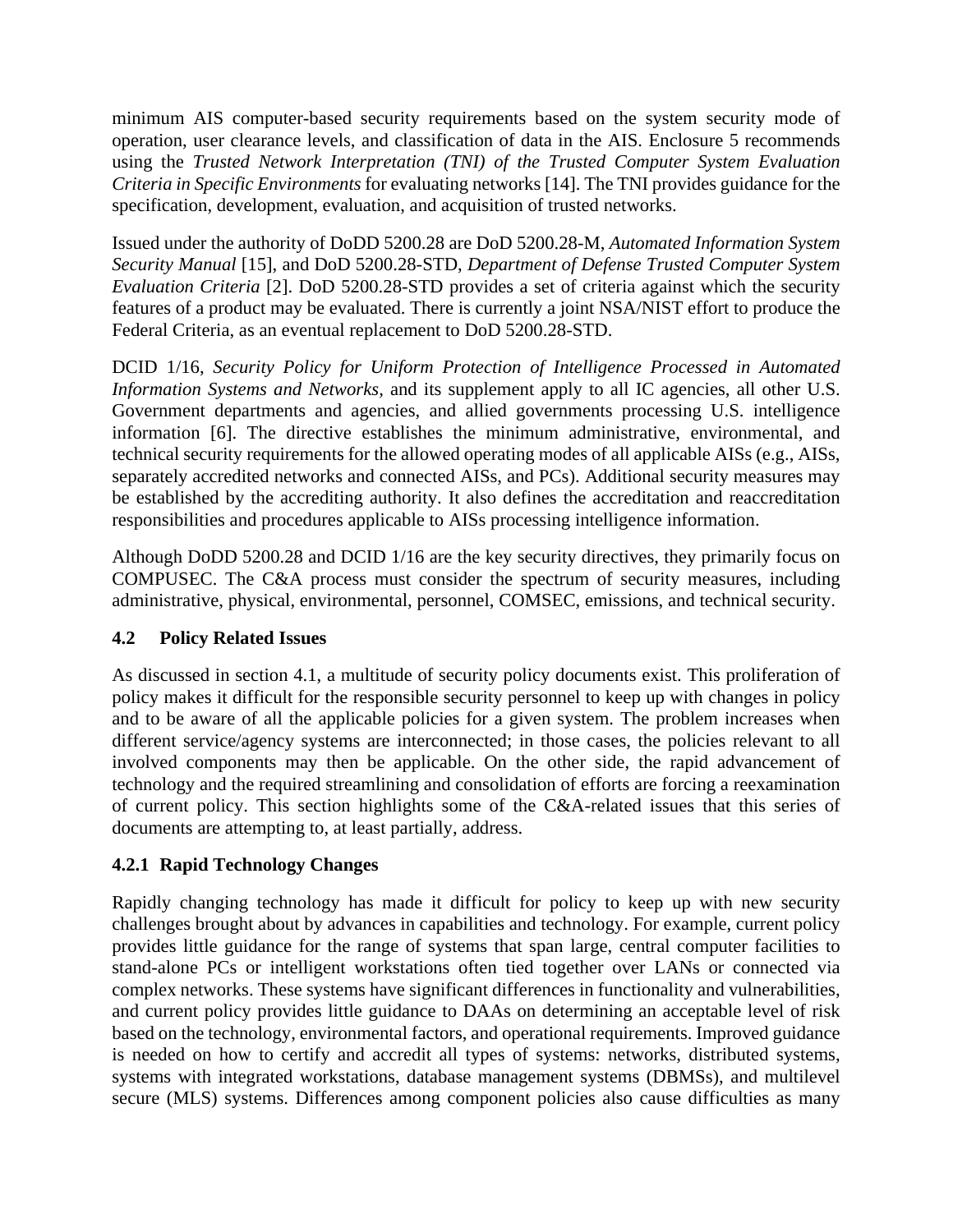minimum AIS computer-based security requirements based on the system security mode of operation, user clearance levels, and classification of data in the AIS. Enclosure 5 recommends using the *Trusted Network Interpretation (TNI) of the Trusted Computer System Evaluation Criteria in Specific Environments* for evaluating networks [14]. The TNI provides guidance for the specification, development, evaluation, and acquisition of trusted networks.

Issued under the authority of DoDD 5200.28 are DoD 5200.28-M, *Automated Information System Security Manual* [15], and DoD 5200.28-STD, *Department of Defense Trusted Computer System Evaluation Criteria* [2]. DoD 5200.28-STD provides a set of criteria against which the security features of a product may be evaluated. There is currently a joint NSA/NIST effort to produce the Federal Criteria, as an eventual replacement to DoD 5200.28-STD.

DCID 1/16, *Security Policy for Uniform Protection of Intelligence Processed in Automated Information Systems and Networks*, and its supplement apply to all IC agencies, all other U.S. Government departments and agencies, and allied governments processing U.S. intelligence information [6]. The directive establishes the minimum administrative, environmental, and technical security requirements for the allowed operating modes of all applicable AISs (e.g., AISs, separately accredited networks and connected AISs, and PCs). Additional security measures may be established by the accrediting authority. It also defines the accreditation and reaccreditation responsibilities and procedures applicable to AISs processing intelligence information.

Although DoDD 5200.28 and DCID 1/16 are the key security directives, they primarily focus on COMPUSEC. The C&A process must consider the spectrum of security measures, including administrative, physical, environmental, personnel, COMSEC, emissions, and technical security.

### 4.2 Policy Related Issues

As discussed in section 4.1, a multitude of security policy documents exist. This proliferation of policy makes it difficult for the responsible security personnel to keep up with changes in policy and to be aware of all the applicable policies for a given system. The problem increases when different service/agency systems are interconnected; in those cases, the policies relevant to all involved components may then be applicable. On the other side, the rapid advancement of technology and the required streamlining and consolidation of efforts are forcing a reexamination of current policy. This section highlights some of the C&A-related issues that this series of documents are attempting to, at least partially, address.

#### 4.2.1 Rapid Technology Changes

Rapidly changing technology has made it difficult for policy to keep up with new security challenges brought about by advances in capabilities and technology. For example, current policy provides little guidance for the range of systems that span large, central computer facilities to stand-alone PCs or intelligent workstations often tied together over LANs or connected via complex networks. These systems have significant differences in functionality and vulnerabilities, and current policy provides little guidance to DAAs on determining an acceptable level of risk based on the technology, environmental factors, and operational requirements. Improved guidance is needed on how to certify and accredit all types of systems: networks, distributed systems, systems with integrated workstations, database management systems (DBMSs), and multilevel secure (MLS) systems. Differences among component policies also cause difficulties as many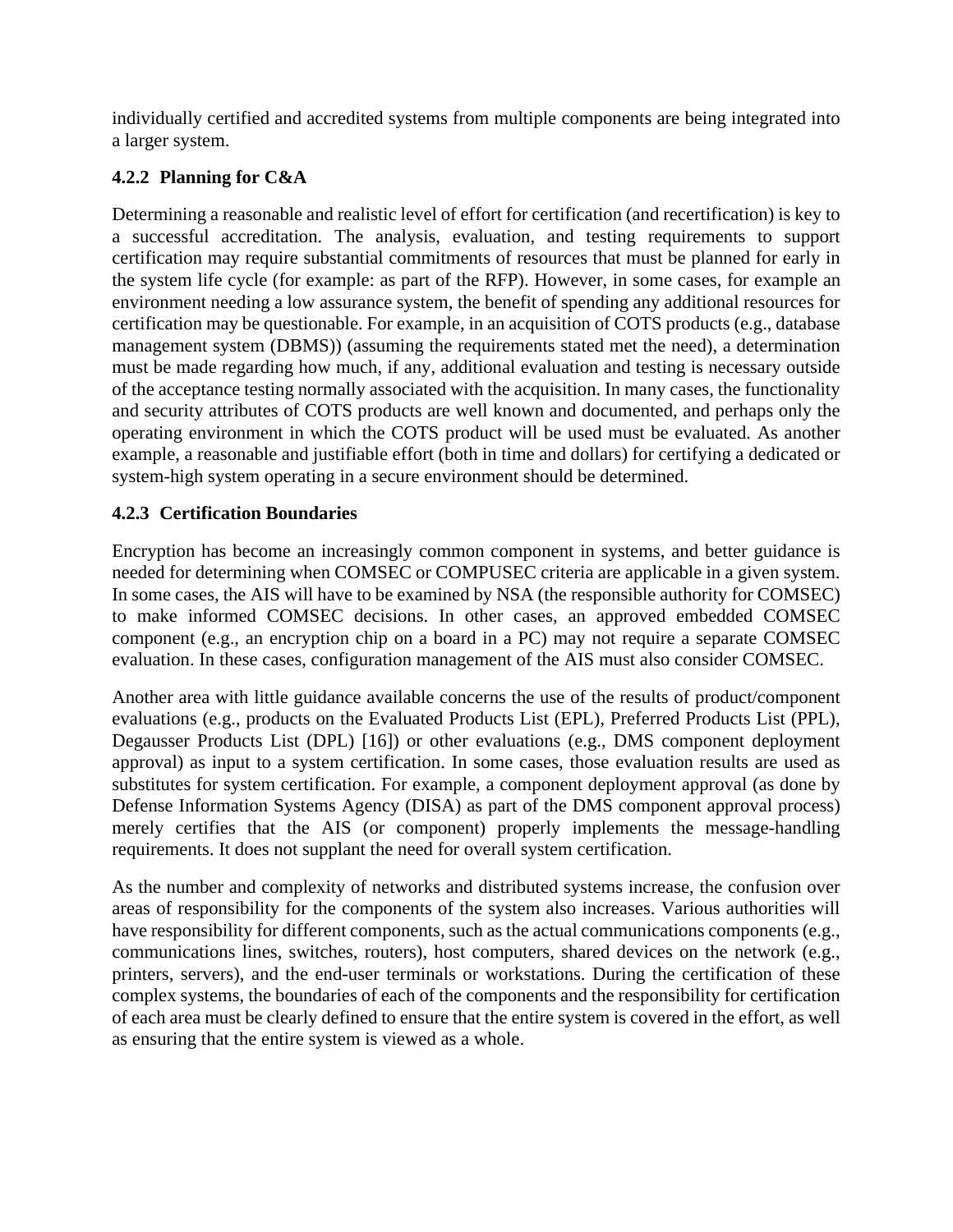individually certified and accredited systems from multiple components are being integrated into a larger system.

### 4.2.2 Planning for C&A

Determining a reasonable and realistic level of effort for certification (and recertification) is key to a successful accreditation. The analysis, evaluation, and testing requirements to support certification may require substantial commitments of resources that must be planned for early in the system life cycle (for example: as part of the RFP). However, in some cases, for example an environment needing a low assurance system, the benefit of spending any additional resources for certification may be questionable. For example, in an acquisition of COTS products (e.g., database management system (DBMS)) (assuming the requirements stated met the need), a determination must be made regarding how much, if any, additional evaluation and testing is necessary outside of the acceptance testing normally associated with the acquisition. In many cases, the functionality and security attributes of COTS products are well known and documented, and perhaps only the operating environment in which the COTS product will be used must be evaluated. As another example, a reasonable and justifiable effort (both in time and dollars) for certifying a dedicated or system-high system operating in a secure environment should be determined.

### 4.2.3 Certification Boundaries

Encryption has become an increasingly common component in systems, and better guidance is needed for determining when COMSEC or COMPUSEC criteria are applicable in a given system. In some cases, the AIS will have to be examined by NSA (the responsible authority for COMSEC) to make informed COMSEC decisions. In other cases, an approved embedded COMSEC component (e.g., an encryption chip on a board in a PC) may not require a separate COMSEC evaluation. In these cases, configuration management of the AIS must also consider COMSEC.

Another area with little guidance available concerns the use of the results of product/component evaluations (e.g., products on the Evaluated Products List (EPL), Preferred Products List (PPL), Degausser Products List (DPL) [16]) or other evaluations (e.g., DMS component deployment approval) as input to a system certification. In some cases, those evaluation results are used as substitutes for system certification. For example, a component deployment approval (as done by Defense Information Systems Agency (DISA) as part of the DMS component approval process) merely certifies that the AIS (or component) properly implements the message-handling requirements. It does not supplant the need for overall system certification.

As the number and complexity of networks and distributed systems increase, the confusion over areas of responsibility for the components of the system also increases. Various authorities will have responsibility for different components, such as the actual communications components (e.g., communications lines, switches, routers), host computers, shared devices on the network (e.g., printers, servers), and the end-user terminals or workstations. During the certification of these complex systems, the boundaries of each of the components and the responsibility for certification of each area must be clearly defined to ensure that the entire system is covered in the effort, as well as ensuring that the entire system is viewed as a whole.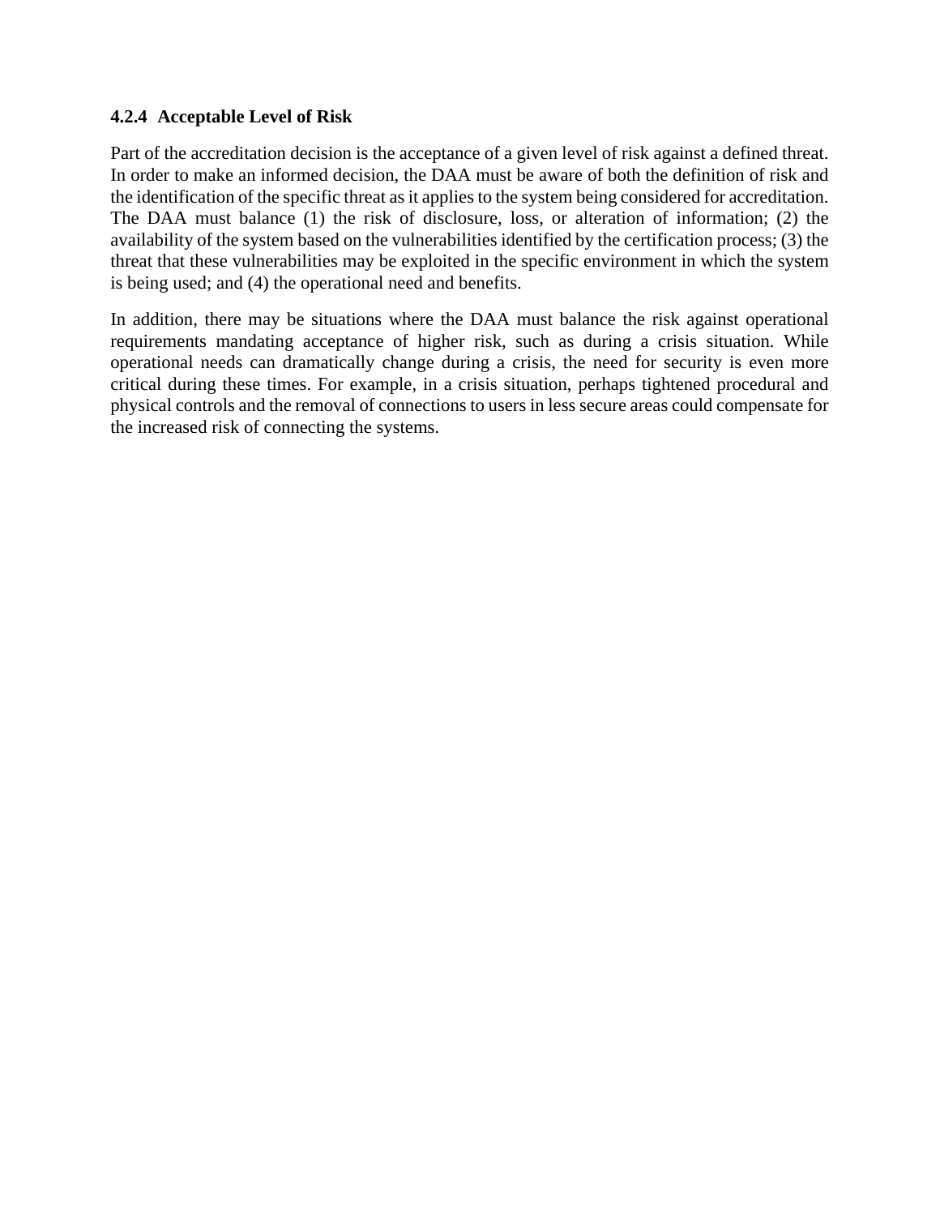#### 4.2.4 Acceptable Level of Risk

Part of the accreditation decision is the acceptance of a given level of risk against a defined threat. In order to make an informed decision, the DAA must be aware of both the definition of risk and the identification of the specific threat as it applies to the system being considered for accreditation. The DAA must balance (1) the risk of disclosure, loss, or alteration of information; (2) the availability of the system based on the vulnerabilities identified by the certification process; (3) the threat that these vulnerabilities may be exploited in the specific environment in which the system is being used; and (4) the operational need and benefits.

In addition, there may be situations where the DAA must balance the risk against operational requirements mandating acceptance of higher risk, such as during a crisis situation. While operational needs can dramatically change during a crisis, the need for security is even more critical during these times. For example, in a crisis situation, perhaps tightened procedural and physical controls and the removal of connections to users in less secure areas could compensate for the increased risk of connecting the systems.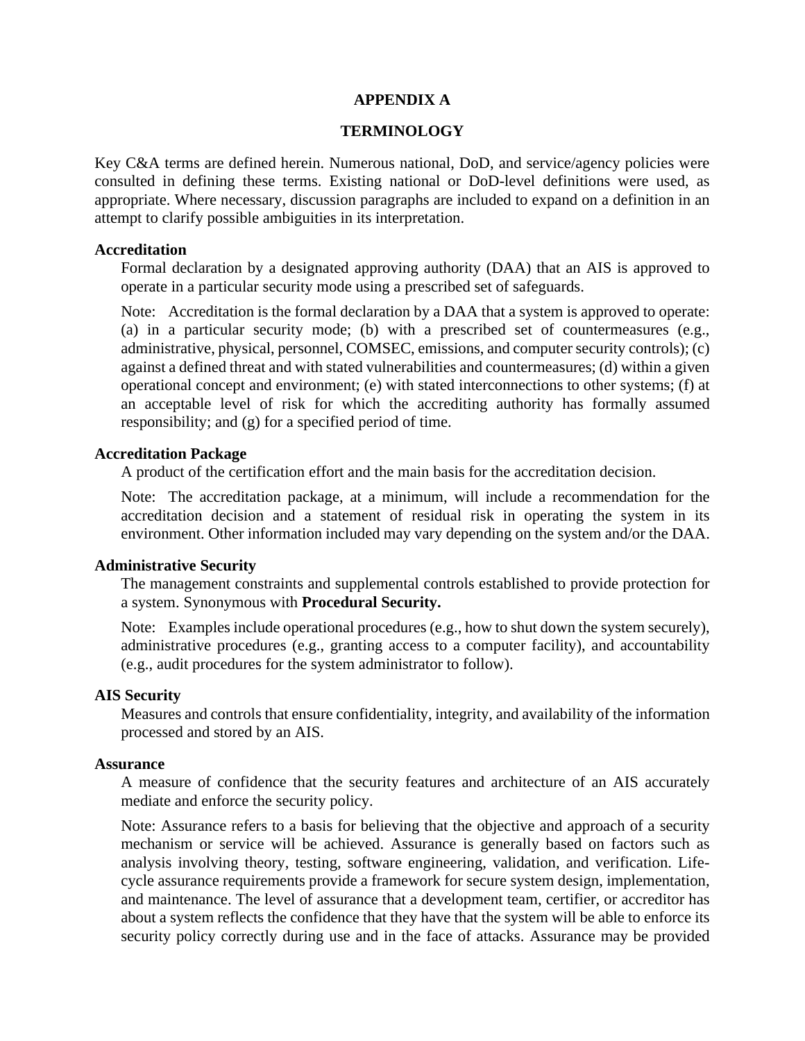# APPENDIX A

## TERMINOLOGY

Key C&A terms are defined herein. Numerous national, DoD, and service/agency policies were consulted in defining these terms. Existing national or DoD-level definitions were used, as appropriate. Where necessary, discussion paragraphs are included to expand on a definition in an attempt to clarify possible ambiguities in its interpretation.

**Accreditation**

Formal declaration by a designated approving authority (DAA) that an AIS is approved to operate in a particular security mode using a prescribed set of safeguards.

Note: Accreditation is the formal declaration by a DAA that a system is approved to operate: (a) in a particular security mode; (b) with a prescribed set of countermeasures (e.g., administrative, physical, personnel, COMSEC, emissions, and computer security controls); (c) against a defined threat and with stated vulnerabilities and countermeasures; (d) within a given operational concept and environment; (e) with stated interconnections to other systems; (f) at an acceptable level of risk for which the accrediting authority has formally assumed responsibility; and (g) for a specified period of time.

**Accreditation Package**

A product of the certification effort and the main basis for the accreditation decision.

Note: The accreditation package, at a minimum, will include a recommendation for the accreditation decision and a statement of residual risk in operating the system in its environment. Other information included may vary depending on the system and/or the DAA.

**Administrative Security**

The management constraints and supplemental controls established to provide protection for a system. Synonymous with **Procedural Security.**

Note: Examples include operational procedures (e.g., how to shut down the system securely), administrative procedures (e.g., granting access to a computer facility), and accountability (e.g., audit procedures for the system administrator to follow).

**AIS Security**

Measures and controls that ensure confidentiality, integrity, and availability of the information processed and stored by an AIS.

**Assurance**

A measure of confidence that the security features and architecture of an AIS accurately mediate and enforce the security policy.

Note: Assurance refers to a basis for believing that the objective and approach of a security mechanism or service will be achieved. Assurance is generally based on factors such as analysis involving theory, testing, software engineering, validation, and verification. Life-cycle assurance requirements provide a framework for secure system design, implementation, and maintenance. The level of assurance that a development team, certifier, or accreditor has about a system reflects the confidence that they have that the system will be able to enforce its security policy correctly during use and in the face of attacks. Assurance may be provided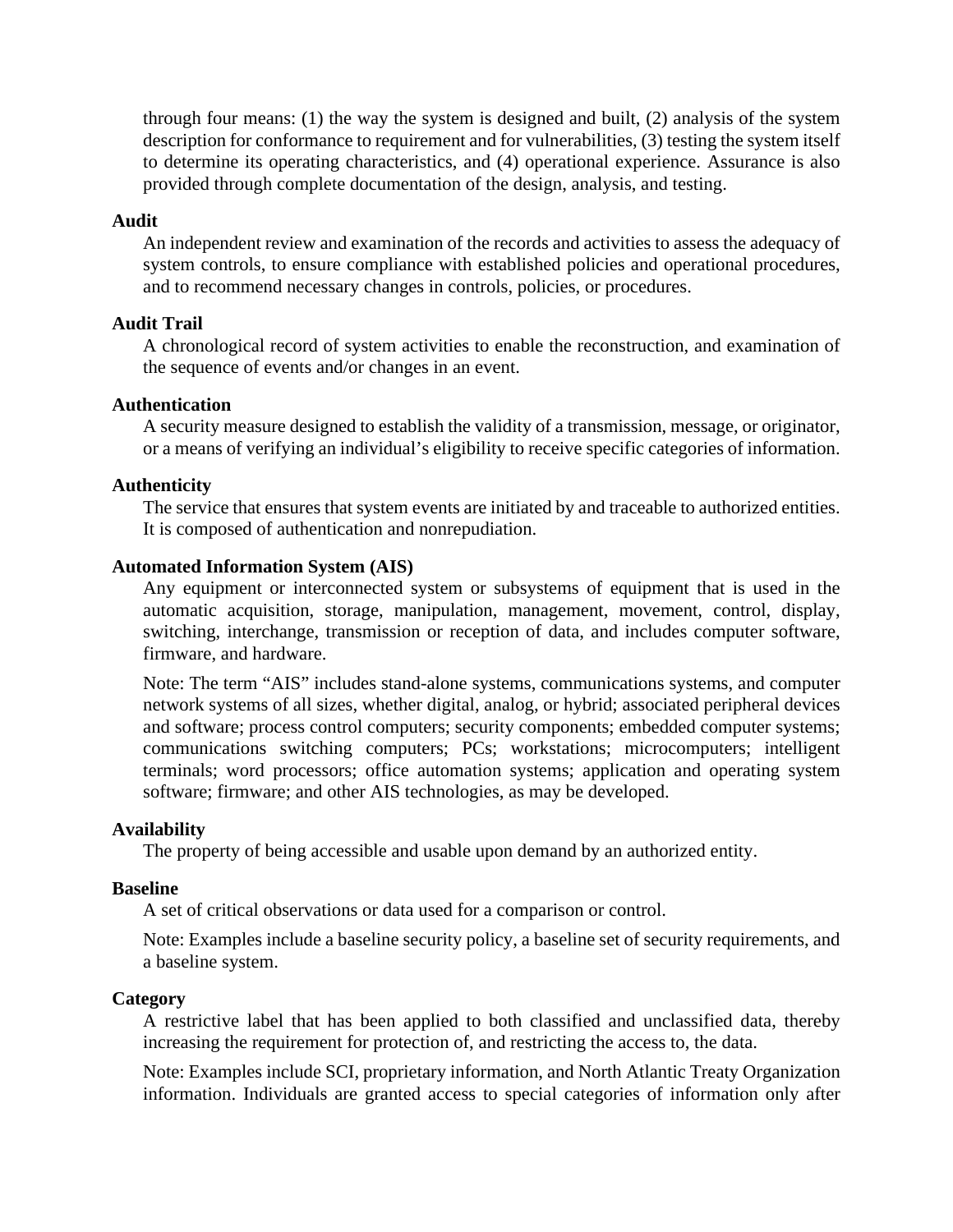through four means: (1) the way the system is designed and built, (2) analysis of the system description for conformance to requirement and for vulnerabilities, (3) testing the system itself to determine its operating characteristics, and (4) operational experience. Assurance is also provided through complete documentation of the design, analysis, and testing.

**Audit**

An independent review and examination of the records and activities to assess the adequacy of system controls, to ensure compliance with established policies and operational procedures, and to recommend necessary changes in controls, policies, or procedures.

**Audit Trail**

A chronological record of system activities to enable the reconstruction, and examination of the sequence of events and/or changes in an event.

**Authentication**

A security measure designed to establish the validity of a transmission, message, or originator, or a means of verifying an individual's eligibility to receive specific categories of information.

**Authenticity**

The service that ensures that system events are initiated by and traceable to authorized entities. It is composed of authentication and nonrepudiation.

**Automated Information System (AIS)**

Any equipment or interconnected system or subsystems of equipment that is used in the automatic acquisition, storage, manipulation, management, movement, control, display, switching, interchange, transmission or reception of data, and includes computer software, firmware, and hardware.

Note: The term "AIS" includes stand-alone systems, communications systems, and computer network systems of all sizes, whether digital, analog, or hybrid; associated peripheral devices and software; process control computers; security components; embedded computer systems; communications switching computers; PCs; workstations; microcomputers; intelligent terminals; word processors; office automation systems; application and operating system software; firmware; and other AIS technologies, as may be developed.

**Availability**

The property of being accessible and usable upon demand by an authorized entity.

**Baseline**

A set of critical observations or data used for a comparison or control.

Note: Examples include a baseline security policy, a baseline set of security requirements, and a baseline system.

**Category**

A restrictive label that has been applied to both classified and unclassified data, thereby increasing the requirement for protection of, and restricting the access to, the data.

Note: Examples include SCI, proprietary information, and North Atlantic Treaty Organization information. Individuals are granted access to special categories of information only after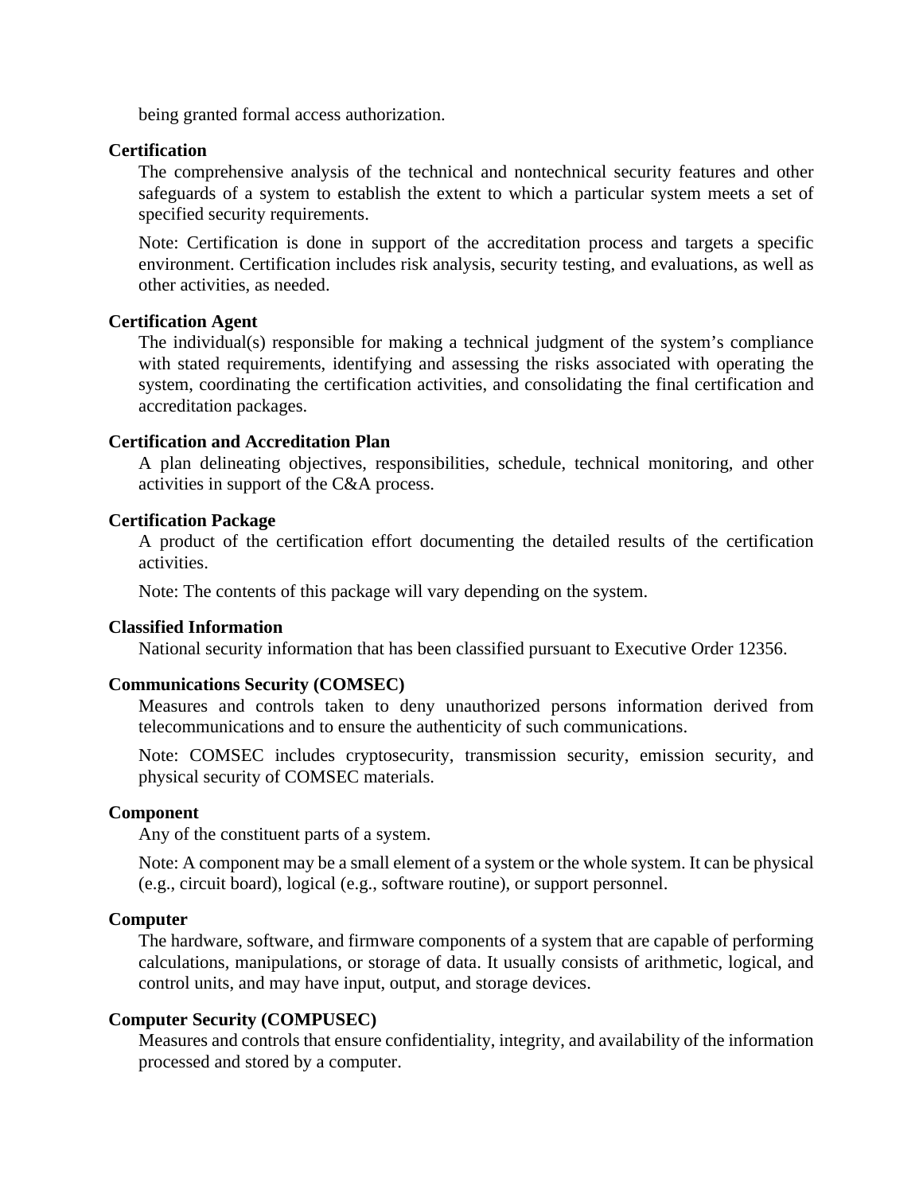being granted formal access authorization.

**Certification**

The comprehensive analysis of the technical and nontechnical security features and other safeguards of a system to establish the extent to which a particular system meets a set of specified security requirements.

Note: Certification is done in support of the accreditation process and targets a specific environment. Certification includes risk analysis, security testing, and evaluations, as well as other activities, as needed.

**Certification Agent**

The individual(s) responsible for making a technical judgment of the system's compliance with stated requirements, identifying and assessing the risks associated with operating the system, coordinating the certification activities, and consolidating the final certification and accreditation packages.

**Certification and Accreditation Plan**

A plan delineating objectives, responsibilities, schedule, technical monitoring, and other activities in support of the C&A process.

**Certification Package**

A product of the certification effort documenting the detailed results of the certification activities.

Note: The contents of this package will vary depending on the system.

**Classified Information**

National security information that has been classified pursuant to Executive Order 12356.

**Communications Security (COMSEC)**

Measures and controls taken to deny unauthorized persons information derived from telecommunications and to ensure the authenticity of such communications.

Note: COMSEC includes cryptosecurity, transmission security, emission security, and physical security of COMSEC materials.

**Component**

Any of the constituent parts of a system.

Note: A component may be a small element of a system or the whole system. It can be physical (e.g., circuit board), logical (e.g., software routine), or support personnel.

**Computer**

The hardware, software, and firmware components of a system that are capable of performing calculations, manipulations, or storage of data. It usually consists of arithmetic, logical, and control units, and may have input, output, and storage devices.

**Computer Security (COMPUSEC)**

Measures and controls that ensure confidentiality, integrity, and availability of the information processed and stored by a computer.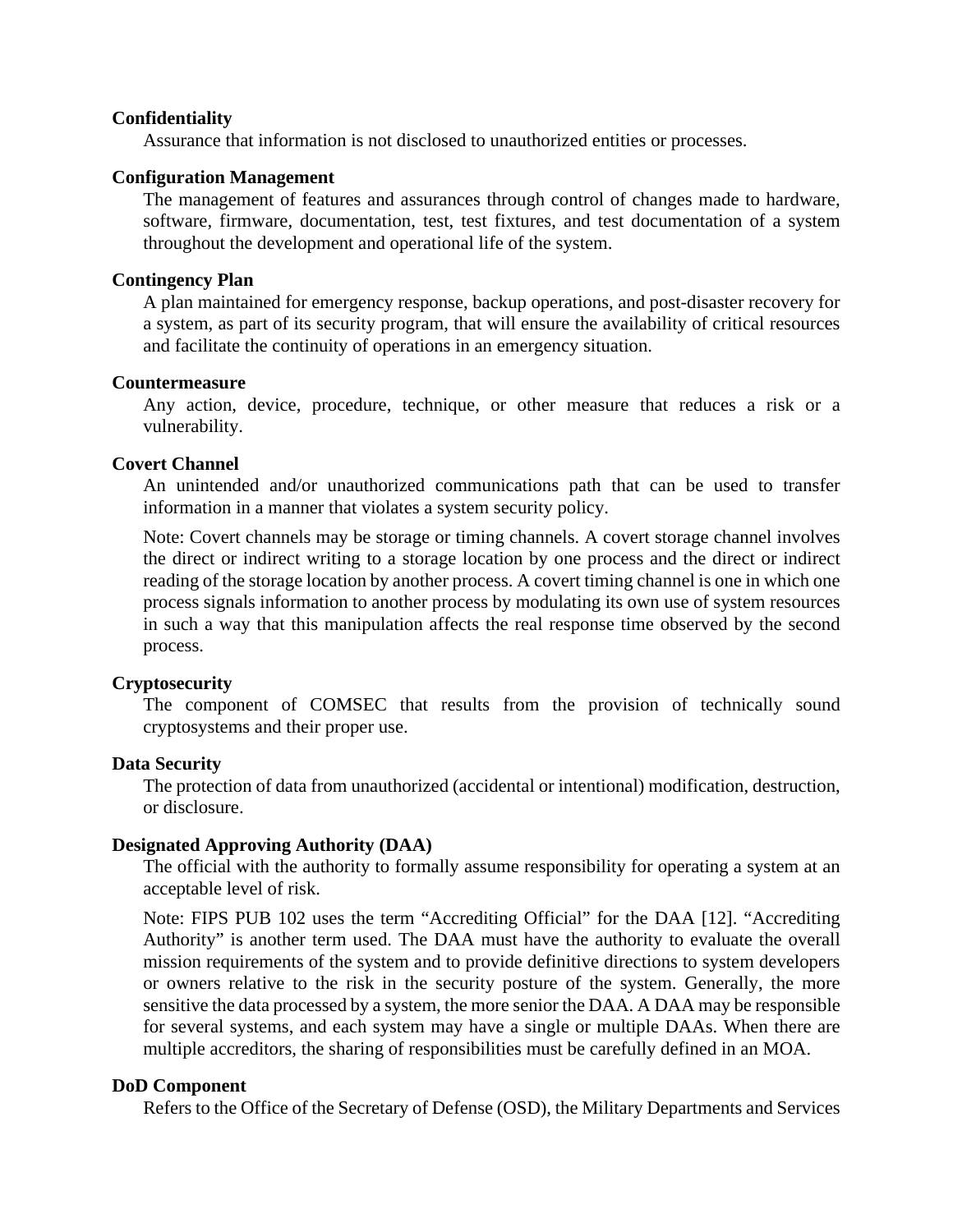**Confidentiality**

Assurance that information is not disclosed to unauthorized entities or processes.

**Configuration Management**

The management of features and assurances through control of changes made to hardware, software, firmware, documentation, test, test fixtures, and test documentation of a system throughout the development and operational life of the system.

**Contingency Plan**

A plan maintained for emergency response, backup operations, and post-disaster recovery for a system, as part of its security program, that will ensure the availability of critical resources and facilitate the continuity of operations in an emergency situation.

**Countermeasure**

Any action, device, procedure, technique, or other measure that reduces a risk or a vulnerability.

**Covert Channel**

An unintended and/or unauthorized communications path that can be used to transfer information in a manner that violates a system security policy.

Note: Covert channels may be storage or timing channels. A covert storage channel involves the direct or indirect writing to a storage location by one process and the direct or indirect reading of the storage location by another process. A covert timing channel is one in which one process signals information to another process by modulating its own use of system resources in such a way that this manipulation affects the real response time observed by the second process.

**Cryptosecurity**

The component of COMSEC that results from the provision of technically sound cryptosystems and their proper use.

**Data Security**

The protection of data from unauthorized (accidental or intentional) modification, destruction, or disclosure.

**Designated Approving Authority (DAA)**

The official with the authority to formally assume responsibility for operating a system at an acceptable level of risk.

Note: FIPS PUB 102 uses the term "Accrediting Official" for the DAA [12]. "Accrediting Authority" is another term used. The DAA must have the authority to evaluate the overall mission requirements of the system and to provide definitive directions to system developers or owners relative to the risk in the security posture of the system. Generally, the more sensitive the data processed by a system, the more senior the DAA. A DAA may be responsible for several systems, and each system may have a single or multiple DAAs. When there are multiple accreditors, the sharing of responsibilities must be carefully defined in an MOA.

**DoD Component**

Refers to the Office of the Secretary of Defense (OSD), the Military Departments and Services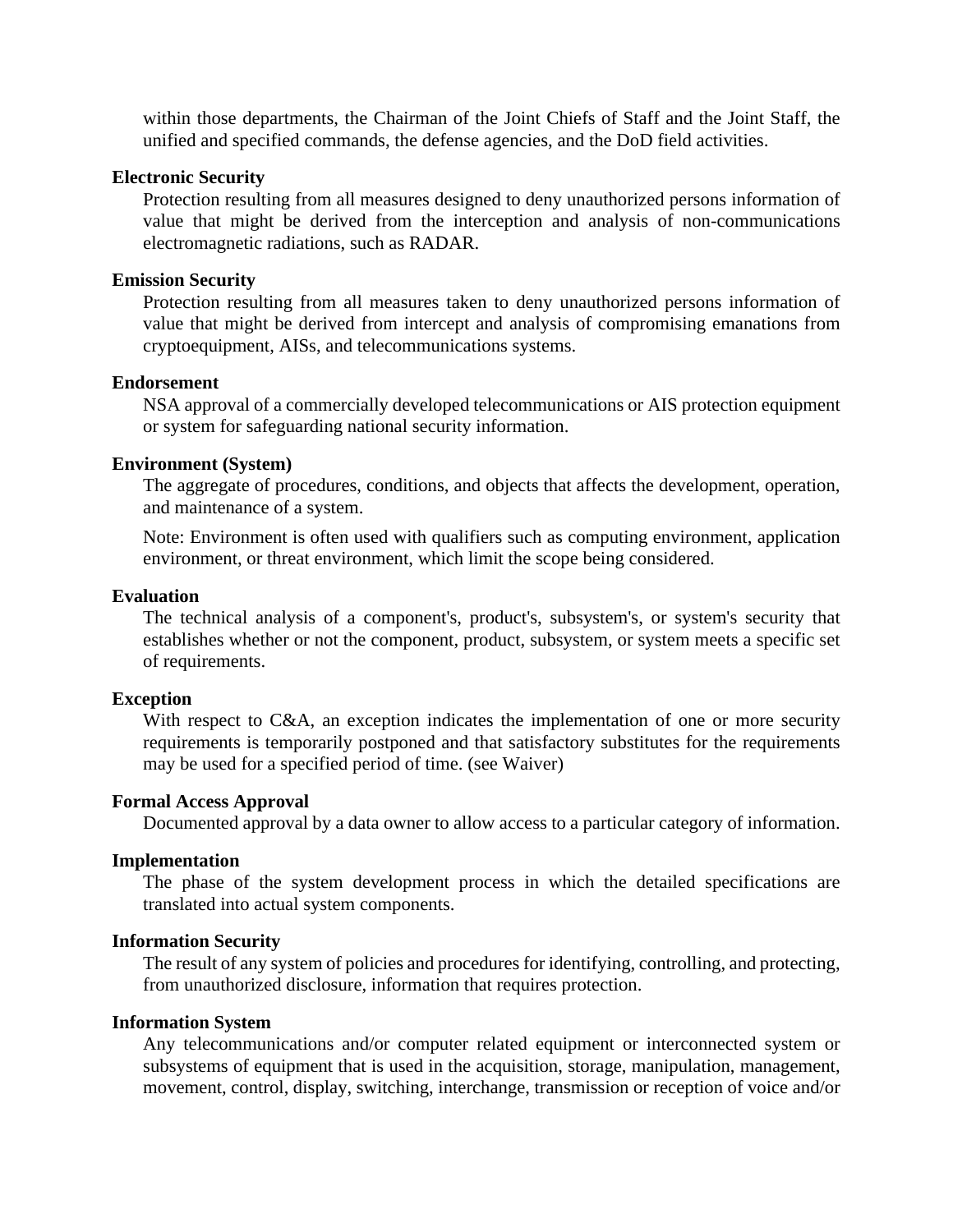within those departments, the Chairman of the Joint Chiefs of Staff and the Joint Staff, the unified and specified commands, the defense agencies, and the DoD field activities.

**Electronic Security**

Protection resulting from all measures designed to deny unauthorized persons information of value that might be derived from the interception and analysis of non-communications electromagnetic radiations, such as RADAR.

**Emission Security**

Protection resulting from all measures taken to deny unauthorized persons information of value that might be derived from intercept and analysis of compromising emanations from cryptoequipment, AISs, and telecommunications systems.

**Endorsement**

NSA approval of a commercially developed telecommunications or AIS protection equipment or system for safeguarding national security information.

**Environment (System)**

The aggregate of procedures, conditions, and objects that affects the development, operation, and maintenance of a system.

Note: Environment is often used with qualifiers such as computing environment, application environment, or threat environment, which limit the scope being considered.

**Evaluation**

The technical analysis of a component's, product's, subsystem's, or system's security that establishes whether or not the component, product, subsystem, or system meets a specific set of requirements.

**Exception**

With respect to C&A, an exception indicates the implementation of one or more security requirements is temporarily postponed and that satisfactory substitutes for the requirements may be used for a specified period of time. (see Waiver)

**Formal Access Approval**

Documented approval by a data owner to allow access to a particular category of information.

**Implementation**

The phase of the system development process in which the detailed specifications are translated into actual system components.

**Information Security**

The result of any system of policies and procedures for identifying, controlling, and protecting, from unauthorized disclosure, information that requires protection.

**Information System**

Any telecommunications and/or computer related equipment or interconnected system or subsystems of equipment that is used in the acquisition, storage, manipulation, management, movement, control, display, switching, interchange, transmission or reception of voice and/or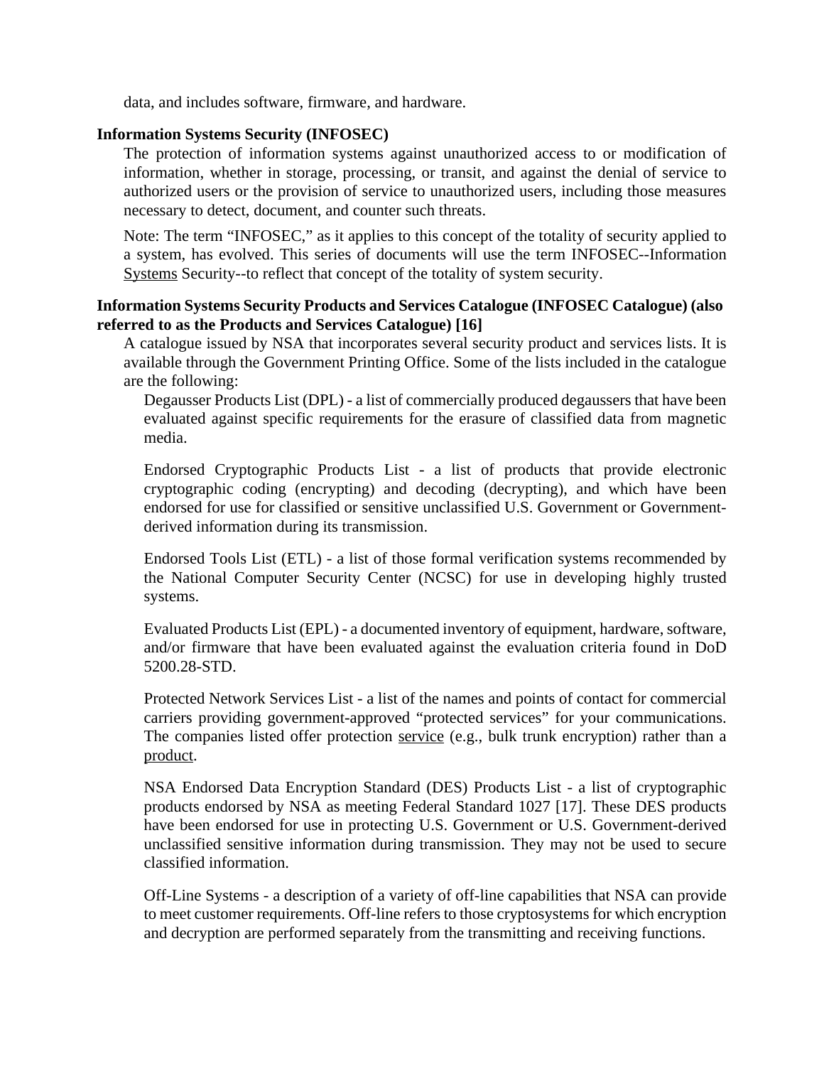data, and includes software, firmware, and hardware.

**Information Systems Security (INFOSEC)**

The protection of information systems against unauthorized access to or modification of information, whether in storage, processing, or transit, and against the denial of service to authorized users or the provision of service to unauthorized users, including those measures necessary to detect, document, and counter such threats.

Note: The term "INFOSEC," as it applies to this concept of the totality of security applied to a system, has evolved. This series of documents will use the term INFOSEC--Information Systems Security--to reflect that concept of the totality of system security.

**Information Systems Security Products and Services Catalogue (INFOSEC Catalogue) (also referred to as the Products and Services Catalogue) [16]**

A catalogue issued by NSA that incorporates several security product and services lists. It is available through the Government Printing Office. Some of the lists included in the catalogue are the following:

Degausser Products List (DPL) - a list of commercially produced degaussers that have been evaluated against specific requirements for the erasure of classified data from magnetic media.

Endorsed Cryptographic Products List - a list of products that provide electronic cryptographic coding (encrypting) and decoding (decrypting), and which have been endorsed for use for classified or sensitive unclassified U.S. Government or Government-derived information during its transmission.

Endorsed Tools List (ETL) - a list of those formal verification systems recommended by the National Computer Security Center (NCSC) for use in developing highly trusted systems.

Evaluated Products List (EPL) - a documented inventory of equipment, hardware, software, and/or firmware that have been evaluated against the evaluation criteria found in DoD 5200.28-STD.

Protected Network Services List - a list of the names and points of contact for commercial carriers providing government-approved "protected services" for your communications. The companies listed offer protection service (e.g., bulk trunk encryption) rather than a product.

NSA Endorsed Data Encryption Standard (DES) Products List - a list of cryptographic products endorsed by NSA as meeting Federal Standard 1027 [17]. These DES products have been endorsed for use in protecting U.S. Government or U.S. Government-derived unclassified sensitive information during transmission. They may not be used to secure classified information.

Off-Line Systems - a description of a variety of off-line capabilities that NSA can provide to meet customer requirements. Off-line refers to those cryptosystems for which encryption and decryption are performed separately from the transmitting and receiving functions.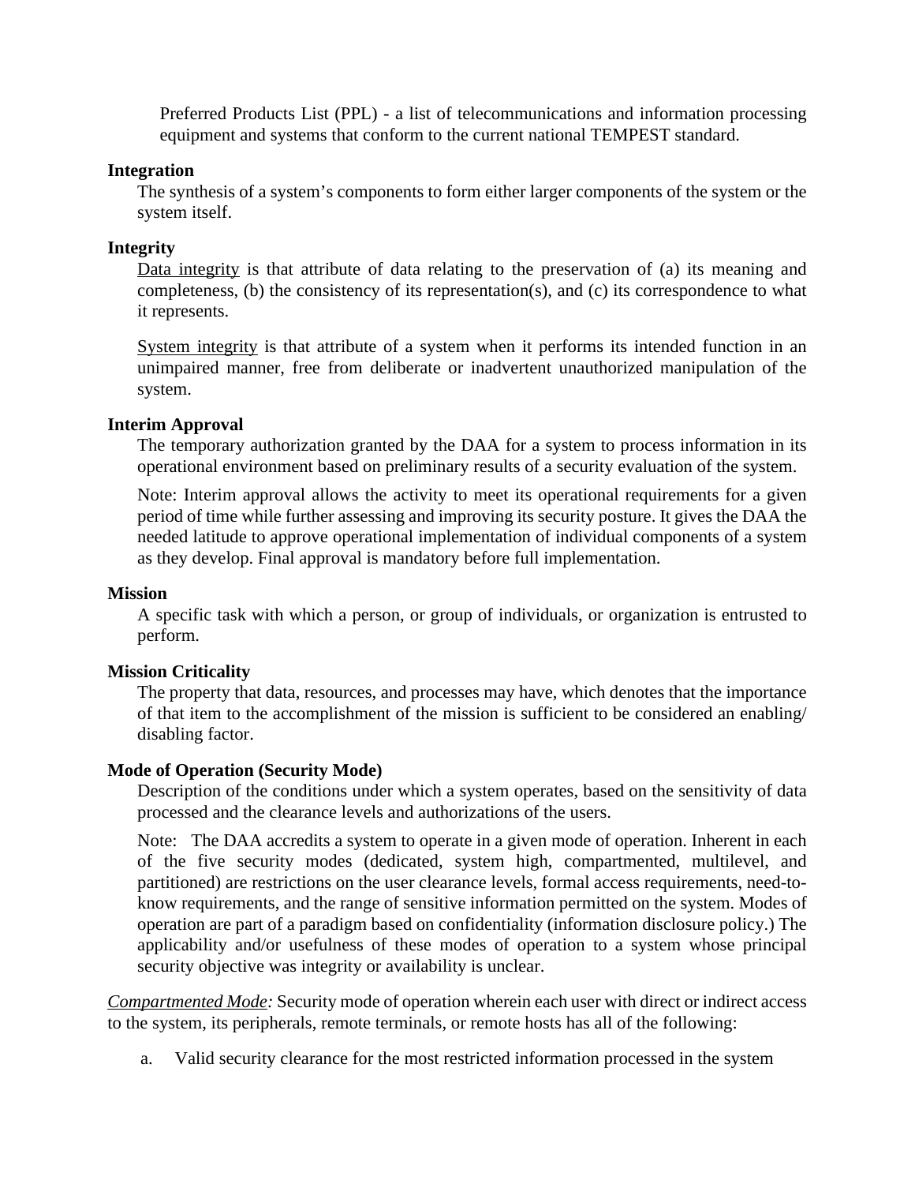Preferred Products List (PPL) - a list of telecommunications and information processing equipment and systems that conform to the current national TEMPEST standard.

**Integration**

The synthesis of a system's components to form either larger components of the system or the system itself.

**Integrity**

Data integrity is that attribute of data relating to the preservation of (a) its meaning and completeness, (b) the consistency of its representation(s), and (c) its correspondence to what it represents.

System integrity is that attribute of a system when it performs its intended function in an unimpaired manner, free from deliberate or inadvertent unauthorized manipulation of the system.

**Interim Approval**

The temporary authorization granted by the DAA for a system to process information in its operational environment based on preliminary results of a security evaluation of the system.

Note: Interim approval allows the activity to meet its operational requirements for a given period of time while further assessing and improving its security posture. It gives the DAA the needed latitude to approve operational implementation of individual components of a system as they develop. Final approval is mandatory before full implementation.

**Mission**

A specific task with which a person, or group of individuals, or organization is entrusted to perform.

**Mission Criticality**

The property that data, resources, and processes may have, which denotes that the importance of that item to the accomplishment of the mission is sufficient to be considered an enabling/ disabling factor.

**Mode of Operation (Security Mode)**

Description of the conditions under which a system operates, based on the sensitivity of data processed and the clearance levels and authorizations of the users.

Note: The DAA accredits a system to operate in a given mode of operation. Inherent in each of the five security modes (dedicated, system high, compartmented, multilevel, and partitioned) are restrictions on the user clearance levels, formal access requirements, need-to-know requirements, and the range of sensitive information permitted on the system. Modes of operation are part of a paradigm based on confidentiality (information disclosure policy.) The applicability and/or usefulness of these modes of operation to a system whose principal security objective was integrity or availability is unclear.

*Compartmented Mode:* Security mode of operation wherein each user with direct or indirect access to the system, its peripherals, remote terminals, or remote hosts has all of the following:

a. Valid security clearance for the most restricted information processed in the system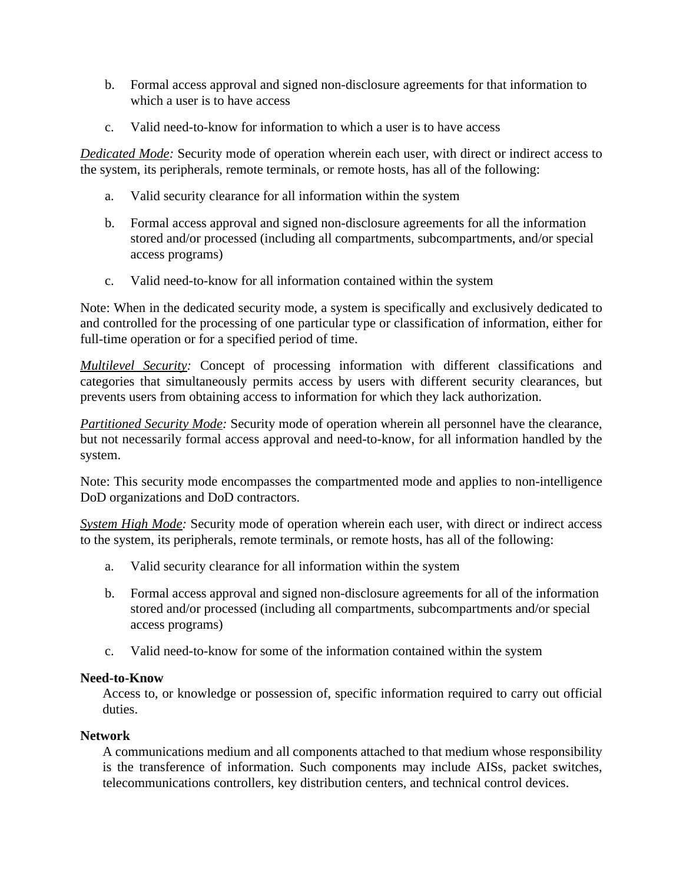b. Formal access approval and signed non-disclosure agreements for that information to which a user is to have access

c. Valid need-to-know for information to which a user is to have access

*<u>Dedicated Mode</u>:* Security mode of operation wherein each user, with direct or indirect access to the system, its peripherals, remote terminals, or remote hosts, has all of the following:

a. Valid security clearance for all information within the system

b. Formal access approval and signed non-disclosure agreements for all the information stored and/or processed (including all compartments, subcompartments, and/or special access programs)

c. Valid need-to-know for all information contained within the system

Note: When in the dedicated security mode, a system is specifically and exclusively dedicated to and controlled for the processing of one particular type or classification of information, either for full-time operation or for a specified period of time.

*<u>Multilevel Security</u>:* Concept of processing information with different classifications and categories that simultaneously permits access by users with different security clearances, but prevents users from obtaining access to information for which they lack authorization.

*<u>Partitioned Security Mode</u>:* Security mode of operation wherein all personnel have the clearance, but not necessarily formal access approval and need-to-know, for all information handled by the system.

Note: This security mode encompasses the compartmented mode and applies to non-intelligence DoD organizations and DoD contractors.

*<u>System High Mode</u>:* Security mode of operation wherein each user, with direct or indirect access to the system, its peripherals, remote terminals, or remote hosts, has all of the following:

a. Valid security clearance for all information within the system

b. Formal access approval and signed non-disclosure agreements for all of the information stored and/or processed (including all compartments, subcompartments and/or special access programs)

c. Valid need-to-know for some of the information contained within the system

**Need-to-Know**

Access to, or knowledge or possession of, specific information required to carry out official duties.

**Network**

A communications medium and all components attached to that medium whose responsibility is the transference of information. Such components may include AISs, packet switches, telecommunications controllers, key distribution centers, and technical control devices.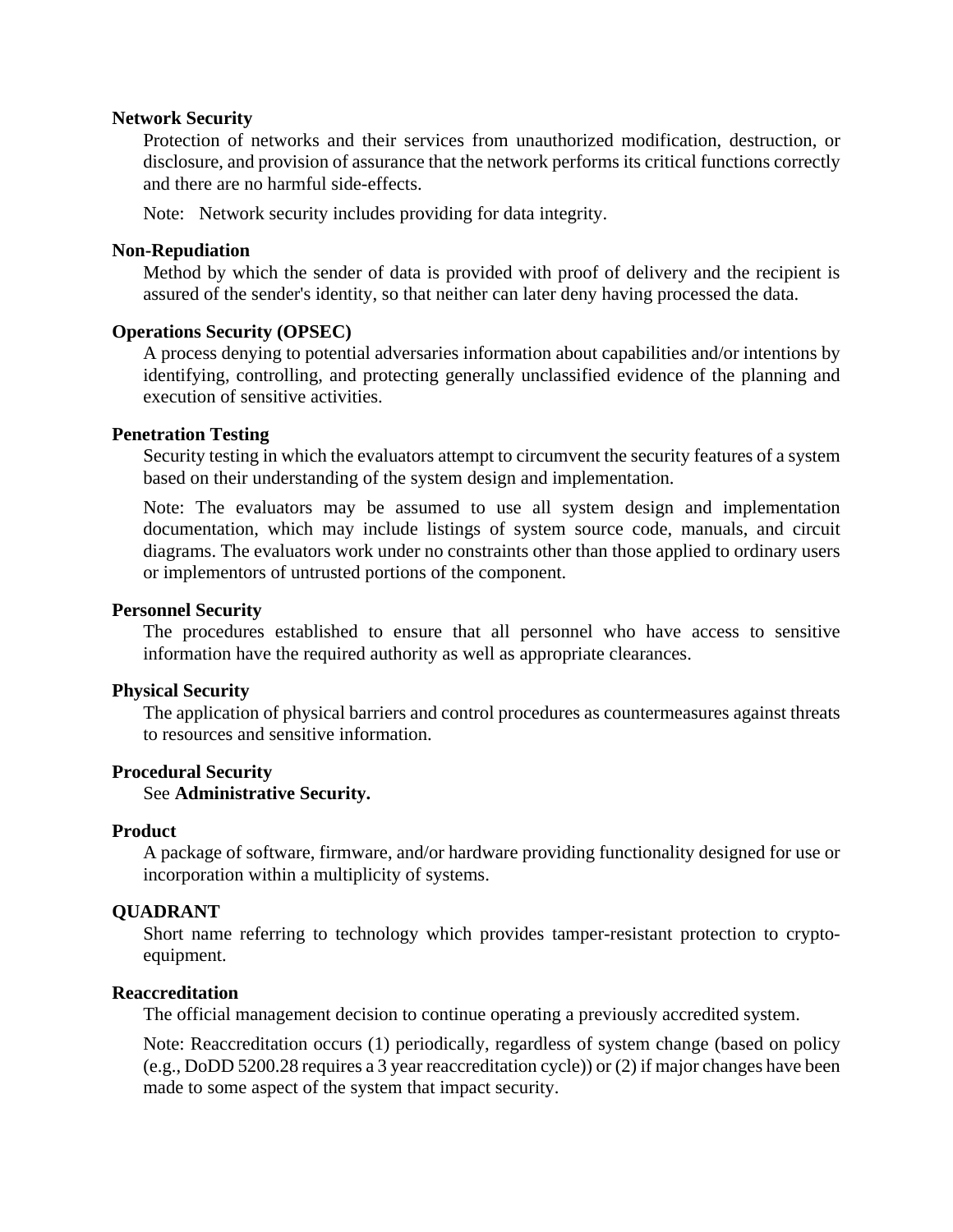**Network Security**

Protection of networks and their services from unauthorized modification, destruction, or disclosure, and provision of assurance that the network performs its critical functions correctly and there are no harmful side-effects.

Note: Network security includes providing for data integrity.

**Non-Repudiation**

Method by which the sender of data is provided with proof of delivery and the recipient is assured of the sender's identity, so that neither can later deny having processed the data.

**Operations Security (OPSEC)**

A process denying to potential adversaries information about capabilities and/or intentions by identifying, controlling, and protecting generally unclassified evidence of the planning and execution of sensitive activities.

**Penetration Testing**

Security testing in which the evaluators attempt to circumvent the security features of a system based on their understanding of the system design and implementation.

Note: The evaluators may be assumed to use all system design and implementation documentation, which may include listings of system source code, manuals, and circuit diagrams. The evaluators work under no constraints other than those applied to ordinary users or implementors of untrusted portions of the component.

**Personnel Security**

The procedures established to ensure that all personnel who have access to sensitive information have the required authority as well as appropriate clearances.

**Physical Security**

The application of physical barriers and control procedures as countermeasures against threats to resources and sensitive information.

**Procedural Security**

See **Administrative Security.**

**Product**

A package of software, firmware, and/or hardware providing functionality designed for use or incorporation within a multiplicity of systems.

**QUADRANT**

Short name referring to technology which provides tamper-resistant protection to crypto-equipment.

**Reaccreditation**

The official management decision to continue operating a previously accredited system.

Note: Reaccreditation occurs (1) periodically, regardless of system change (based on policy (e.g., DoDD 5200.28 requires a 3 year reaccreditation cycle)) or (2) if major changes have been made to some aspect of the system that impact security.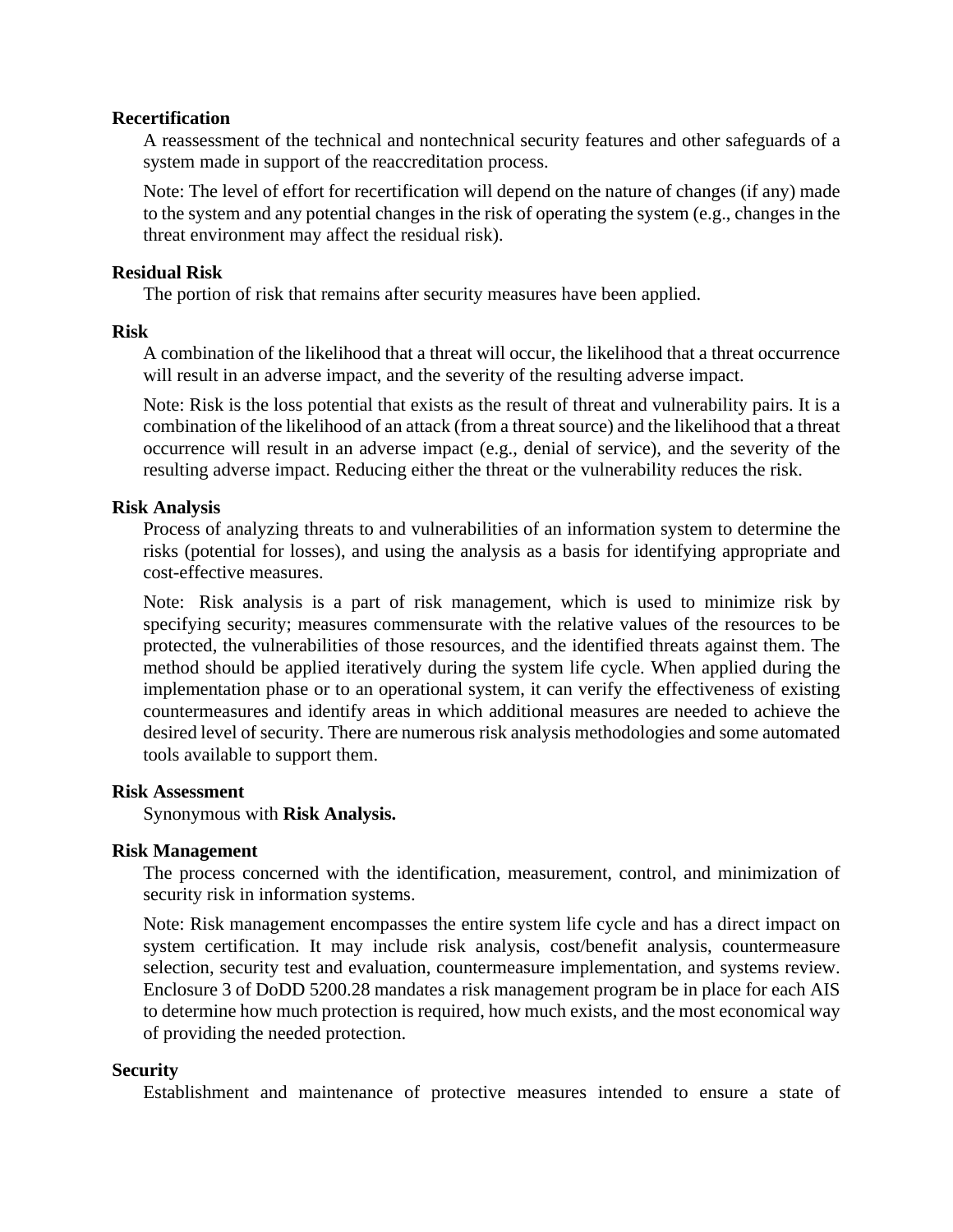**Recertification**

A reassessment of the technical and nontechnical security features and other safeguards of a system made in support of the reaccreditation process.

Note: The level of effort for recertification will depend on the nature of changes (if any) made to the system and any potential changes in the risk of operating the system (e.g., changes in the threat environment may affect the residual risk).

**Residual Risk**

The portion of risk that remains after security measures have been applied.

**Risk**

A combination of the likelihood that a threat will occur, the likelihood that a threat occurrence will result in an adverse impact, and the severity of the resulting adverse impact.

Note: Risk is the loss potential that exists as the result of threat and vulnerability pairs. It is a combination of the likelihood of an attack (from a threat source) and the likelihood that a threat occurrence will result in an adverse impact (e.g., denial of service), and the severity of the resulting adverse impact. Reducing either the threat or the vulnerability reduces the risk.

**Risk Analysis**

Process of analyzing threats to and vulnerabilities of an information system to determine the risks (potential for losses), and using the analysis as a basis for identifying appropriate and cost-effective measures.

Note: Risk analysis is a part of risk management, which is used to minimize risk by specifying security; measures commensurate with the relative values of the resources to be protected, the vulnerabilities of those resources, and the identified threats against them. The method should be applied iteratively during the system life cycle. When applied during the implementation phase or to an operational system, it can verify the effectiveness of existing countermeasures and identify areas in which additional measures are needed to achieve the desired level of security. There are numerous risk analysis methodologies and some automated tools available to support them.

**Risk Assessment**

Synonymous with **Risk Analysis.**

**Risk Management**

The process concerned with the identification, measurement, control, and minimization of security risk in information systems.

Note: Risk management encompasses the entire system life cycle and has a direct impact on system certification. It may include risk analysis, cost/benefit analysis, countermeasure selection, security test and evaluation, countermeasure implementation, and systems review. Enclosure 3 of DoDD 5200.28 mandates a risk management program be in place for each AIS to determine how much protection is required, how much exists, and the most economical way of providing the needed protection.

**Security**

Establishment and maintenance of protective measures intended to ensure a state of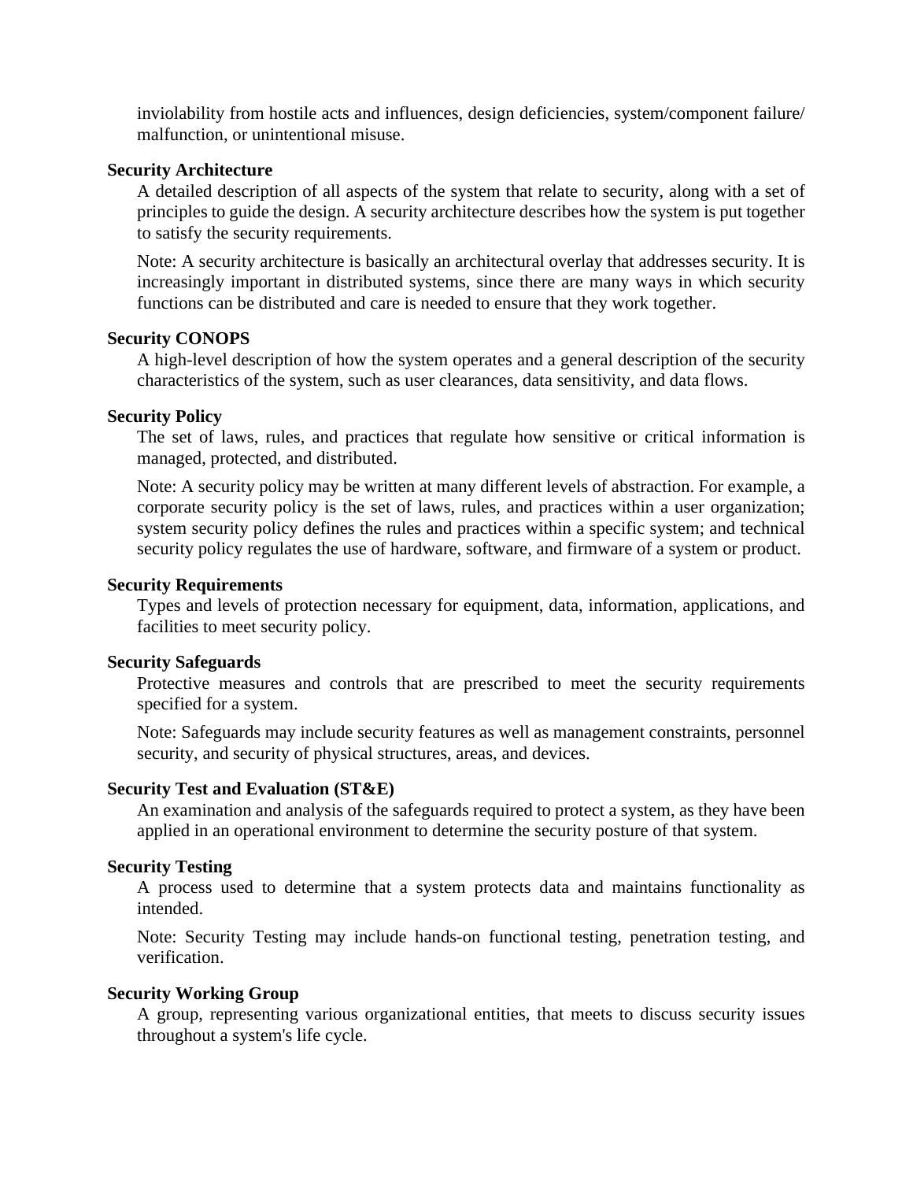inviolability from hostile acts and influences, design deficiencies, system/component failure/ malfunction, or unintentional misuse.

**Security Architecture**

A detailed description of all aspects of the system that relate to security, along with a set of principles to guide the design. A security architecture describes how the system is put together to satisfy the security requirements.

Note: A security architecture is basically an architectural overlay that addresses security. It is increasingly important in distributed systems, since there are many ways in which security functions can be distributed and care is needed to ensure that they work together.

**Security CONOPS**

A high-level description of how the system operates and a general description of the security characteristics of the system, such as user clearances, data sensitivity, and data flows.

**Security Policy**

The set of laws, rules, and practices that regulate how sensitive or critical information is managed, protected, and distributed.

Note: A security policy may be written at many different levels of abstraction. For example, a corporate security policy is the set of laws, rules, and practices within a user organization; system security policy defines the rules and practices within a specific system; and technical security policy regulates the use of hardware, software, and firmware of a system or product.

**Security Requirements**

Types and levels of protection necessary for equipment, data, information, applications, and facilities to meet security policy.

**Security Safeguards**

Protective measures and controls that are prescribed to meet the security requirements specified for a system.

Note: Safeguards may include security features as well as management constraints, personnel security, and security of physical structures, areas, and devices.

**Security Test and Evaluation (ST&E)**

An examination and analysis of the safeguards required to protect a system, as they have been applied in an operational environment to determine the security posture of that system.

**Security Testing**

A process used to determine that a system protects data and maintains functionality as intended.

Note: Security Testing may include hands-on functional testing, penetration testing, and verification.

**Security Working Group**

A group, representing various organizational entities, that meets to discuss security issues throughout a system's life cycle.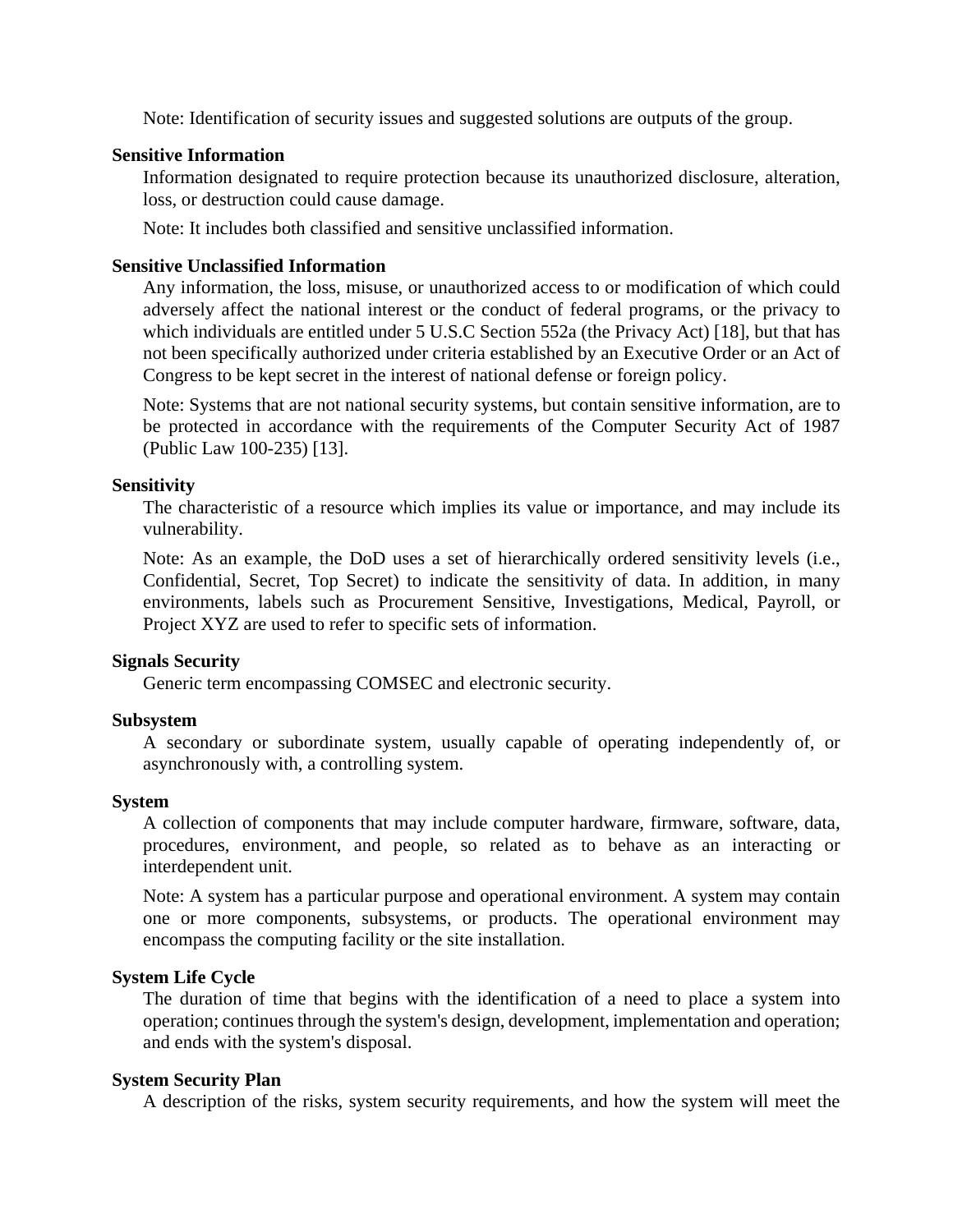Note: Identification of security issues and suggested solutions are outputs of the group.

**Sensitive Information**

Information designated to require protection because its unauthorized disclosure, alteration, loss, or destruction could cause damage.

Note: It includes both classified and sensitive unclassified information.

**Sensitive Unclassified Information**

Any information, the loss, misuse, or unauthorized access to or modification of which could adversely affect the national interest or the conduct of federal programs, or the privacy to which individuals are entitled under 5 U.S.C Section 552a (the Privacy Act) [18], but that has not been specifically authorized under criteria established by an Executive Order or an Act of Congress to be kept secret in the interest of national defense or foreign policy.

Note: Systems that are not national security systems, but contain sensitive information, are to be protected in accordance with the requirements of the Computer Security Act of 1987 (Public Law 100-235) [13].

**Sensitivity**

The characteristic of a resource which implies its value or importance, and may include its vulnerability.

Note: As an example, the DoD uses a set of hierarchically ordered sensitivity levels (i.e., Confidential, Secret, Top Secret) to indicate the sensitivity of data. In addition, in many environments, labels such as Procurement Sensitive, Investigations, Medical, Payroll, or Project XYZ are used to refer to specific sets of information.

**Signals Security**

Generic term encompassing COMSEC and electronic security.

**Subsystem**

A secondary or subordinate system, usually capable of operating independently of, or asynchronously with, a controlling system.

**System**

A collection of components that may include computer hardware, firmware, software, data, procedures, environment, and people, so related as to behave as an interacting or interdependent unit.

Note: A system has a particular purpose and operational environment. A system may contain one or more components, subsystems, or products. The operational environment may encompass the computing facility or the site installation.

**System Life Cycle**

The duration of time that begins with the identification of a need to place a system into operation; continues through the system's design, development, implementation and operation; and ends with the system's disposal.

**System Security Plan**

A description of the risks, system security requirements, and how the system will meet the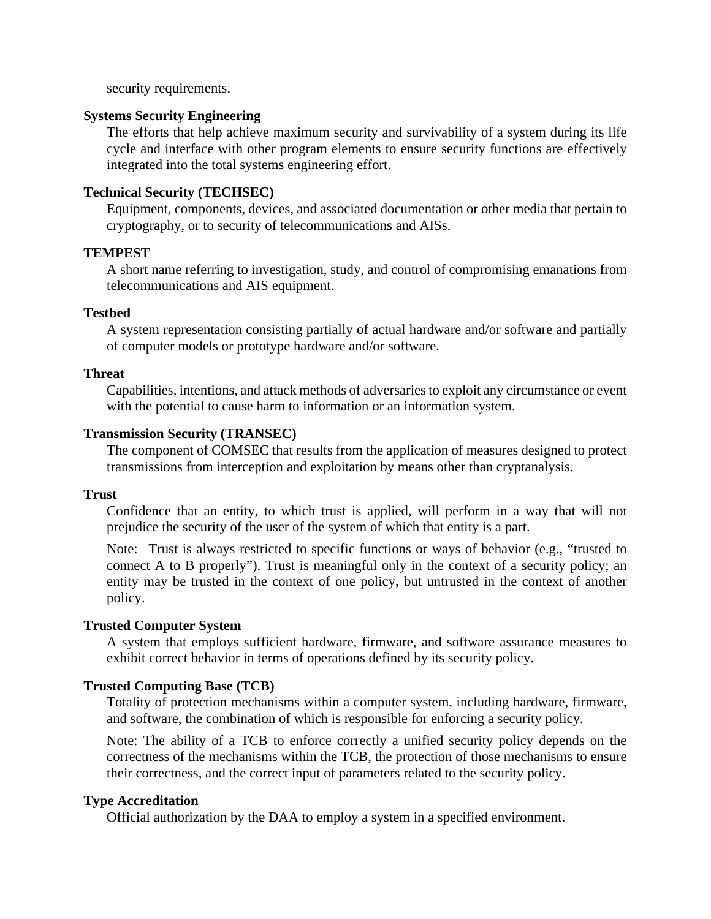security requirements.

**Systems Security Engineering**

The efforts that help achieve maximum security and survivability of a system during its life cycle and interface with other program elements to ensure security functions are effectively integrated into the total systems engineering effort.

**Technical Security (TECHSEC)**

Equipment, components, devices, and associated documentation or other media that pertain to cryptography, or to security of telecommunications and AISs.

**TEMPEST**

A short name referring to investigation, study, and control of compromising emanations from telecommunications and AIS equipment.

**Testbed**

A system representation consisting partially of actual hardware and/or software and partially of computer models or prototype hardware and/or software.

**Threat**

Capabilities, intentions, and attack methods of adversaries to exploit any circumstance or event with the potential to cause harm to information or an information system.

**Transmission Security (TRANSEC)**

The component of COMSEC that results from the application of measures designed to protect transmissions from interception and exploitation by means other than cryptanalysis.

**Trust**

Confidence that an entity, to which trust is applied, will perform in a way that will not prejudice the security of the user of the system of which that entity is a part.

Note: Trust is always restricted to specific functions or ways of behavior (e.g., "trusted to connect A to B properly"). Trust is meaningful only in the context of a security policy; an entity may be trusted in the context of one policy, but untrusted in the context of another policy.

**Trusted Computer System**

A system that employs sufficient hardware, firmware, and software assurance measures to exhibit correct behavior in terms of operations defined by its security policy.

**Trusted Computing Base (TCB)**

Totality of protection mechanisms within a computer system, including hardware, firmware, and software, the combination of which is responsible for enforcing a security policy.

Note: The ability of a TCB to enforce correctly a unified security policy depends on the correctness of the mechanisms within the TCB, the protection of those mechanisms to ensure their correctness, and the correct input of parameters related to the security policy.

**Type Accreditation**

Official authorization by the DAA to employ a system in a specified environment.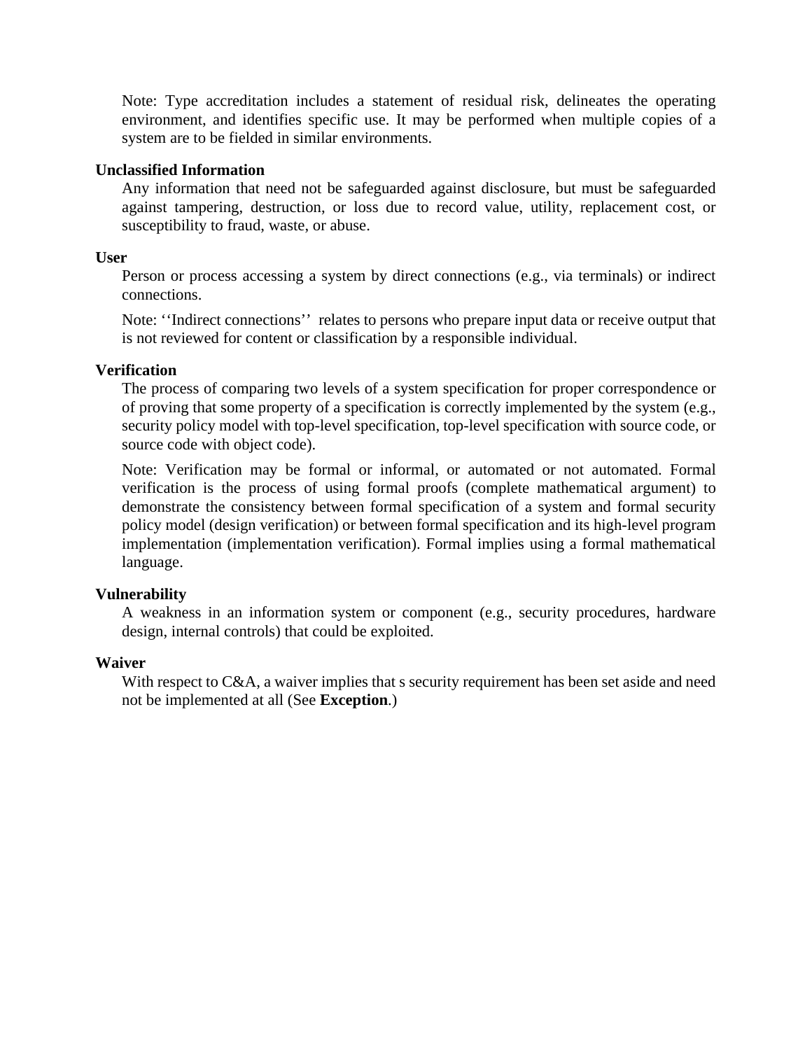Note: Type accreditation includes a statement of residual risk, delineates the operating environment, and identifies specific use. It may be performed when multiple copies of a system are to be fielded in similar environments.

**Unclassified Information**

Any information that need not be safeguarded against disclosure, but must be safeguarded against tampering, destruction, or loss due to record value, utility, replacement cost, or susceptibility to fraud, waste, or abuse.

**User**

Person or process accessing a system by direct connections (e.g., via terminals) or indirect connections.

Note: ‘‘Indirect connections’’ relates to persons who prepare input data or receive output that is not reviewed for content or classification by a responsible individual.

**Verification**

The process of comparing two levels of a system specification for proper correspondence or of proving that some property of a specification is correctly implemented by the system (e.g., security policy model with top-level specification, top-level specification with source code, or source code with object code).

Note: Verification may be formal or informal, or automated or not automated. Formal verification is the process of using formal proofs (complete mathematical argument) to demonstrate the consistency between formal specification of a system and formal security policy model (design verification) or between formal specification and its high-level program implementation (implementation verification). Formal implies using a formal mathematical language.

**Vulnerability**

A weakness in an information system or component (e.g., security procedures, hardware design, internal controls) that could be exploited.

**Waiver**

With respect to C&A, a waiver implies that s security requirement has been set aside and need not be implemented at all (See **Exception**.)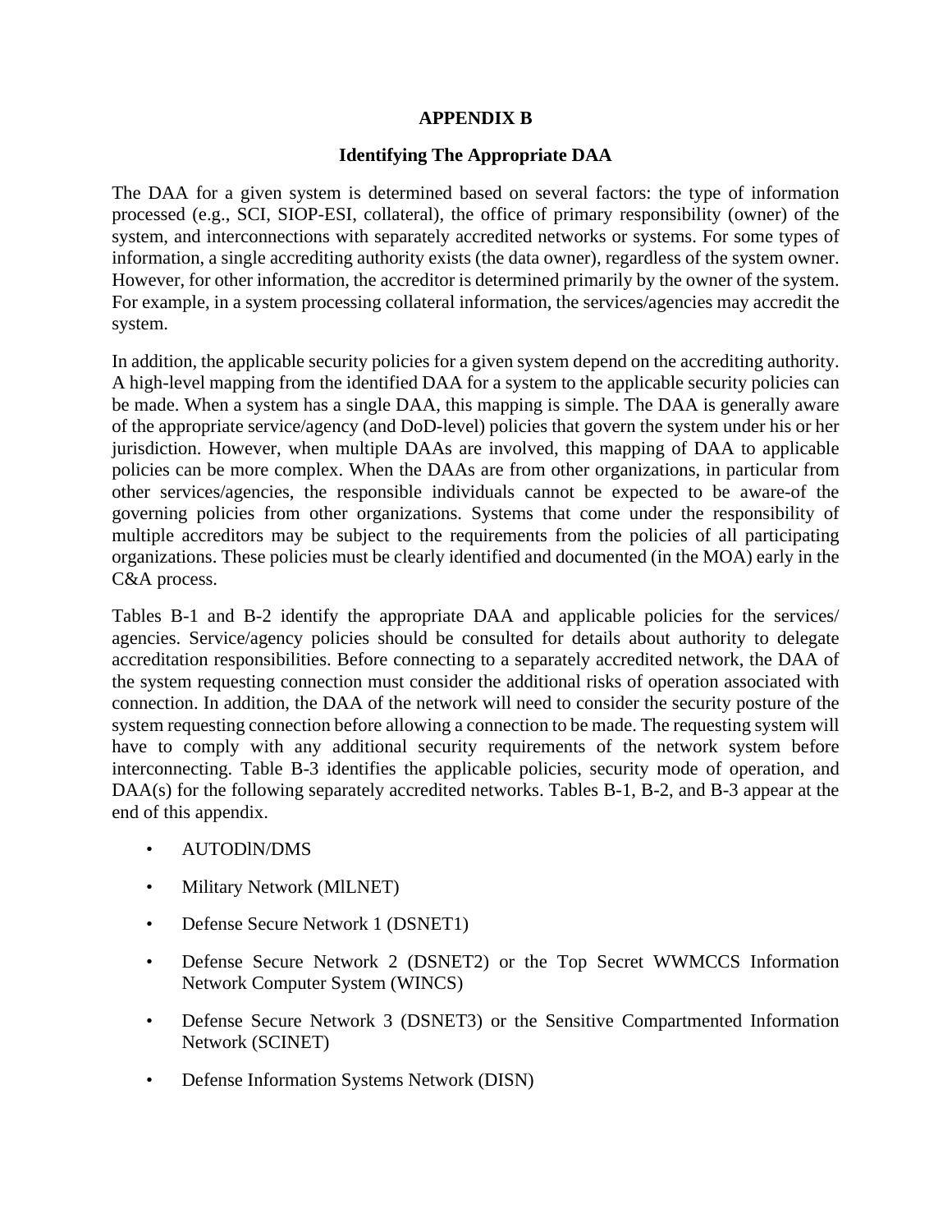# APPENDIX B

## Identifying The Appropriate DAA

The DAA for a given system is determined based on several factors: the type of information processed (e.g., SCI, SIOP-ESI, collateral), the office of primary responsibility (owner) of the system, and interconnections with separately accredited networks or systems. For some types of information, a single accrediting authority exists (the data owner), regardless of the system owner. However, for other information, the accreditor is determined primarily by the owner of the system. For example, in a system processing collateral information, the services/agencies may accredit the system.

In addition, the applicable security policies for a given system depend on the accrediting authority. A high-level mapping from the identified DAA for a system to the applicable security policies can be made. When a system has a single DAA, this mapping is simple. The DAA is generally aware of the appropriate service/agency (and DoD-level) policies that govern the system under his or her jurisdiction. However, when multiple DAAs are involved, this mapping of DAA to applicable policies can be more complex. When the DAAs are from other organizations, in particular from other services/agencies, the responsible individuals cannot be expected to be aware-of the governing policies from other organizations. Systems that come under the responsibility of multiple accreditors may be subject to the requirements from the policies of all participating organizations. These policies must be clearly identified and documented (in the MOA) early in the C&A process.

Tables B-1 and B-2 identify the appropriate DAA and applicable policies for the services/ agencies. Service/agency policies should be consulted for details about authority to delegate accreditation responsibilities. Before connecting to a separately accredited network, the DAA of the system requesting connection must consider the additional risks of operation associated with connection. In addition, the DAA of the network will need to consider the security posture of the system requesting connection before allowing a connection to be made. The requesting system will have to comply with any additional security requirements of the network system before interconnecting. Table B-3 identifies the applicable policies, security mode of operation, and DAA(s) for the following separately accredited networks. Tables B-1, B-2, and B-3 appear at the end of this appendix.

- AUTODlN/DMS
- Military Network (MlLNET)
- Defense Secure Network 1 (DSNET1)
- Defense Secure Network 2 (DSNET2) or the Top Secret WWMCCS Information Network Computer System (WINCS)
- Defense Secure Network 3 (DSNET3) or the Sensitive Compartmented Information Network (SCINET)
- Defense Information Systems Network (DISN)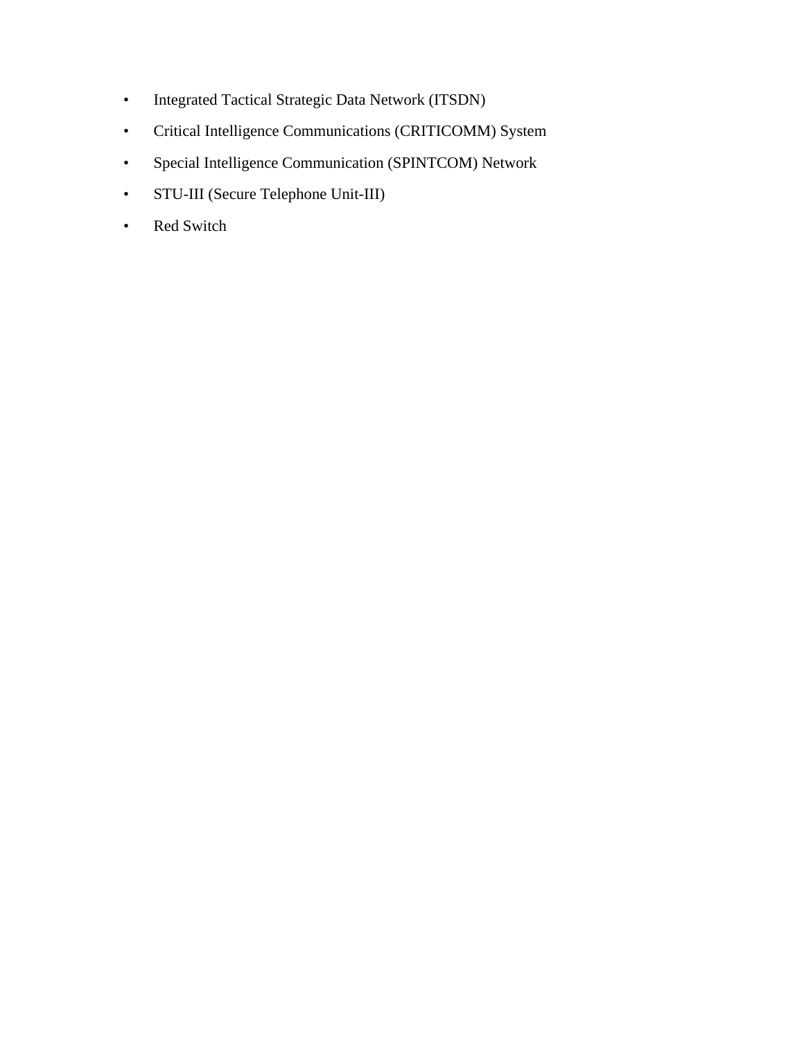- Integrated Tactical Strategic Data Network (ITSDN)
- Critical Intelligence Communications (CRITICOMM) System
- Special Intelligence Communication (SPINTCOM) Network
- STU-III (Secure Telephone Unit-III)
- Red Switch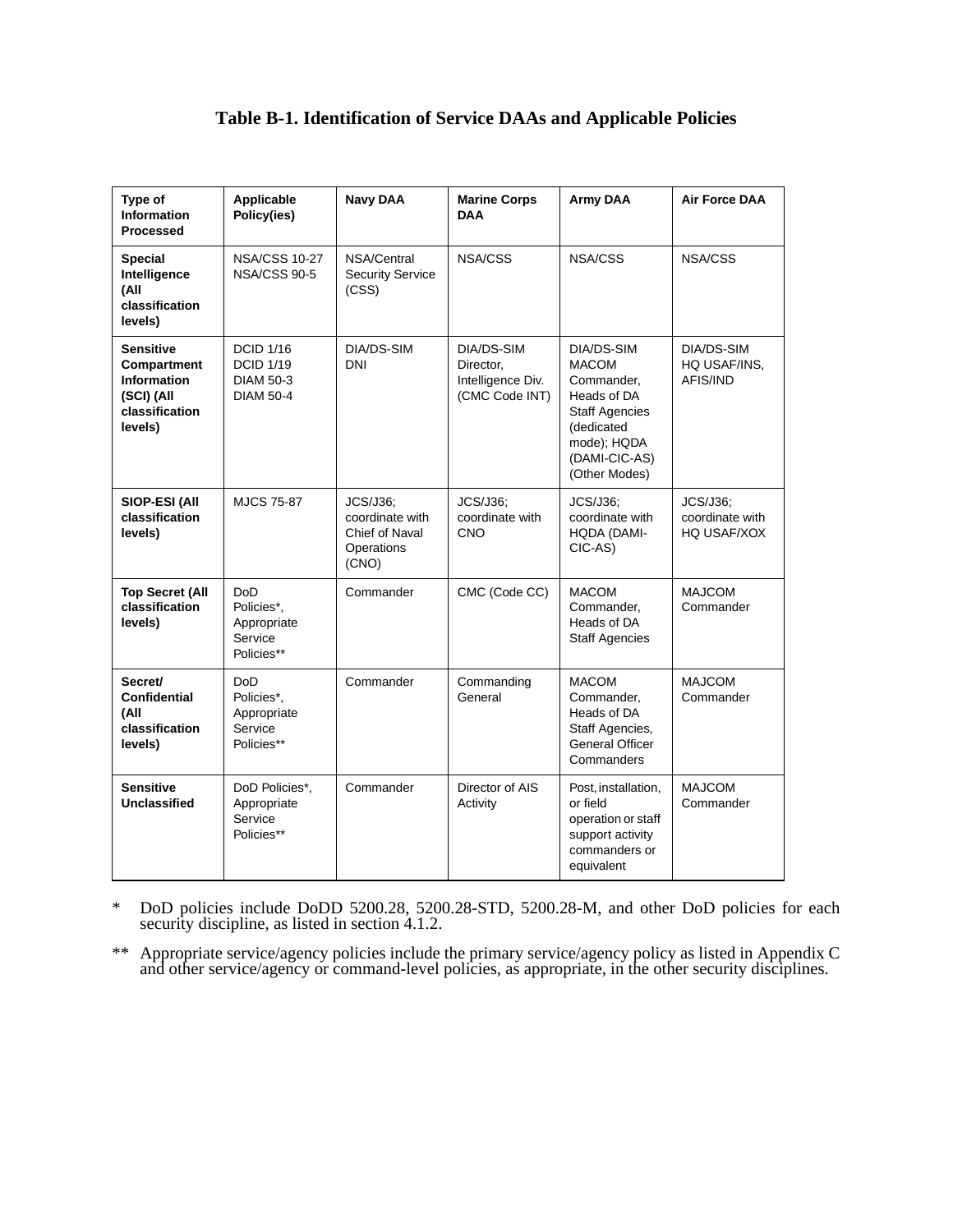**Table B-1. Identification of Service DAAs and Applicable Policies**

| Type of Information Processed | Applicable Policy(ies) | Navy DAA | Marine Corps DAA | Army DAA | Air Force DAA |
|---|---|---|---|---|---|
| **Special Intelligence (All classification levels)** | NSA/CSS 10-27<br>NSA/CSS 90-5 | NSA/Central Security Service (CSS) | NSA/CSS | NSA/CSS | NSA/CSS |
| **Sensitive Compartment Information (SCI) (All classification levels)** | DCID 1/16<br>DCID 1/19<br>DIAM 50-3<br>DIAM 50-4 | DIA/DS-SIM<br>DNI | DIA/DS-SIM<br>Director, Intelligence Div. (CMC Code INT) | DIA/DS-SIM<br>MACOM Commander, Heads of DA Staff Agencies (dedicated mode); HQDA (DAMI-CIC-AS) (Other Modes) | DIA/DS-SIM<br>HQ USAF/INS, AFIS/IND |
| **SIOP-ESI (All classification levels)** | MJCS 75-87 | JCS/J36; coordinate with Chief of Naval Operations (CNO) | JCS/J36; coordinate with CNO | JCS/J36; coordinate with HQDA (DAMI-CIC-AS) | JCS/J36; coordinate with HQ USAF/XOX |
| **Top Secret (All classification levels)** | DoD Policies*, Appropriate Service Policies** | Commander | CMC (Code CC) | MACOM Commander, Heads of DA Staff Agencies | MAJCOM Commander |
| **Secret/ Confidential (All classification levels)** | DoD Policies*, Appropriate Service Policies** | Commander | Commanding General | MACOM Commander, Heads of DA Staff Agencies, General Officer Commanders | MAJCOM Commander |
| **Sensitive Unclassified** | DoD Policies*, Appropriate Service Policies** | Commander | Director of AIS Activity | Post, installation, or field operation or staff support activity commanders or equivalent | MAJCOM Commander |

\* DoD policies include DoDD 5200.28, 5200.28-STD, 5200.28-M, and other DoD policies for each security discipline, as listed in section 4.1.2.

\** Appropriate service/agency policies include the primary service/agency policy as listed in Appendix C and other service/agency or command-level policies, as appropriate, in the other security disciplines.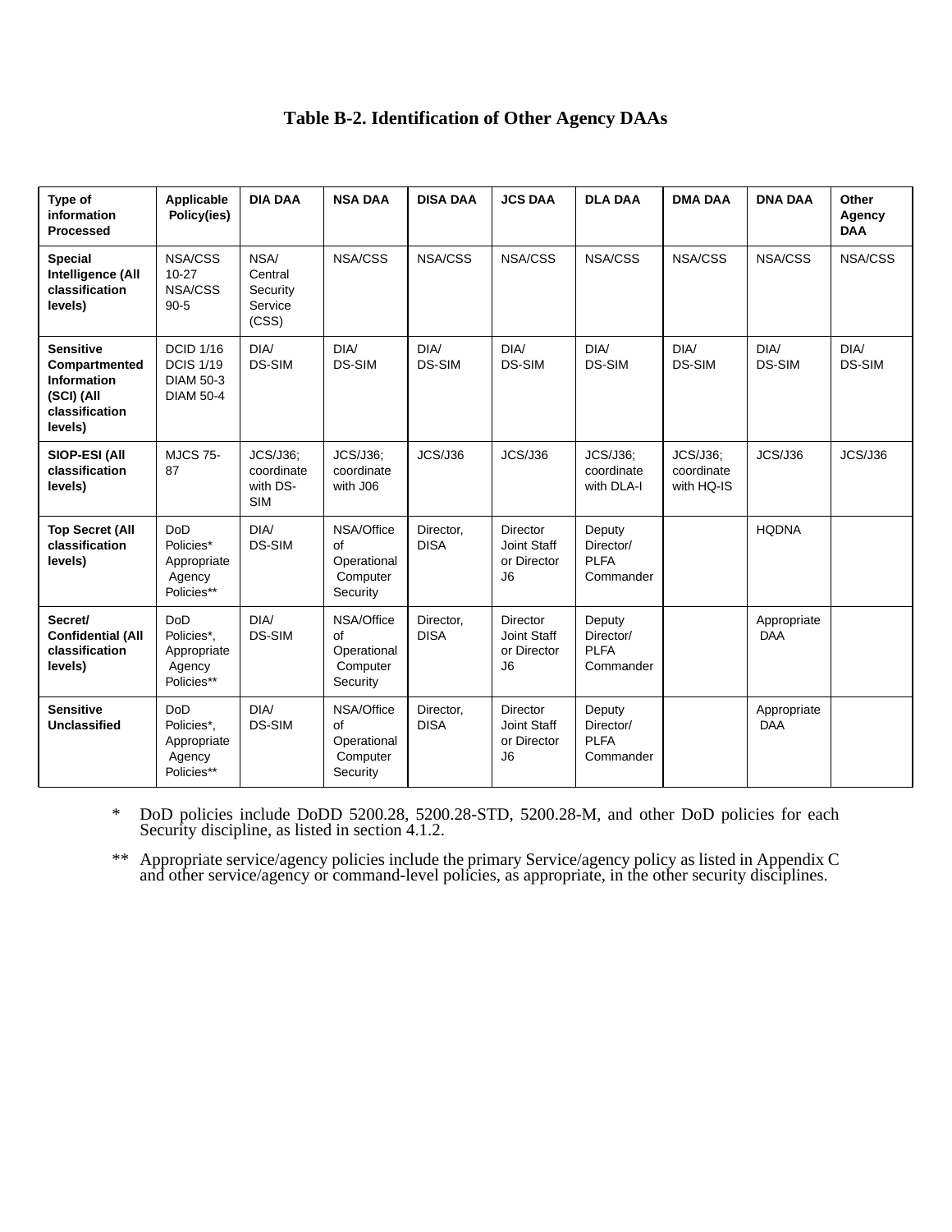# Table B-2. Identification of Other Agency DAAs

| Type of information Processed | Applicable Policy(ies) | DIA DAA | NSA DAA | DISA DAA | JCS DAA | DLA DAA | DMA DAA | DNA DAA | Other Agency DAA |
|---|---|---|---|---|---|---|---|---|---|
| **Special Intelligence (All classification levels)** | NSA/CSS 10-27 NSA/CSS 90-5 | NSA/ Central Security Service (CSS) | NSA/CSS | NSA/CSS | NSA/CSS | NSA/CSS | NSA/CSS | NSA/CSS | NSA/CSS |
| **Sensitive Compartmented Information (SCI) (All classification levels)** | DCID 1/16 DCIS 1/19 DIAM 50-3 DIAM 50-4 | DIA/ DS-SIM | DIA/ DS-SIM | DIA/ DS-SIM | DIA/ DS-SIM | DIA/ DS-SIM | DIA/ DS-SIM | DIA/ DS-SIM | DIA/ DS-SIM |
| **SIOP-ESI (All classification levels)** | MJCS 75-87 | JCS/J36; coordinate with DS-SIM | JCS/J36; coordinate with J06 | JCS/J36 | JCS/J36 | JCS/J36; coordinate with DLA-I | JCS/J36; coordinate with HQ-IS | JCS/J36 | JCS/J36 |
| **Top Secret (All classification levels)** | DoD Policies* Appropriate Agency Policies** | DIA/ DS-SIM | NSA/Office of Operational Computer Security | Director, DISA | Director Joint Staff or Director J6 | Deputy Director/ PLFA Commander | | HQDNA | |
| **Secret/ Confidential (All classification levels)** | DoD Policies*, Appropriate Agency Policies** | DIA/ DS-SIM | NSA/Office of Operational Computer Security | Director, DISA | Director Joint Staff or Director J6 | Deputy Director/ PLFA Commander | | Appropriate DAA | |
| **Sensitive Unclassified** | DoD Policies*, Appropriate Agency Policies** | DIA/ DS-SIM | NSA/Office of Operational Computer Security | Director, DISA | Director Joint Staff or Director J6 | Deputy Director/ PLFA Commander | | Appropriate DAA | |

\* DoD policies include DoDD 5200.28, 5200.28-STD, 5200.28-M, and other DoD policies for each Security discipline, as listed in section 4.1.2.

\*\* Appropriate service/agency policies include the primary Service/agency policy as listed in Appendix C and other service/agency or command-level policies, as appropriate, in the other security disciplines.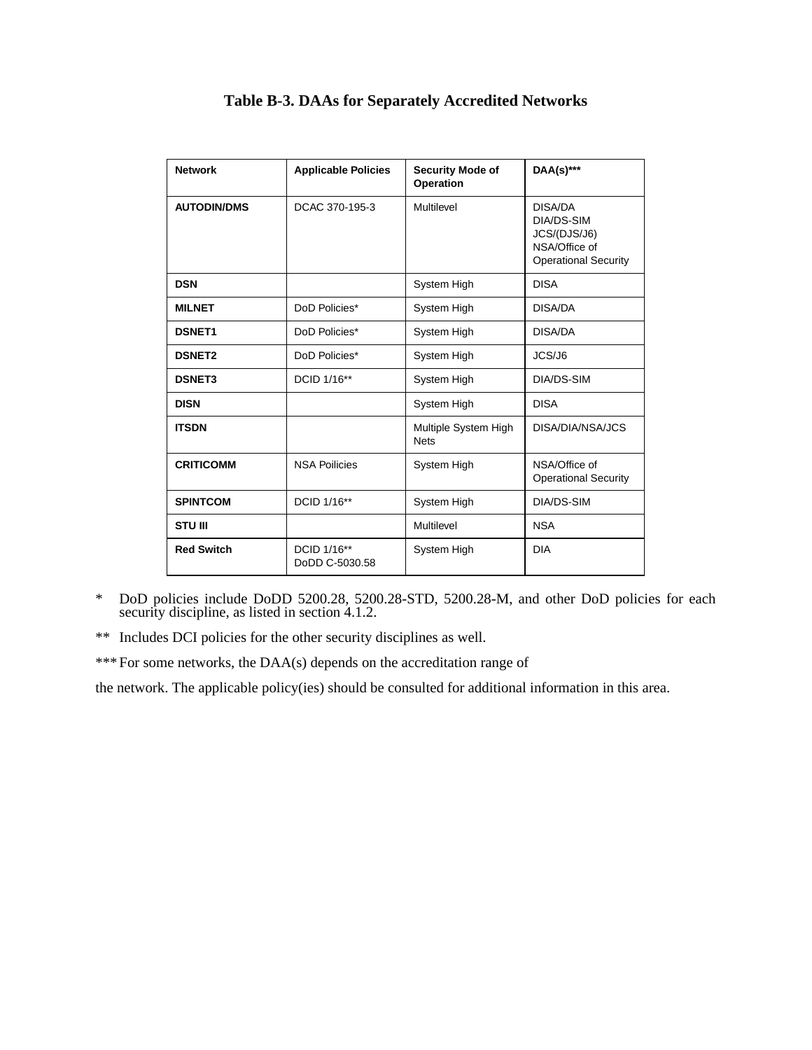# Table B-3. DAAs for Separately Accredited Networks

| Network | Applicable Policies | Security Mode of Operation | DAA(s)*** |
|---|---|---|---|
| **AUTODIN/DMS** | DCAC 370-195-3 | Multilevel | DISA/DA<br>DIA/DS-SIM<br>JCS/(DJS/J6)<br>NSA/Office of Operational Security |
| **DSN** | | System High | DISA |
| **MILNET** | DoD Policies* | System High | DISA/DA |
| **DSNET1** | DoD Policies* | System High | DISA/DA |
| **DSNET2** | DoD Policies* | System High | JCS/J6 |
| **DSNET3** | DCID 1/16** | System High | DIA/DS-SIM |
| **DISN** | | System High | DISA |
| **ITSDN** | | Multiple System High Nets | DISA/DIA/NSA/JCS |
| **CRITICOMM** | NSA Poilicies | System High | NSA/Office of Operational Security |
| **SPINTCOM** | DCID 1/16** | System High | DIA/DS-SIM |
| **STU III** | | Multilevel | NSA |
| **Red Switch** | DCID 1/16**<br>DoDD C-5030.58 | System High | DIA |

\* DoD policies include DoDD 5200.28, 5200.28-STD, 5200.28-M, and other DoD policies for each security discipline, as listed in section 4.1.2.

** Includes DCI policies for the other security disciplines as well.

*** For some networks, the DAA(s) depends on the accreditation range of

the network. The applicable policy(ies) should be consulted for additional information in this area.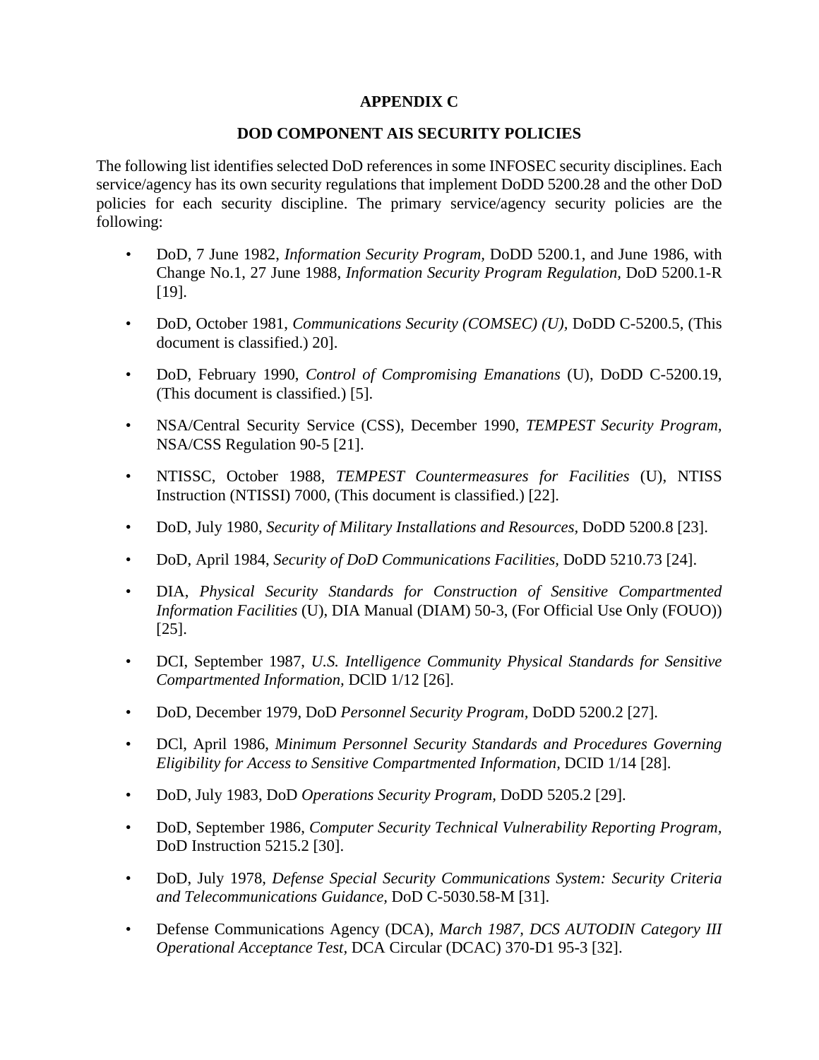# APPENDIX C

## DOD COMPONENT AIS SECURITY POLICIES

The following list identifies selected DoD references in some INFOSEC security disciplines. Each service/agency has its own security regulations that implement DoDD 5200.28 and the other DoD policies for each security discipline. The primary service/agency security policies are the following:

- DoD, 7 June 1982, *Information Security Program,* DoDD 5200.1, and June 1986, with Change No.1, 27 June 1988, *Information Security Program Regulation,* DoD 5200.1-R [19].
- DoD, October 1981, *Communications Security (COMSEC) (U),* DoDD C-5200.5, (This document is classified.) 20].
- DoD, February 1990, *Control of Compromising Emanations* (U), DoDD C-5200.19, (This document is classified.) [5].
- NSA/Central Security Service (CSS), December 1990, *TEMPEST Security Program,* NSA/CSS Regulation 90-5 [21].
- NTISSC, October 1988, *TEMPEST Countermeasures for Facilities* (U), NTISS Instruction (NTISSI) 7000, (This document is classified.) [22].
- DoD, July 1980, *Security of Military Installations and Resources*, DoDD 5200.8 [23].
- DoD, April 1984, *Security of DoD Communications Facilities,* DoDD 5210.73 [24].
- DIA, *Physical Security Standards for Construction of Sensitive Compartmented Information Facilities* (U), DIA Manual (DIAM) 50-3, (For Official Use Only (FOUO)) [25].
- DCI, September 1987, *U.S. Intelligence Community Physical Standards for Sensitive Compartmented Information,* DClD 1/12 [26].
- DoD, December 1979, DoD *Personnel Security Program,* DoDD 5200.2 [27].
- DCl, April 1986, *Minimum Personnel Security Standards and Procedures Governing Eligibility for Access to Sensitive Compartmented Information,* DCID 1/14 [28].
- DoD, July 1983, DoD *Operations Security Program,* DoDD 5205.2 [29].
- DoD, September 1986, *Computer Security Technical Vulnerability Reporting Program*, DoD Instruction 5215.2 [30].
- DoD, July 1978, *Defense Special Security Communications System: Security Criteria and Telecommunications Guidance*, DoD C-5030.58-M [31].
- Defense Communications Agency (DCA), *March 1987, DCS AUTODIN Category III Operational Acceptance Test,* DCA Circular (DCAC) 370-D1 95-3 [32].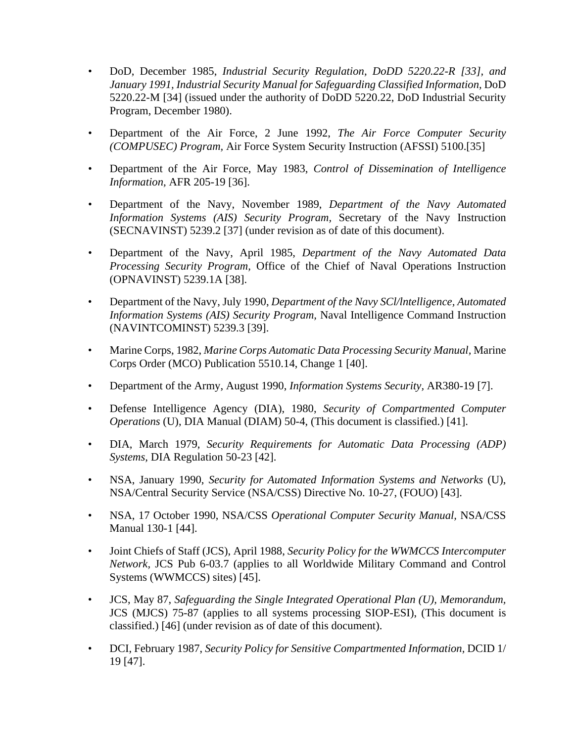- DoD, December 1985, *Industrial Security Regulation, DoDD 5220.22-R [33], and January 1991, Industrial Security Manual for Safeguarding Classified Information,* DoD 5220.22-M [34] (issued under the authority of DoDD 5220.22, DoD Industrial Security Program, December 1980).

- Department of the Air Force, 2 June 1992, *The Air Force Computer Security (COMPUSEC) Program,* Air Force System Security Instruction (AFSSI) 5100.[35]

- Department of the Air Force, May 1983, *Control of Dissemination of Intelligence Information,* AFR 205-19 [36].

- Department of the Navy, November 1989, *Department of the Navy Automated Information Systems (AIS) Security Program,* Secretary of the Navy Instruction (SECNAVINST) 5239.2 [37] (under revision as of date of this document).

- Department of the Navy, April 1985, *Department of the Navy Automated Data Processing Security Program,* Office of the Chief of Naval Operations Instruction (OPNAVINST) 5239.1A [38].

- Department of the Navy, July 1990, *Department of the Navy SCl/lntelligence, Automated Information Systems (AIS) Security Program,* Naval Intelligence Command Instruction (NAVINTCOMINST) 5239.3 [39].

- Marine Corps, 1982, *Marine Corps Automatic Data Processing Security Manual,* Marine Corps Order (MCO) Publication 5510.14, Change 1 [40].

- Department of the Army, August 1990, *Information Systems Security,* AR380-19 [7].

- Defense Intelligence Agency (DIA), 1980, *Security of Compartmented Computer Operations* (U), DIA Manual (DIAM) 50-4, (This document is classified.) [41].

- DIA, March 1979, *Security Requirements for Automatic Data Processing (ADP) Systems,* DIA Regulation 50-23 [42].

- NSA, January 1990, *Security for Automated Information Systems and Networks* (U), NSA/Central Security Service (NSA/CSS) Directive No. 10-27, (FOUO) [43].

- NSA, 17 October 1990, NSA/CSS *Operational Computer Security Manual,* NSA/CSS Manual 130-1 [44].

- Joint Chiefs of Staff (JCS), April 1988, *Security Policy for the WWMCCS Intercomputer Network,* JCS Pub 6-03.7 (applies to all Worldwide Military Command and Control Systems (WWMCCS) sites) [45].

- JCS, May 87, *Safeguarding the Single Integrated Operational Plan (U), Memorandum,* JCS (MJCS) 75-87 (applies to all systems processing SIOP-ESI), (This document is classified.) [46] (under revision as of date of this document).

- DCI, February 1987, *Security Policy for Sensitive Compartmented Information,* DCID 1/ 19 [47].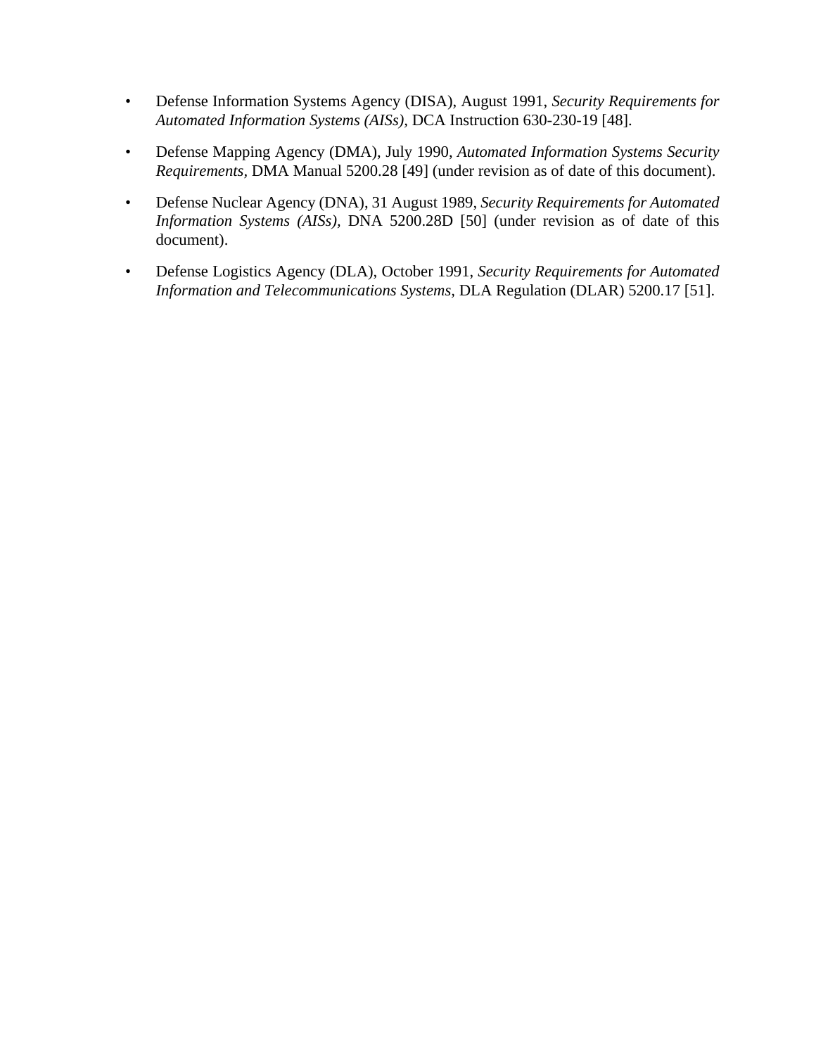- Defense Information Systems Agency (DISA), August 1991, *Security Requirements for Automated Information Systems (AISs),* DCA Instruction 630-230-19 [48].

- Defense Mapping Agency (DMA), July 1990, *Automated Information Systems Security Requirements,* DMA Manual 5200.28 [49] (under revision as of date of this document).

- Defense Nuclear Agency (DNA), 31 August 1989, *Security Requirements for Automated Information Systems (AISs),* DNA 5200.28D [50] (under revision as of date of this document).

- Defense Logistics Agency (DLA), October 1991, *Security Requirements for Automated Information and Telecommunications Systems,* DLA Regulation (DLAR) 5200.17 [51].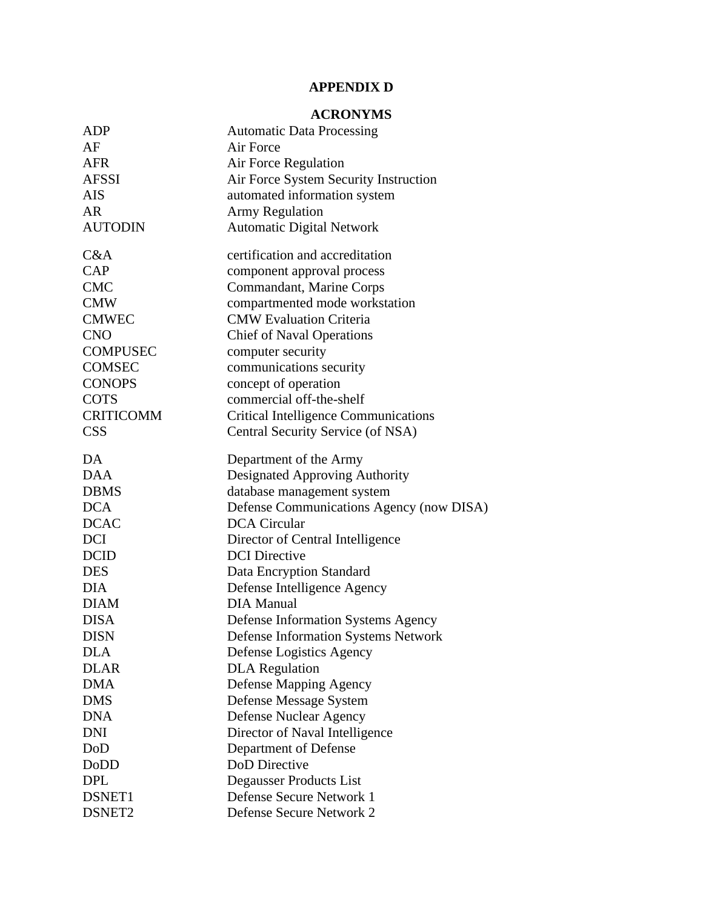# APPENDIX D

## ACRONYMS

| | |
|---|---|
| ADP | Automatic Data Processing |
| AF | Air Force |
| AFR | Air Force Regulation |
| AFSSI | Air Force System Security Instruction |
| AIS | automated information system |
| AR | Army Regulation |
| AUTODIN | Automatic Digital Network |
| | |
| C&A | certification and accreditation |
| CAP | component approval process |
| CMC | Commandant, Marine Corps |
| CMW | compartmented mode workstation |
| CMWEC | CMW Evaluation Criteria |
| CNO | Chief of Naval Operations |
| COMPUSEC | computer security |
| COMSEC | communications security |
| CONOPS | concept of operation |
| COTS | commercial off-the-shelf |
| CRITICOMM | Critical Intelligence Communications |
| CSS | Central Security Service (of NSA) |
| | |
| DA | Department of the Army |
| DAA | Designated Approving Authority |
| DBMS | database management system |
| DCA | Defense Communications Agency (now DISA) |
| DCAC | DCA Circular |
| DCI | Director of Central Intelligence |
| DCID | DCI Directive |
| DES | Data Encryption Standard |
| DIA | Defense Intelligence Agency |
| DIAM | DIA Manual |
| DISA | Defense Information Systems Agency |
| DISN | Defense Information Systems Network |
| DLA | Defense Logistics Agency |
| DLAR | DLA Regulation |
| DMA | Defense Mapping Agency |
| DMS | Defense Message System |
| DNA | Defense Nuclear Agency |
| DNI | Director of Naval Intelligence |
| DoD | Department of Defense |
| DoDD | DoD Directive |
| DPL | Degausser Products List |
| DSNET1 | Defense Secure Network 1 |
| DSNET2 | Defense Secure Network 2 |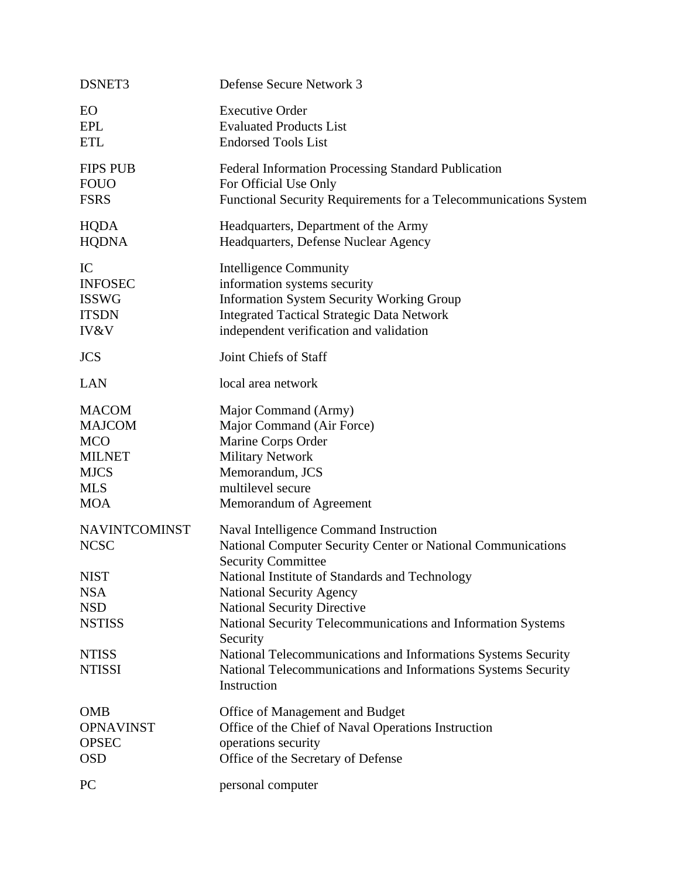| | |
|---|---|
| DSNET3 | Defense Secure Network 3 |
| EO | Executive Order |
| EPL | Evaluated Products List |
| ETL | Endorsed Tools List |
| FIPS PUB | Federal Information Processing Standard Publication |
| FOUO | For Official Use Only |
| FSRS | Functional Security Requirements for a Telecommunications System |
| HQDA | Headquarters, Department of the Army |
| HQDNA | Headquarters, Defense Nuclear Agency |
| IC | Intelligence Community |
| INFOSEC | information systems security |
| ISSWG | Information System Security Working Group |
| ITSDN | Integrated Tactical Strategic Data Network |
| IV&V | independent verification and validation |
| JCS | Joint Chiefs of Staff |
| LAN | local area network |
| MACOM | Major Command (Army) |
| MAJCOM | Major Command (Air Force) |
| MCO | Marine Corps Order |
| MILNET | Military Network |
| MJCS | Memorandum, JCS |
| MLS | multilevel secure |
| MOA | Memorandum of Agreement |
| NAVINTCOMINST | Naval Intelligence Command Instruction |
| NCSC | National Computer Security Center or National Communications Security Committee |
| NIST | National Institute of Standards and Technology |
| NSA | National Security Agency |
| NSD | National Security Directive |
| NSTISS | National Security Telecommunications and Information Systems Security |
| NTISS | National Telecommunications and Informations Systems Security |
| NTISSI | National Telecommunications and Informations Systems Security Instruction |
| OMB | Office of Management and Budget |
| OPNAVINST | Office of the Chief of Naval Operations Instruction |
| OPSEC | operations security |
| OSD | Office of the Secretary of Defense |
| PC | personal computer |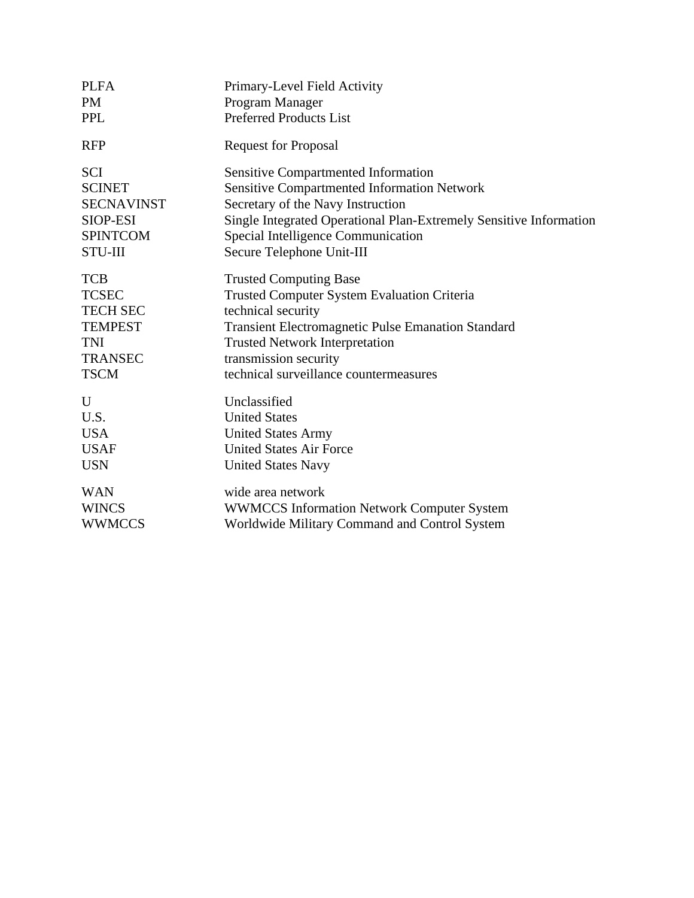| | |
|---|---|
| PLFA | Primary-Level Field Activity |
| PM | Program Manager |
| PPL | Preferred Products List |
| RFP | Request for Proposal |
| SCI | Sensitive Compartmented Information |
| SCINET | Sensitive Compartmented Information Network |
| SECNAVINST | Secretary of the Navy Instruction |
| SIOP-ESI | Single Integrated Operational Plan-Extremely Sensitive Information |
| SPINTCOM | Special Intelligence Communication |
| STU-III | Secure Telephone Unit-III |
| TCB | Trusted Computing Base |
| TCSEC | Trusted Computer System Evaluation Criteria |
| TECH SEC | technical security |
| TEMPEST | Transient Electromagnetic Pulse Emanation Standard |
| TNI | Trusted Network Interpretation |
| TRANSEC | transmission security |
| TSCM | technical surveillance countermeasures |
| U | Unclassified |
| U.S. | United States |
| USA | United States Army |
| USAF | United States Air Force |
| USN | United States Navy |
| WAN | wide area network |
| WINCS | WWMCCS Information Network Computer System |
| WWMCCS | Worldwide Military Command and Control System |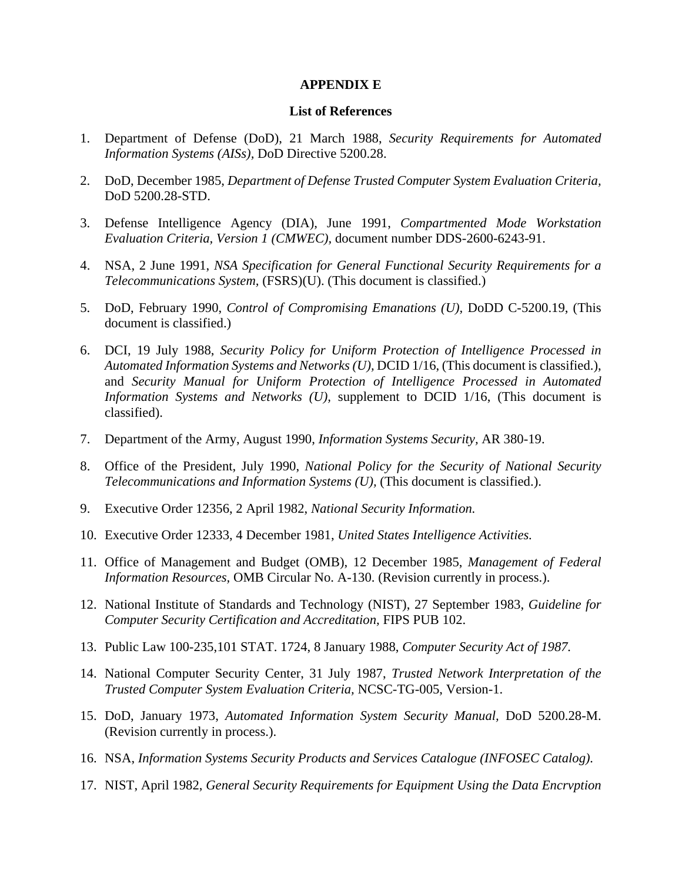# APPENDIX E

## List of References

1. Department of Defense (DoD), 21 March 1988, *Security Requirements for Automated Information Systems (AISs)*, DoD Directive 5200.28.

2. DoD, December 1985, *Department of Defense Trusted Computer System Evaluation Criteria,* DoD 5200.28-STD.

3. Defense Intelligence Agency (DIA), June 1991, *Compartmented Mode Workstation Evaluation Criteria, Version 1 (CMWEC)*, document number DDS-2600-6243-91.

4. NSA, 2 June 1991, *NSA Specification for General Functional Security Requirements for a Telecommunications System*, (FSRS)(U). (This document is classified.)

5. DoD, February 1990, *Control of Compromising Emanations (U),* DoDD C-5200.19, (This document is classified.)

6. DCI, 19 July 1988, *Security Policy for Uniform Protection of Intelligence Processed in Automated Information Systems and Networks (U),* DCID 1/16, (This document is classified.), and *Security Manual for Uniform Protection of Intelligence Processed in Automated Information Systems and Networks (U)*, supplement to DCID 1/16, (This document is classified).

7. Department of the Army, August 1990, *Information Systems Security*, AR 380-19.

8. Office of the President, July 1990, *National Policy for the Security of National Security Telecommunications and Information Systems (U),* (This document is classified.).

9. Executive Order 12356, 2 April 1982, *National Security Information.*

10. Executive Order 12333, 4 December 1981, *United States Intelligence Activities.*

11. Office of Management and Budget (OMB), 12 December 1985, *Management of Federal Information Resources*, OMB Circular No. A-130. (Revision currently in process.).

12. National Institute of Standards and Technology (NIST), 27 September 1983, *Guideline for Computer Security Certification and Accreditation*, FIPS PUB 102.

13. Public Law 100-235,101 STAT. 1724, 8 January 1988, *Computer Security Act of 1987.*

14. National Computer Security Center, 31 July 1987, *Trusted Network Interpretation of the Trusted Computer System Evaluation Criteria,* NCSC-TG-005, Version-1.

15. DoD, January 1973, *Automated Information System Security Manual,* DoD 5200.28-M. (Revision currently in process.).

16. NSA, *Information Systems Security Products and Services Catalogue (INFOSEC Catalog).*

17. NIST, April 1982, *General Security Requirements for Equipment Using the Data Encrvption*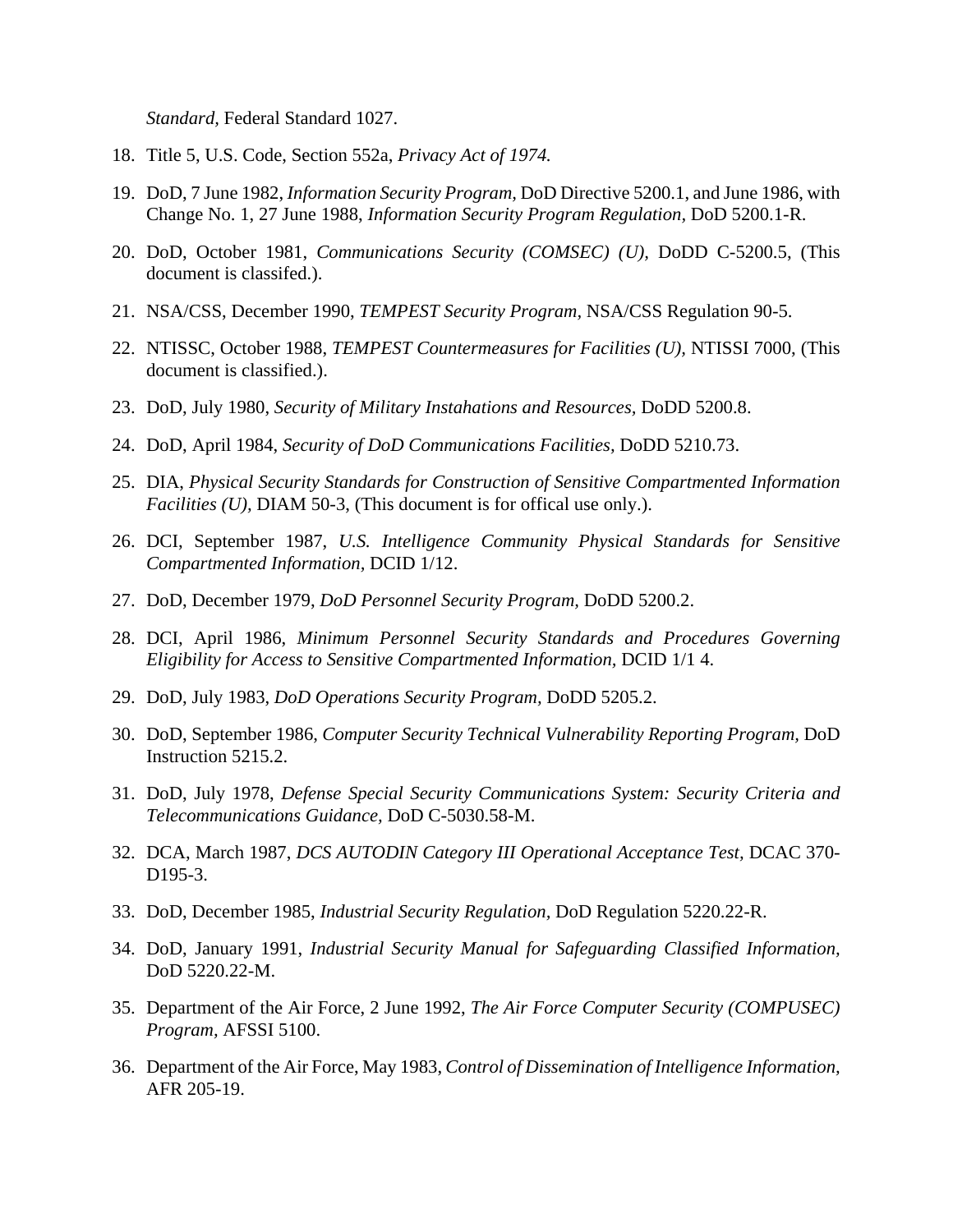*Standard*, Federal Standard 1027.

18. Title 5, U.S. Code, Section 552a, *Privacy Act of 1974.*

19. DoD, 7 June 1982, *Information Security Program,* DoD Directive 5200.1, and June 1986, with Change No. 1, 27 June 1988, *Information Security Program Regulation,* DoD 5200.1-R.

20. DoD, October 1981, *Communications Security (COMSEC) (U),* DoDD C-5200.5, (This document is classifed.).

21. NSA/CSS, December 1990, *TEMPEST Security Program,* NSA/CSS Regulation 90-5.

22. NTISSC, October 1988, *TEMPEST Countermeasures for Facilities (U),* NTISSI 7000, (This document is classified.).

23. DoD, July 1980, *Security of Military Instahations and Resources,* DoDD 5200.8.

24. DoD, April 1984, *Security of DoD Communications Facilities,* DoDD 5210.73.

25. DIA, *Physical Security Standards for Construction of Sensitive Compartmented Information Facilities (U),* DIAM 50-3, (This document is for offical use only.).

26. DCI, September 1987, *U.S. Intelligence Community Physical Standards for Sensitive Compartmented Information*, DCID 1/12.

27. DoD, December 1979, *DoD Personnel Security Program*, DoDD 5200.2.

28. DCI, April 1986, *Minimum Personnel Security Standards and Procedures Governing Eligibility for Access to Sensitive Compartmented Information,* DCID 1/1 4.

29. DoD, July 1983, *DoD Operations Security Program,* DoDD 5205.2.

30. DoD, September 1986, *Computer Security Technical Vulnerability Reporting Program,* DoD Instruction 5215.2.

31. DoD, July 1978, *Defense Special Security Communications System: Security Criteria and Telecommunications Guidance,* DoD C-5030.58-M.

32. DCA, March 1987, *DCS AUTODIN Category III Operational Acceptance Test,* DCAC 370-D195-3.

33. DoD, December 1985, *Industrial Security Regulation,* DoD Regulation 5220.22-R.

34. DoD, January 1991, *Industrial Security Manual for Safeguarding Classified Information,* DoD 5220.22-M.

35. Department of the Air Force, 2 June 1992, *The Air Force Computer Security (COMPUSEC) Program,* AFSSI 5100.

36. Department of the Air Force, May 1983, *Control of Dissemination of Intelligence Information,* AFR 205-19.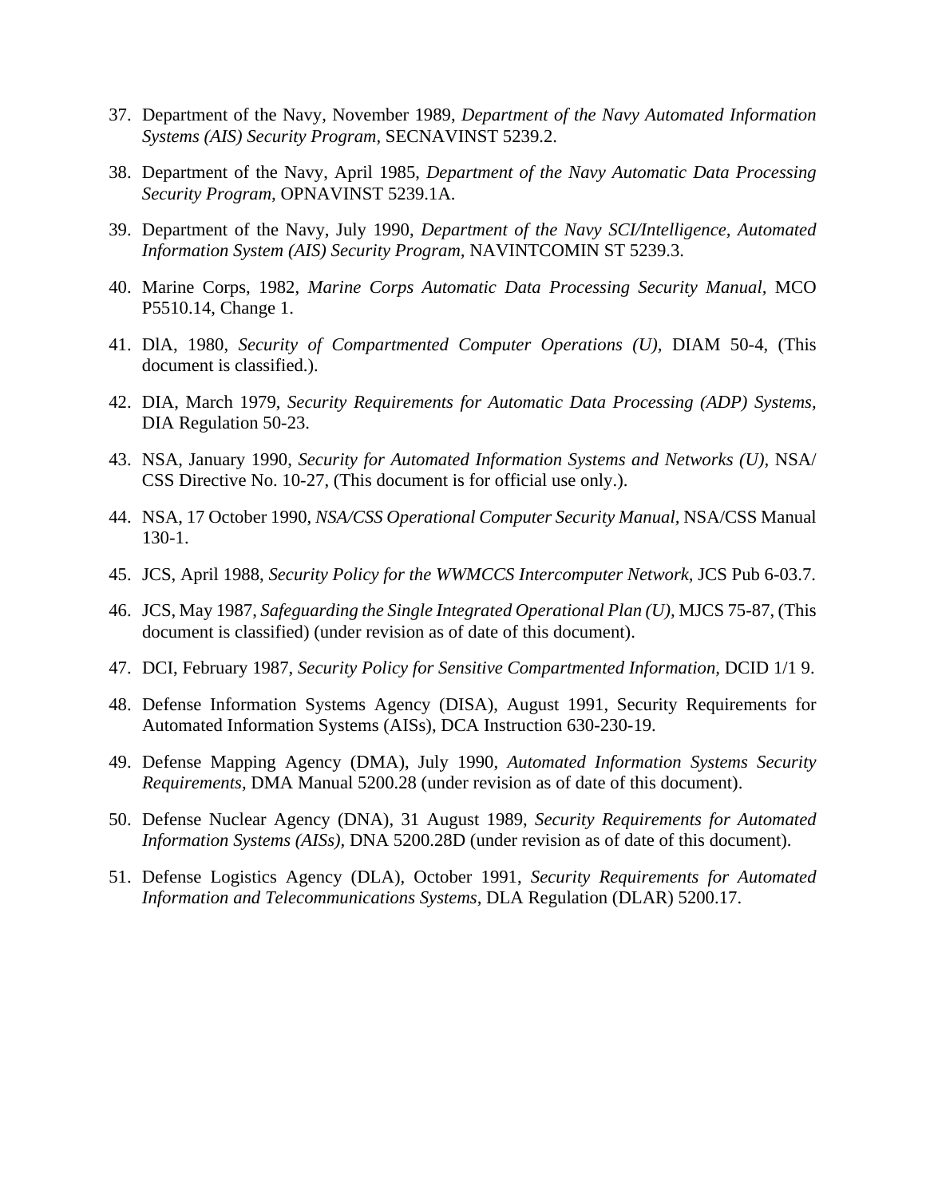37. Department of the Navy, November 1989, *Department of the Navy Automated Information Systems (AIS) Security Program,* SECNAVINST 5239.2.

38. Department of the Navy, April 1985, *Department of the Navy Automatic Data Processing Security Program,* OPNAVINST 5239.1A.

39. Department of the Navy, July 1990, *Department of the Navy SCI/Intelligence, Automated Information System (AIS) Security Program,* NAVINTCOMIN ST 5239.3.

40. Marine Corps, 1982, *Marine Corps Automatic Data Processing Security Manual*, MCO P5510.14, Change 1.

41. DlA, 1980, *Security of Compartmented Computer Operations (U),* DIAM 50-4, (This document is classified.).

42. DIA, March 1979, *Security Requirements for Automatic Data Processing (ADP) Systems,* DIA Regulation 50-23.

43. NSA, January 1990, *Security for Automated Information Systems and Networks (U),* NSA/ CSS Directive No. 10-27, (This document is for official use only.).

44. NSA, 17 October 1990, *NSA/CSS Operational Computer Security Manual,* NSA/CSS Manual 130-1.

45. JCS, April 1988, *Security Policy for the WWMCCS Intercomputer Network*, JCS Pub 6-03.7.

46. JCS, May 1987, *Safeguarding the Single Integrated Operational Plan (U),* MJCS 75-87, (This document is classified) (under revision as of date of this document).

47. DCI, February 1987, *Security Policy for Sensitive Compartmented Information,* DCID 1/1 9.

48. Defense Information Systems Agency (DISA), August 1991, Security Requirements for Automated Information Systems (AISs), DCA Instruction 630-230-19.

49. Defense Mapping Agency (DMA), July 1990, *Automated Information Systems Security Requirements*, DMA Manual 5200.28 (under revision as of date of this document).

50. Defense Nuclear Agency (DNA), 31 August 1989, *Security Requirements for Automated Information Systems (AISs),* DNA 5200.28D (under revision as of date of this document).

51. Defense Logistics Agency (DLA), October 1991, *Security Requirements for Automated Information and Telecommunications Systems,* DLA Regulation (DLAR) 5200.17.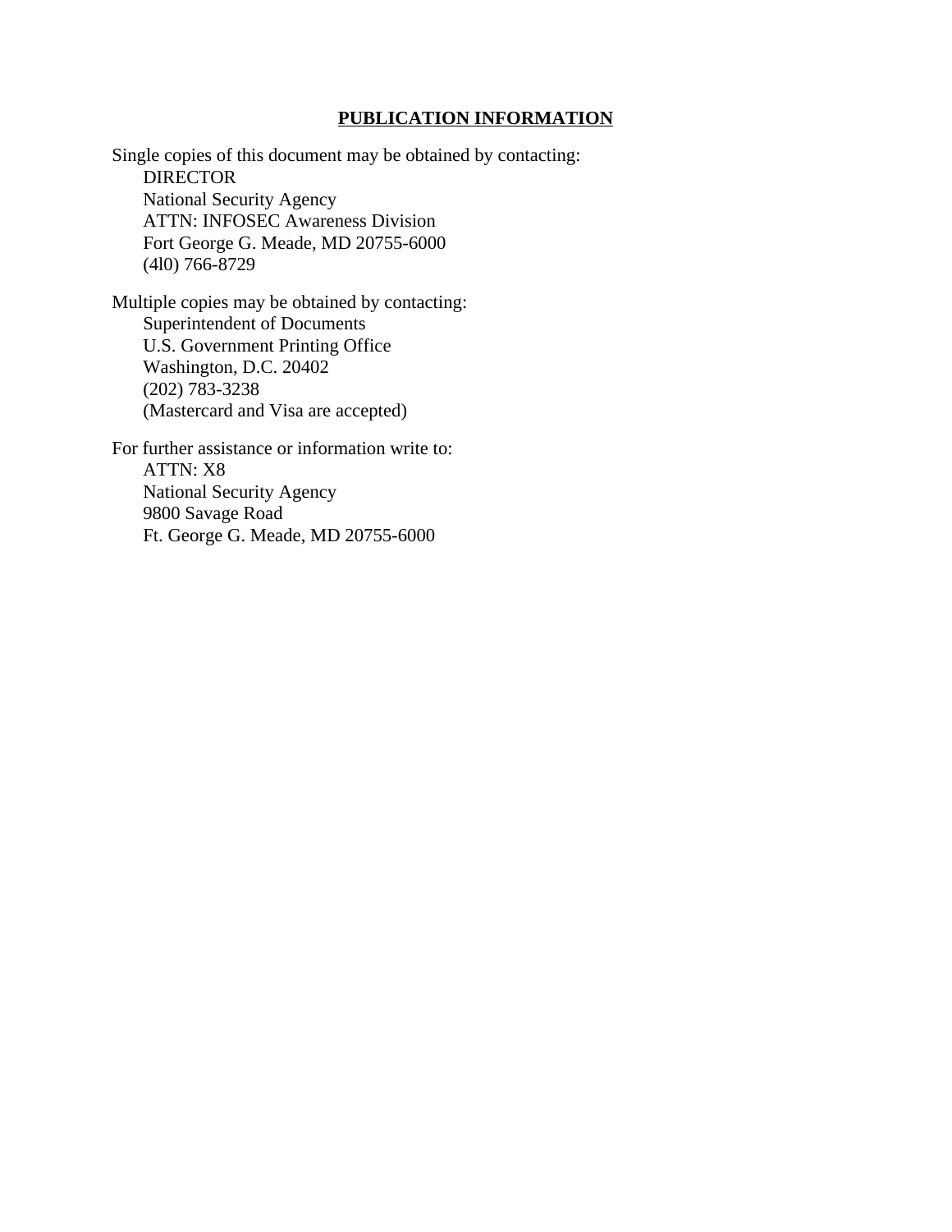## PUBLICATION INFORMATION

Single copies of this document may be obtained by contacting:

DIRECTOR
National Security Agency
ATTN: INFOSEC Awareness Division
Fort George G. Meade, MD 20755-6000
(4l0) 766-8729

Multiple copies may be obtained by contacting:

Superintendent of Documents
U.S. Government Printing Office
Washington, D.C. 20402
(202) 783-3238
(Mastercard and Visa are accepted)

For further assistance or information write to:

ATTN: X8
National Security Agency
9800 Savage Road
Ft. George G. Meade, MD 20755-6000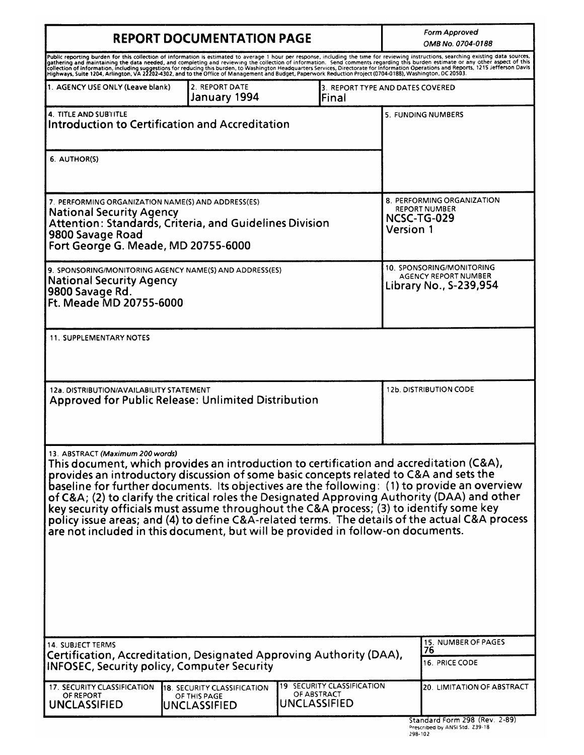# REPORT DOCUMENTATION PAGE

*Form Approved*
*OMB No. 0704-0188*

Public reporting burden for this collection of information is estimated to average 1 hour per response, including the time for reviewing instructions, searching existing data sources, gathering and maintaining the data needed, and completing and reviewing the collection of information. Send comments regarding this burden estimate or any other aspect of this collection of information, including suggestions for reducing this burden, to Washington Headquarters Services, Directorate for Information Operations and Reports, 1215 Jefferson Davis Highways, Suite 1204, Arlington, VA 22202-4302, and to the Office of Management and Budget, Paperwork Reduction Project (0704-0188), Washington, DC 20503.

| 1. AGENCY USE ONLY (Leave blank) | 2. REPORT DATE | 3. REPORT TYPE AND DATES COVERED |
|---|---|---|
| | January 1994 | Final |

**4. TITLE AND SUBTITLE**
Introduction to Certification and Accreditation

**5. FUNDING NUMBERS**

**6. AUTHOR(S)**

**7. PERFORMING ORGANIZATION NAME(S) AND ADDRESS(ES)**
National Security Agency
Attention: Standards, Criteria, and Guidelines Division
9800 Savage Road
Fort George G. Meade, MD 20755-6000

**8. PERFORMING ORGANIZATION REPORT NUMBER**
NCSC-TG-029
Version 1

**9. SPONSORING/MONITORING AGENCY NAME(S) AND ADDRESS(ES)**
National Security Agency
9800 Savage Rd.
Ft. Meade MD 20755-6000

**10. SPONSORING/MONITORING AGENCY REPORT NUMBER**
Library No., S-239,954

**11. SUPPLEMENTARY NOTES**

**12a. DISTRIBUTION/AVAILABILITY STATEMENT**
Approved for Public Release: Unlimited Distribution

**12b. DISTRIBUTION CODE**

**13. ABSTRACT** *(Maximum 200 words)*
This document, which provides an introduction to certification and accreditation (C&A), provides an introductory discussion of some basic concepts related to C&A and sets the baseline for further documents. Its objectives are the following: (1) to provide an overview of C&A; (2) to clarify the critical roles the Designated Approving Authority (DAA) and other key security officials must assume throughout the C&A process; (3) to identify some key policy issue areas; and (4) to define C&A-related terms. The details of the actual C&A process are not included in this document, but will be provided in follow-on documents.

**14. SUBJECT TERMS**
Certification, Accreditation, Designated Approving Authority (DAA), INFOSEC, Security policy, Computer Security

**15. NUMBER OF PAGES**
76

**16. PRICE CODE**

| 17. SECURITY CLASSIFICATION OF REPORT | 18. SECURITY CLASSIFICATION OF THIS PAGE | 19. SECURITY CLASSIFICATION OF ABSTRACT | 20. LIMITATION OF ABSTRACT |
|---|---|---|---|
| UNCLASSIFIED | UNCLASSIFIED | UNCLASSIFIED | |

Standard Form 298 (Rev. 2-89)
Prescribed by ANSI Std. Z39-18
298-102